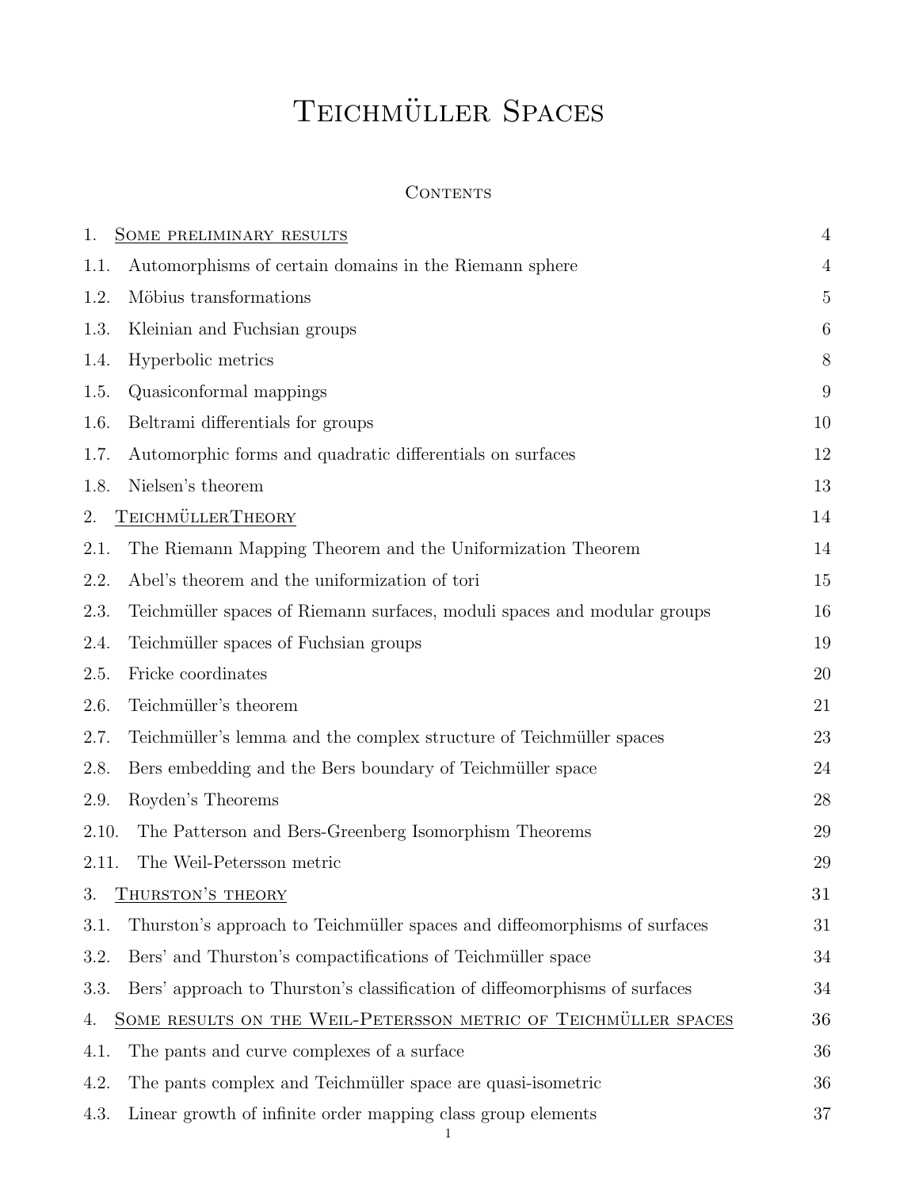# Teichmüller Spaces

## Contents

| | | |
|---|---|---|
| 1. | Some preliminary results | 4 |
| 1.1. | Automorphisms of certain domains in the Riemann sphere | 4 |
| 1.2. | Möbius transformations | 5 |
| 1.3. | Kleinian and Fuchsian groups | 6 |
| 1.4. | Hyperbolic metrics | 8 |
| 1.5. | Quasiconformal mappings | 9 |
| 1.6. | Beltrami differentials for groups | 10 |
| 1.7. | Automorphic forms and quadratic differentials on surfaces | 12 |
| 1.8. | Nielsen's theorem | 13 |
| 2. | TeichmüllerTheory | 14 |
| 2.1. | The Riemann Mapping Theorem and the Uniformization Theorem | 14 |
| 2.2. | Abel's theorem and the uniformization of tori | 15 |
| 2.3. | Teichmüller spaces of Riemann surfaces, moduli spaces and modular groups | 16 |
| 2.4. | Teichmüller spaces of Fuchsian groups | 19 |
| 2.5. | Fricke coordinates | 20 |
| 2.6. | Teichmüller's theorem | 21 |
| 2.7. | Teichmüller's lemma and the complex structure of Teichmüller spaces | 23 |
| 2.8. | Bers embedding and the Bers boundary of Teichmüller space | 24 |
| 2.9. | Royden's Theorems | 28 |
| 2.10. | The Patterson and Bers-Greenberg Isomorphism Theorems | 29 |
| 2.11. | The Weil-Petersson metric | 29 |
| 3. | Thurston's theory | 31 |
| 3.1. | Thurston's approach to Teichmüller spaces and diffeomorphisms of surfaces | 31 |
| 3.2. | Bers' and Thurston's compactifications of Teichmüller space | 34 |
| 3.3. | Bers' approach to Thurston's classification of diffeomorphisms of surfaces | 34 |
| 4. | Some results on the Weil-Petersson metric of Teichmüller spaces | 36 |
| 4.1. | The pants and curve complexes of a surface | 36 |
| 4.2. | The pants complex and Teichmüller space are quasi-isometric | 36 |
| 4.3. | Linear growth of infinite order mapping class group elements | 37 |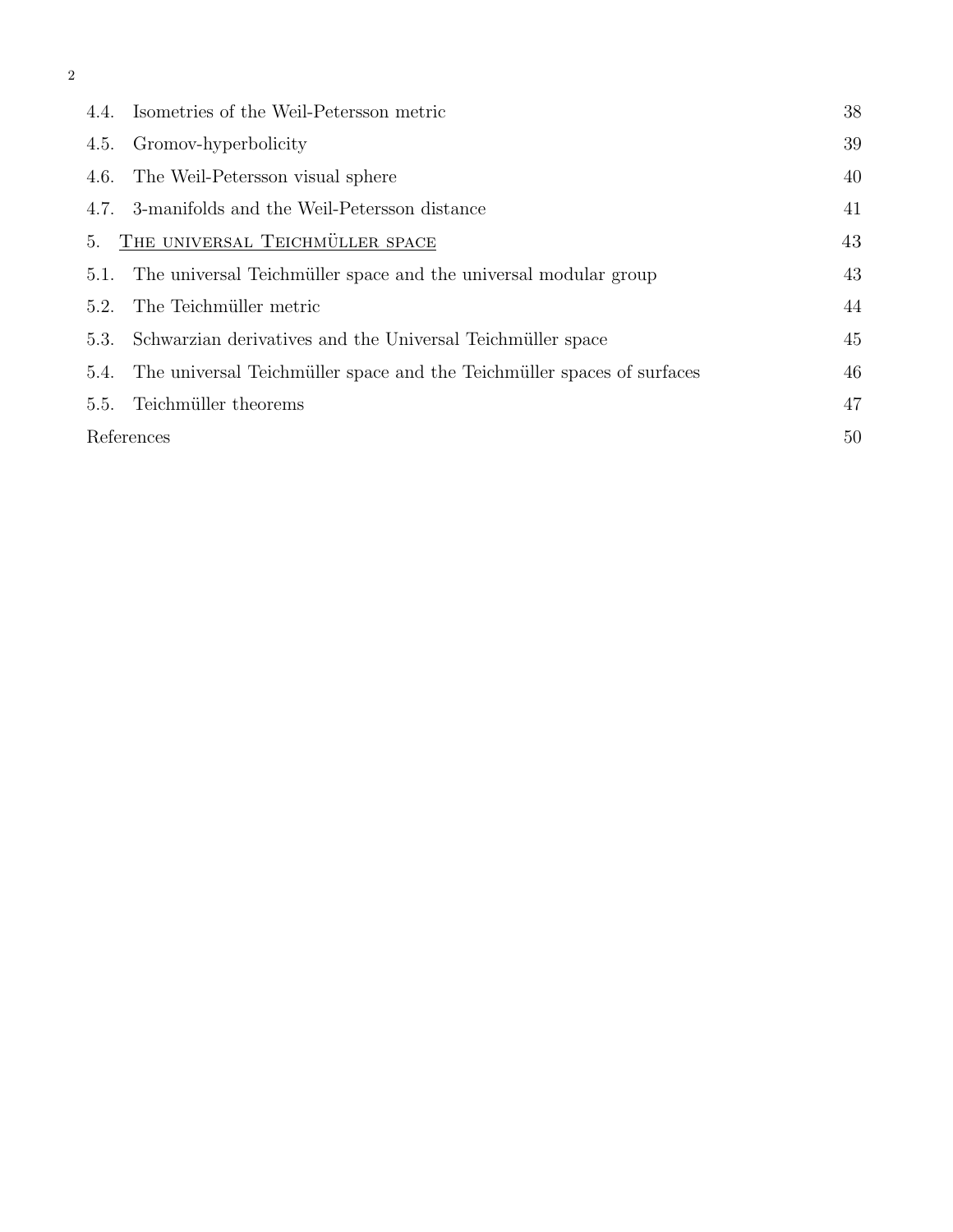| | |
|---|---|
| 4.4. Isometries of the Weil-Petersson metric | 38 |
| 4.5. Gromov-hyperbolicity | 39 |
| 4.6. The Weil-Petersson visual sphere | 40 |
| 4.7. 3-manifolds and the Weil-Petersson distance | 41 |
| 5. THE UNIVERSAL TEICHMÜLLER SPACE | 43 |
| 5.1. The universal Teichmüller space and the universal modular group | 43 |
| 5.2. The Teichmüller metric | 44 |
| 5.3. Schwarzian derivatives and the Universal Teichmüller space | 45 |
| 5.4. The universal Teichmüller space and the Teichmüller spaces of surfaces | 46 |
| 5.5. Teichmüller theorems | 47 |
| References | 50 |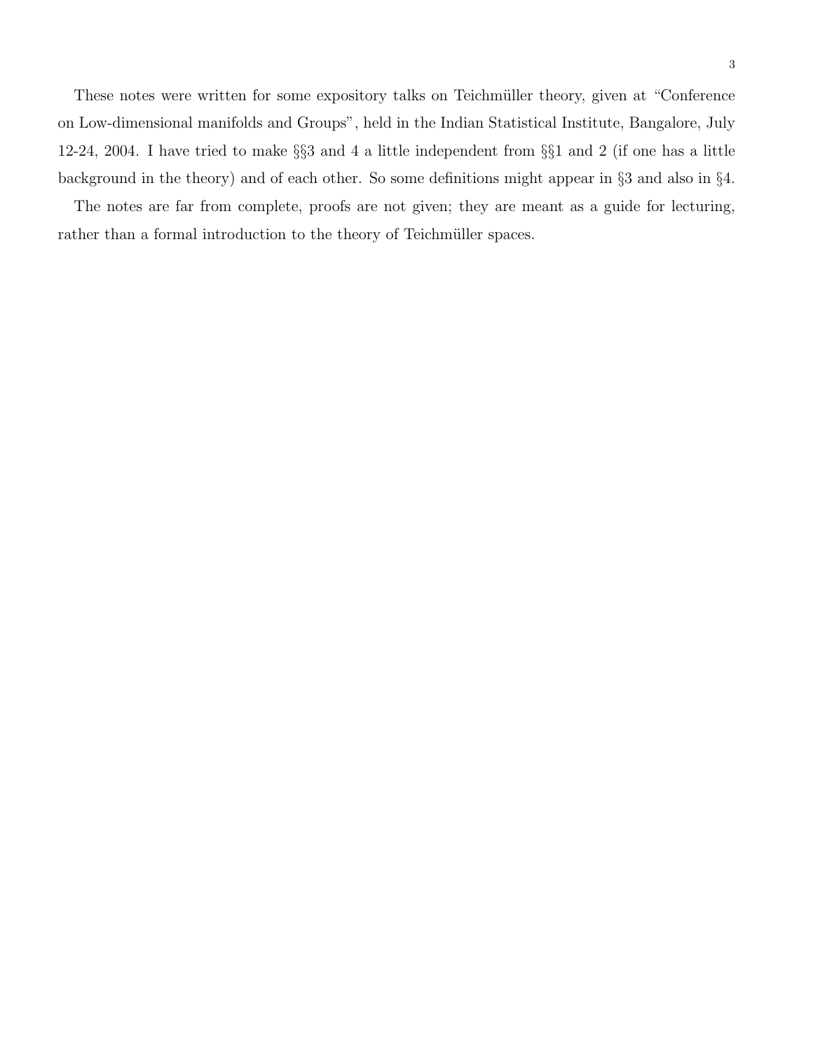These notes were written for some expository talks on Teichmüller theory, given at "Conference on Low-dimensional manifolds and Groups", held in the Indian Statistical Institute, Bangalore, July 12-24, 2004. I have tried to make §§3 and 4 a little independent from §§1 and 2 (if one has a little background in the theory) and of each other. So some definitions might appear in §3 and also in §4.

The notes are far from complete, proofs are not given; they are meant as a guide for lecturing, rather than a formal introduction to the theory of Teichmüller spaces.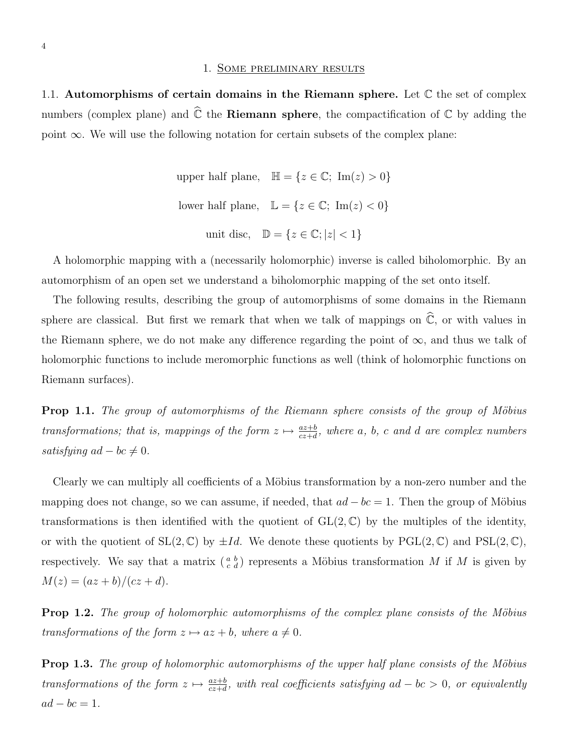## 1. Some preliminary results

### 1.1. Automorphisms of certain domains in the Riemann sphere.

Let $\mathbb{C}$ the set of complex numbers (complex plane) and $\widehat{\mathbb{C}}$ the **Riemann sphere**, the compactification of $\mathbb{C}$ by adding the point $\infty$. We will use the following notation for certain subsets of the complex plane:

$$\text{upper half plane,} \quad \mathbb{H} = \{z \in \mathbb{C};\ \mathrm{Im}(z) > 0\}$$

$$\text{lower half plane,} \quad \mathbb{L} = \{z \in \mathbb{C};\ \mathrm{Im}(z) < 0\}$$

$$\text{unit disc,} \quad \mathbb{D} = \{z \in \mathbb{C}; |z| < 1\}$$

A holomorphic mapping with a (necessarily holomorphic) inverse is called biholomorphic. By an automorphism of an open set we understand a biholomorphic mapping of the set onto itself.

The following results, describing the group of automorphisms of some domains in the Riemann sphere are classical. But first we remark that when we talk of mappings on $\widehat{\mathbb{C}}$, or with values in the Riemann sphere, we do not make any difference regarding the point of $\infty$, and thus we talk of holomorphic functions to include meromorphic functions as well (think of holomorphic functions on Riemann surfaces).

**Prop 1.1.** *The group of automorphisms of the Riemann sphere consists of the group of Möbius transformations; that is, mappings of the form $z \mapsto \frac{az+b}{cz+d}$, where $a$, $b$, $c$ and $d$ are complex numbers satisfying $ad - bc \neq 0$.*

Clearly we can multiply all coefficients of a Möbius transformation by a non-zero number and the mapping does not change, so we can assume, if needed, that $ad - bc = 1$. Then the group of Möbius transformations is then identified with the quotient of $\mathrm{GL}(2, \mathbb{C})$ by the multiples of the identity, or with the quotient of $\mathrm{SL}(2, \mathbb{C})$ by $\pm Id$. We denote these quotients by $\mathrm{PGL}(2, \mathbb{C})$ and $\mathrm{PSL}(2, \mathbb{C})$, respectively. We say that a matrix $\left(\begin{smallmatrix} a & b \\ c & d \end{smallmatrix}\right)$ represents a Möbius transformation $M$ if $M$ is given by $M(z) = (az + b)/(cz + d)$.

**Prop 1.2.** *The group of holomorphic automorphisms of the complex plane consists of the Möbius transformations of the form $z \mapsto az + b$, where $a \neq 0$.*

**Prop 1.3.** *The group of holomorphic automorphisms of the upper half plane consists of the Möbius transformations of the form $z \mapsto \frac{az+b}{cz+d}$, with real coefficients satisfying $ad - bc > 0$, or equivalently $ad - bc = 1$.*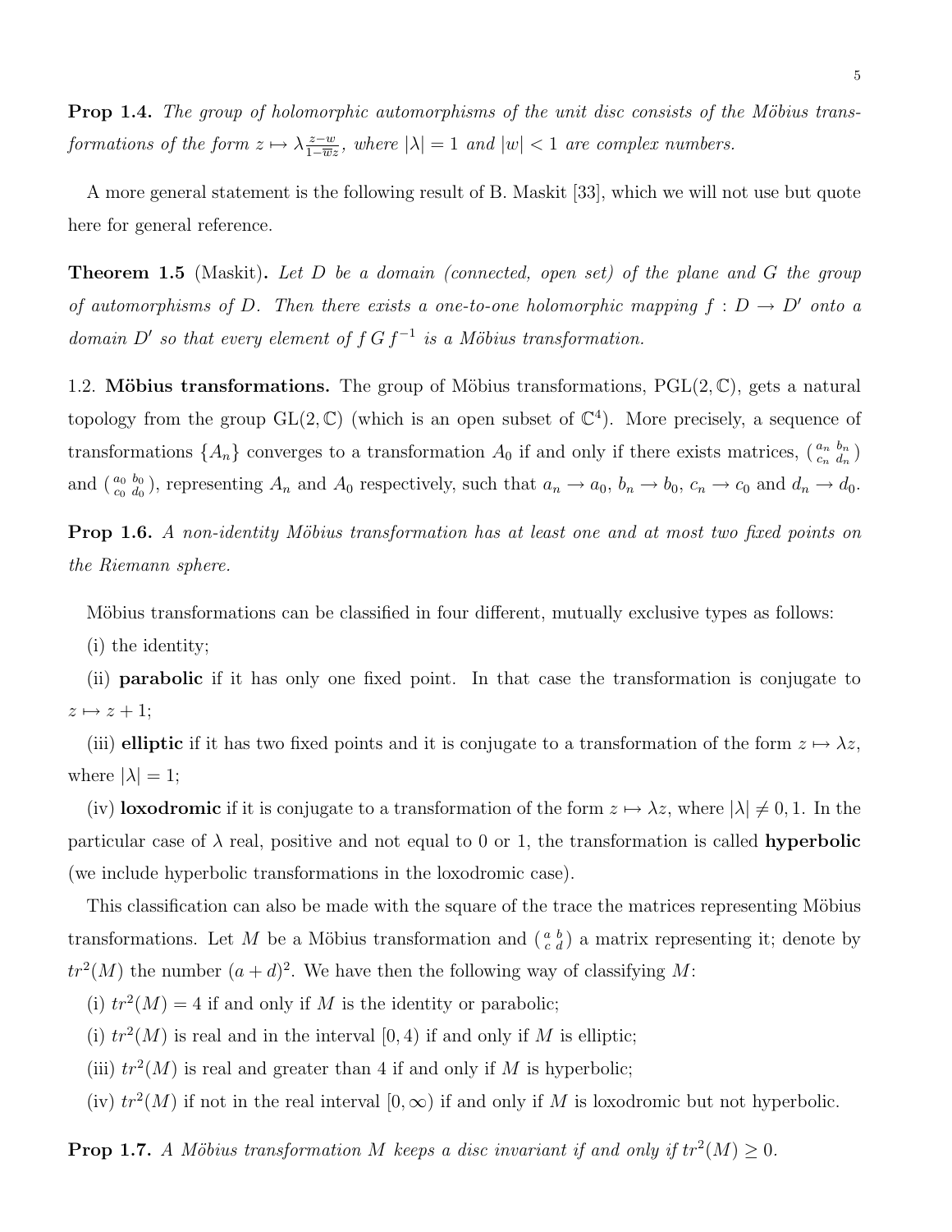**Prop 1.4.** *The group of holomorphic automorphisms of the unit disc consists of the Möbius transformations of the form $z \mapsto \lambda \frac{z-w}{1-\overline{w}z}$, where $|\lambda| = 1$ and $|w| < 1$ are complex numbers.*

A more general statement is the following result of B. Maskit [33], which we will not use but quote here for general reference.

**Theorem 1.5** (Maskit)**.** *Let $D$ be a domain (connected, open set) of the plane and $G$ the group of automorphisms of $D$. Then there exists a one-to-one holomorphic mapping $f : D \to D'$ onto a domain $D'$ so that every element of $f\,G\,f^{-1}$ is a Möbius transformation.*

1.2. **Möbius transformations.** The group of Möbius transformations, $\mathrm{PGL}(2,\mathbb{C})$, gets a natural topology from the group $\mathrm{GL}(2,\mathbb{C})$ (which is an open subset of $\mathbb{C}^4$). More precisely, a sequence of transformations $\{A_n\}$ converges to a transformation $A_0$ if and only if there exists matrices, $\left(\begin{smallmatrix} a_n & b_n \\ c_n & d_n \end{smallmatrix}\right)$ and $\left(\begin{smallmatrix} a_0 & b_0 \\ c_0 & d_0 \end{smallmatrix}\right)$, representing $A_n$ and $A_0$ respectively, such that $a_n \to a_0$, $b_n \to b_0$, $c_n \to c_0$ and $d_n \to d_0$.

**Prop 1.6.** *A non-identity Möbius transformation has at least one and at most two fixed points on the Riemann sphere.*

Möbius transformations can be classified in four different, mutually exclusive types as follows:

(i) the identity;

(ii) **parabolic** if it has only one fixed point. In that case the transformation is conjugate to $z \mapsto z + 1$;

(iii) **elliptic** if it has two fixed points and it is conjugate to a transformation of the form $z \mapsto \lambda z$, where $|\lambda| = 1$;

(iv) **loxodromic** if it is conjugate to a transformation of the form $z \mapsto \lambda z$, where $|\lambda| \neq 0, 1$. In the particular case of $\lambda$ real, positive and not equal to 0 or 1, the transformation is called **hyperbolic** (we include hyperbolic transformations in the loxodromic case).

This classification can also be made with the square of the trace the matrices representing Möbius transformations. Let $M$ be a Möbius transformation and $\left(\begin{smallmatrix} a & b \\ c & d \end{smallmatrix}\right)$ a matrix representing it; denote by $tr^2(M)$ the number $(a + d)^2$. We have then the following way of classifying $M$:

(i) $tr^2(M) = 4$ if and only if $M$ is the identity or parabolic;

(i) $tr^2(M)$ is real and in the interval $[0, 4)$ if and only if $M$ is elliptic;

(iii) $tr^2(M)$ is real and greater than 4 if and only if $M$ is hyperbolic;

(iv) $tr^2(M)$ if not in the real interval $[0, \infty)$ if and only if $M$ is loxodromic but not hyperbolic.

**Prop 1.7.** *A Möbius transformation $M$ keeps a disc invariant if and only if $tr^2(M) \geq 0$.*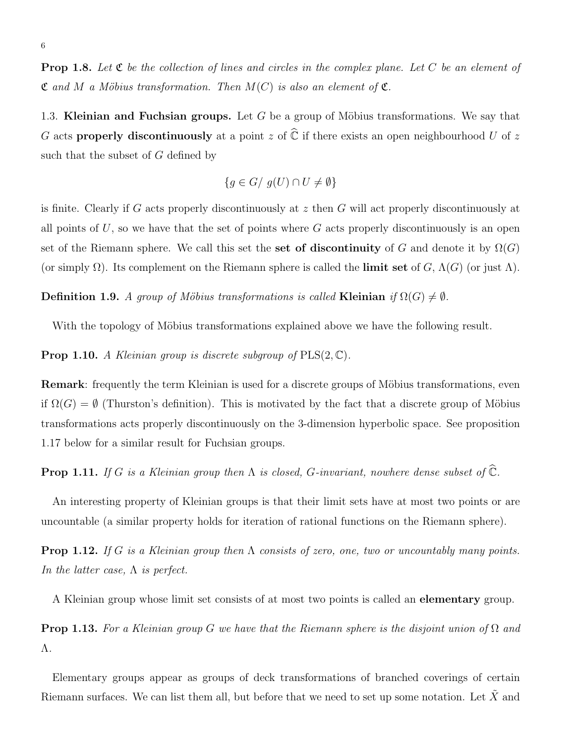**Prop 1.8.** *Let $\mathfrak{C}$ be the collection of lines and circles in the complex plane. Let $C$ be an element of $\mathfrak{C}$ and $M$ a Möbius transformation. Then $M(C)$ is also an element of $\mathfrak{C}$.*

1.3. **Kleinian and Fuchsian groups.** Let $G$ be a group of Möbius transformations. We say that $G$ acts **properly discontinuously** at a point $z$ of $\widehat{\mathbb{C}}$ if there exists an open neighbourhood $U$ of $z$ such that the subset of $G$ defined by

$$\{g \in G /\ g(U) \cap U \neq \emptyset\}$$

is finite. Clearly if $G$ acts properly discontinuously at $z$ then $G$ will act properly discontinuously at all points of $U$, so we have that the set of points where $G$ acts properly discontinuously is an open set of the Riemann sphere. We call this set the **set of discontinuity** of $G$ and denote it by $\Omega(G)$ (or simply $\Omega$). Its complement on the Riemann sphere is called the **limit set** of $G$, $\Lambda(G)$ (or just $\Lambda$).

**Definition 1.9.** *A group of Möbius transformations is called* **Kleinian** *if $\Omega(G) \neq \emptyset$.*

With the topology of Möbius transformations explained above we have the following result.

**Prop 1.10.** *A Kleinian group is discrete subgroup of* $\mathrm{PLS}(2, \mathbb{C})$.

**Remark**: frequently the term Kleinian is used for a discrete groups of Möbius transformations, even if $\Omega(G) = \emptyset$ (Thurston's definition). This is motivated by the fact that a discrete group of Möbius transformations acts properly discontinuously on the 3-dimension hyperbolic space. See proposition 1.17 below for a similar result for Fuchsian groups.

**Prop 1.11.** *If $G$ is a Kleinian group then $\Lambda$ is closed, $G$-invariant, nowhere dense subset of $\widehat{\mathbb{C}}$.*

An interesting property of Kleinian groups is that their limit sets have at most two points or are uncountable (a similar property holds for iteration of rational functions on the Riemann sphere).

**Prop 1.12.** *If $G$ is a Kleinian group then $\Lambda$ consists of zero, one, two or uncountably many points. In the latter case, $\Lambda$ is perfect.*

A Kleinian group whose limit set consists of at most two points is called an **elementary** group.

**Prop 1.13.** *For a Kleinian group $G$ we have that the Riemann sphere is the disjoint union of $\Omega$ and $\Lambda$.*

Elementary groups appear as groups of deck transformations of branched coverings of certain Riemann surfaces. We can list them all, but before that we need to set up some notation. Let $\tilde{X}$ and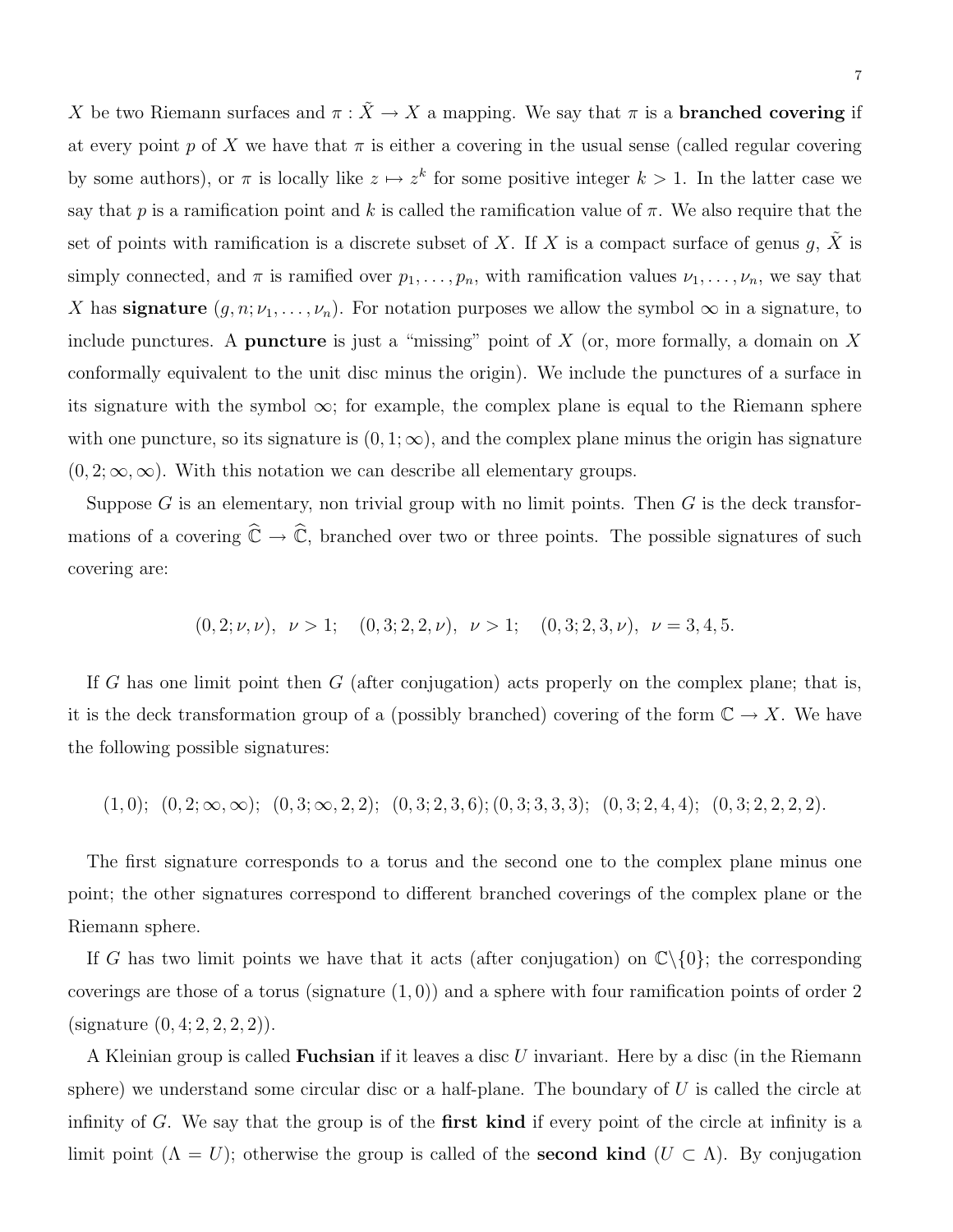$X$ be two Riemann surfaces and $\pi : \tilde{X} \to X$ a mapping. We say that $\pi$ is a **branched covering** if at every point $p$ of $X$ we have that $\pi$ is either a covering in the usual sense (called regular covering by some authors), or $\pi$ is locally like $z \mapsto z^k$ for some positive integer $k > 1$. In the latter case we say that $p$ is a ramification point and $k$ is called the ramification value of $\pi$. We also require that the set of points with ramification is a discrete subset of $X$. If $X$ is a compact surface of genus $g$, $\tilde{X}$ is simply connected, and $\pi$ is ramified over $p_1, \ldots, p_n$, with ramification values $\nu_1, \ldots, \nu_n$, we say that $X$ has **signature** $(g, n; \nu_1, \ldots, \nu_n)$. For notation purposes we allow the symbol $\infty$ in a signature, to include punctures. A **puncture** is just a "missing" point of $X$ (or, more formally, a domain on $X$ conformally equivalent to the unit disc minus the origin). We include the punctures of a surface in its signature with the symbol $\infty$; for example, the complex plane is equal to the Riemann sphere with one puncture, so its signature is $(0, 1; \infty)$, and the complex plane minus the origin has signature $(0, 2; \infty, \infty)$. With this notation we can describe all elementary groups.

Suppose $G$ is an elementary, non trivial group with no limit points. Then $G$ is the deck transformations of a covering $\widehat{\mathbb{C}} \to \widehat{\mathbb{C}}$, branched over two or three points. The possible signatures of such covering are:

$$(0, 2; \nu, \nu),\ \ \nu > 1; \quad (0, 3; 2, 2, \nu),\ \ \nu > 1; \quad (0, 3; 2, 3, \nu),\ \ \nu = 3, 4, 5.$$

If $G$ has one limit point then $G$ (after conjugation) acts properly on the complex plane; that is, it is the deck transformation group of a (possibly branched) covering of the form $\mathbb{C} \to X$. We have the following possible signatures:

$$(1, 0);\ \ (0, 2; \infty, \infty);\ \ (0, 3; \infty, 2, 2);\ \ (0, 3; 2, 3, 6); (0, 3; 3, 3, 3);\ \ (0, 3; 2, 4, 4);\ \ (0, 3; 2, 2, 2, 2).$$

The first signature corresponds to a torus and the second one to the complex plane minus one point; the other signatures correspond to different branched coverings of the complex plane or the Riemann sphere.

If $G$ has two limit points we have that it acts (after conjugation) on $\mathbb{C}\backslash\{0\}$; the corresponding coverings are those of a torus (signature $(1, 0)$) and a sphere with four ramification points of order 2 (signature $(0, 4; 2, 2, 2, 2)$).

A Kleinian group is called **Fuchsian** if it leaves a disc $U$ invariant. Here by a disc (in the Riemann sphere) we understand some circular disc or a half-plane. The boundary of $U$ is called the circle at infinity of $G$. We say that the group is of the **first kind** if every point of the circle at infinity is a limit point ($\Lambda = U$); otherwise the group is called of the **second kind** ($U \subset \Lambda$). By conjugation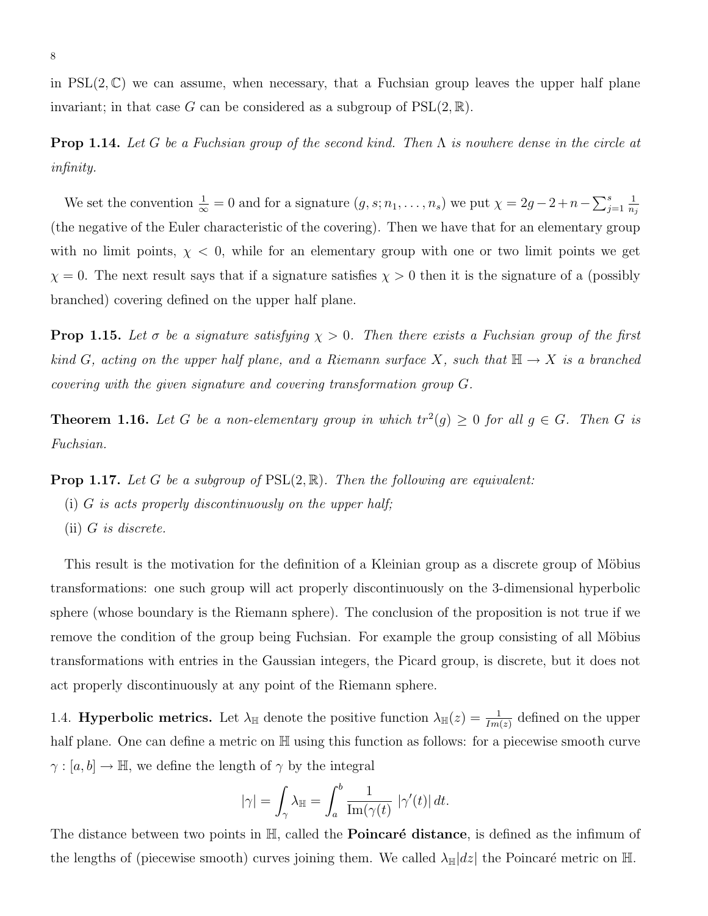in $\mathrm{PSL}(2,\mathbb{C})$ we can assume, when necessary, that a Fuchsian group leaves the upper half plane invariant; in that case $G$ can be considered as a subgroup of $\mathrm{PSL}(2,\mathbb{R})$.

**Prop 1.14.** *Let $G$ be a Fuchsian group of the second kind. Then $\Lambda$ is nowhere dense in the circle at infinity.*

We set the convention $\frac{1}{\infty} = 0$ and for a signature $(g, s; n_1, \dots, n_s)$ we put $\chi = 2g - 2 + n - \sum_{j=1}^{s} \frac{1}{n_j}$ (the negative of the Euler characteristic of the covering). Then we have that for an elementary group with no limit points, $\chi < 0$, while for an elementary group with one or two limit points we get $\chi = 0$. The next result says that if a signature satisfies $\chi > 0$ then it is the signature of a (possibly branched) covering defined on the upper half plane.

**Prop 1.15.** *Let $\sigma$ be a signature satisfying $\chi > 0$. Then there exists a Fuchsian group of the first kind $G$, acting on the upper half plane, and a Riemann surface $X$, such that $\mathbb{H} \to X$ is a branched covering with the given signature and covering transformation group $G$.*

**Theorem 1.16.** *Let $G$ be a non-elementary group in which $tr^2(g) \geq 0$ for all $g \in G$. Then $G$ is Fuchsian.*

**Prop 1.17.** *Let $G$ be a subgroup of $\mathrm{PSL}(2,\mathbb{R})$. Then the following are equivalent:*

(i) *$G$ is acts properly discontinuously on the upper half;*

(ii) *$G$ is discrete.*

This result is the motivation for the definition of a Kleinian group as a discrete group of Möbius transformations: one such group will act properly discontinuously on the 3-dimensional hyperbolic sphere (whose boundary is the Riemann sphere). The conclusion of the proposition is not true if we remove the condition of the group being Fuchsian. For example the group consisting of all Möbius transformations with entries in the Gaussian integers, the Picard group, is discrete, but it does not act properly discontinuously at any point of the Riemann sphere.

1.4. **Hyperbolic metrics.** Let $\lambda_{\mathbb{H}}$ denote the positive function $\lambda_{\mathbb{H}}(z) = \frac{1}{Im(z)}$ defined on the upper half plane. One can define a metric on $\mathbb{H}$ using this function as follows: for a piecewise smooth curve $\gamma : [a, b] \to \mathbb{H}$, we define the length of $\gamma$ by the integral

$$|\gamma| = \int_{\gamma} \lambda_{\mathbb{H}} = \int_{a}^{b} \frac{1}{\mathrm{Im}(\gamma(t)} \; |\gamma'(t)| \, dt.$$

The distance between two points in $\mathbb{H}$, called the **Poincaré distance**, is defined as the infimum of the lengths of (piecewise smooth) curves joining them. We called $\lambda_{\mathbb{H}}|dz|$ the Poincaré metric on $\mathbb{H}$.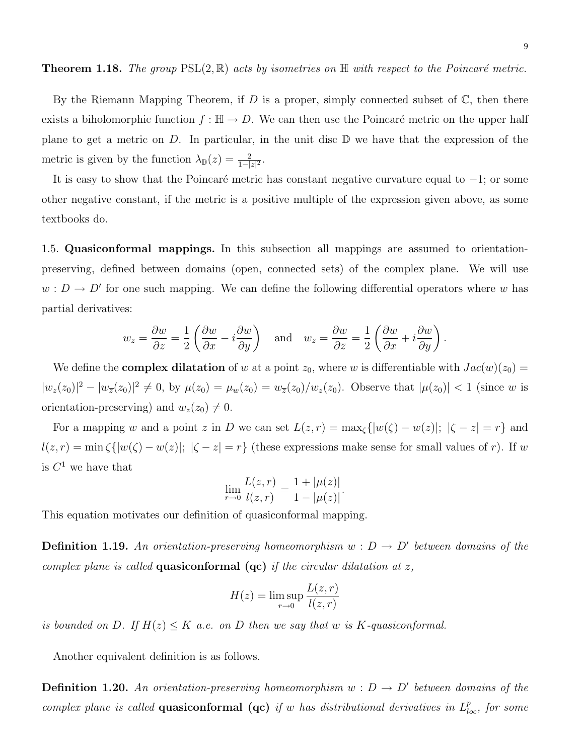**Theorem 1.18.** *The group* $\mathrm{PSL}(2, \mathbb{R})$ *acts by isometries on* $\mathbb{H}$ *with respect to the Poincaré metric.*

By the Riemann Mapping Theorem, if $D$ is a proper, simply connected subset of $\mathbb{C}$, then there exists a biholomorphic function $f : \mathbb{H} \to D$. We can then use the Poincaré metric on the upper half plane to get a metric on $D$. In particular, in the unit disc $\mathbb{D}$ we have that the expression of the metric is given by the function $\lambda_{\mathbb{D}}(z) = \frac{2}{1-|z|^2}$.

It is easy to show that the Poincaré metric has constant negative curvature equal to $-1$; or some other negative constant, if the metric is a positive multiple of the expression given above, as some textbooks do.

1.5. **Quasiconformal mappings.** In this subsection all mappings are assumed to orientation-preserving, defined between domains (open, connected sets) of the complex plane. We will use $w : D \to D'$ for one such mapping. We can define the following differential operators where $w$ has partial derivatives:

$$w_z = \frac{\partial w}{\partial z} = \frac{1}{2}\left(\frac{\partial w}{\partial x} - i\frac{\partial w}{\partial y}\right) \quad \text{and} \quad w_{\overline{z}} = \frac{\partial w}{\partial \overline{z}} = \frac{1}{2}\left(\frac{\partial w}{\partial x} + i\frac{\partial w}{\partial y}\right).$$

We define the **complex dilatation** of $w$ at a point $z_0$, where $w$ is differentiable with $Jac(w)(z_0) = |w_z(z_0)|^2 - |w_{\overline{z}}(z_0)|^2 \neq 0$, by $\mu(z_0) = \mu_w(z_0) = w_{\overline{z}}(z_0)/w_z(z_0)$. Observe that $|\mu(z_0)| < 1$ (since $w$ is orientation-preserving) and $w_z(z_0) \neq 0$.

For a mapping $w$ and a point $z$ in $D$ we can set $L(z, r) = \max_\zeta\{|w(\zeta) - w(z)|;\ |\zeta - z| = r\}$ and $l(z, r) = \min \zeta\{|w(\zeta) - w(z)|;\ |\zeta - z| = r\}$ (these expressions make sense for small values of $r$). If $w$ is $C^1$ we have that

$$\lim_{r \to 0} \frac{L(z, r)}{l(z, r)} = \frac{1 + |\mu(z)|}{1 - |\mu(z)|}.$$

This equation motivates our definition of quasiconformal mapping.

**Definition 1.19.** *An orientation-preserving homeomorphism* $w : D \to D'$ *between domains of the complex plane is called* **quasiconformal (qc)** *if the circular dilatation at* $z$,

$$H(z) = \limsup_{r \to 0} \frac{L(z, r)}{l(z, r)}$$

*is bounded on* $D$*. If* $H(z) \leq K$ *a.e. on* $D$ *then we say that* $w$ *is* $K$*-quasiconformal.*

Another equivalent definition is as follows.

**Definition 1.20.** *An orientation-preserving homeomorphism* $w : D \to D'$ *between domains of the complex plane is called* **quasiconformal (qc)** *if* $w$ *has distributional derivatives in* $L^p_{loc}$*, for some*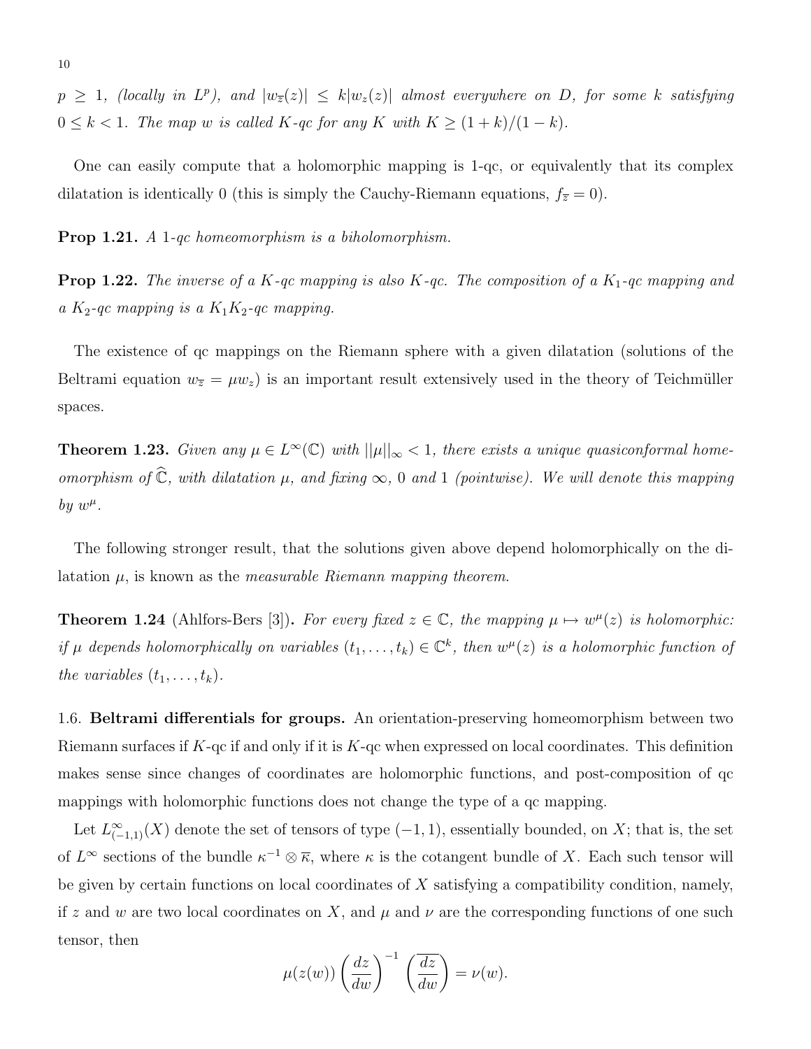$p \geq 1$, *(locally in $L^p$), and $|w_{\overline{z}}(z)| \leq k|w_z(z)|$ almost everywhere on $D$, for some $k$ satisfying $0 \leq k < 1$. The map $w$ is called $K$-qc for any $K$ with $K \geq (1+k)/(1-k)$.*

One can easily compute that a holomorphic mapping is 1-qc, or equivalently that its complex dilatation is identically 0 (this is simply the Cauchy-Riemann equations, $f_{\overline{z}} = 0$).

**Prop 1.21.** *A 1-qc homeomorphism is a biholomorphism.*

**Prop 1.22.** *The inverse of a $K$-qc mapping is also $K$-qc. The composition of a $K_1$-qc mapping and a $K_2$-qc mapping is a $K_1K_2$-qc mapping.*

The existence of qc mappings on the Riemann sphere with a given dilatation (solutions of the Beltrami equation $w_{\overline{z}} = \mu w_z$) is an important result extensively used in the theory of Teichmüller spaces.

**Theorem 1.23.** *Given any $\mu \in L^\infty(\mathbb{C})$ with $||\mu||_\infty < 1$, there exists a unique quasiconformal homeomorphism of $\widehat{\mathbb{C}}$, with dilatation $\mu$, and fixing $\infty$, 0 and 1 (pointwise). We will denote this mapping by $w^\mu$.*

The following stronger result, that the solutions given above depend holomorphically on the dilatation $\mu$, is known as the *measurable Riemann mapping theorem*.

**Theorem 1.24** (Ahlfors-Bers [3])**.** *For every fixed $z \in \mathbb{C}$, the mapping $\mu \mapsto w^\mu(z)$ is holomorphic: if $\mu$ depends holomorphically on variables $(t_1, \ldots, t_k) \in \mathbb{C}^k$, then $w^\mu(z)$ is a holomorphic function of the variables $(t_1, \ldots, t_k)$.*

1.6. **Beltrami differentials for groups.** An orientation-preserving homeomorphism between two Riemann surfaces if $K$-qc if and only if it is $K$-qc when expressed on local coordinates. This definition makes sense since changes of coordinates are holomorphic functions, and post-composition of qc mappings with holomorphic functions does not change the type of a qc mapping.

Let $L^\infty_{(-1,1)}(X)$ denote the set of tensors of type $(-1, 1)$, essentially bounded, on $X$; that is, the set of $L^\infty$ sections of the bundle $\kappa^{-1} \otimes \overline{\kappa}$, where $\kappa$ is the cotangent bundle of $X$. Each such tensor will be given by certain functions on local coordinates of $X$ satisfying a compatibility condition, namely, if $z$ and $w$ are two local coordinates on $X$, and $\mu$ and $\nu$ are the corresponding functions of one such tensor, then

$$\mu(z(w)) \left(\frac{dz}{dw}\right)^{-1} \left(\overline{\frac{dz}{dw}}\right) = \nu(w).$$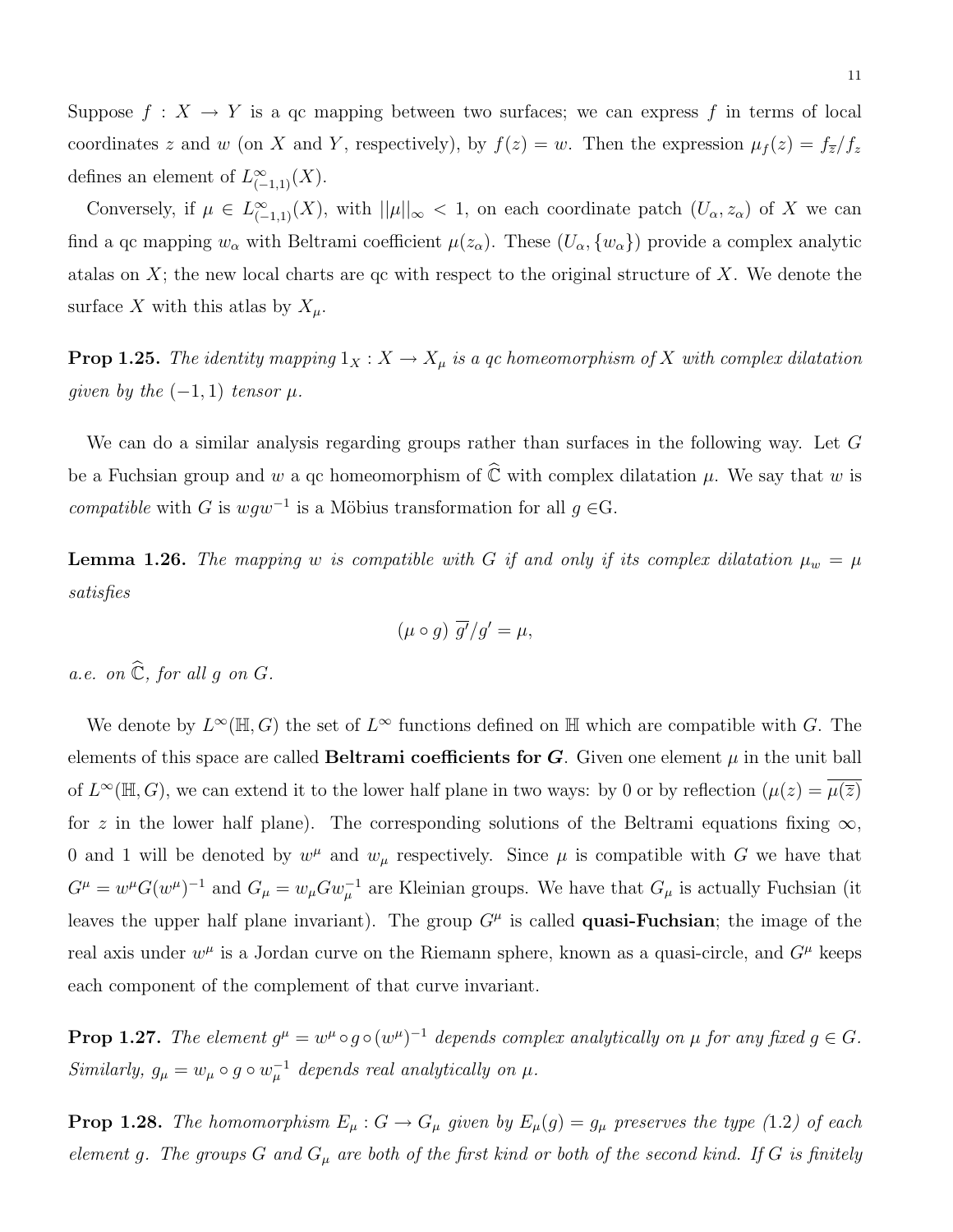Suppose $f : X \to Y$ is a qc mapping between two surfaces; we can express $f$ in terms of local coordinates $z$ and $w$ (on $X$ and $Y$, respectively), by $f(z) = w$. Then the expression $\mu_f(z) = f_{\overline{z}}/f_z$ defines an element of $L^\infty_{(-1,1)}(X)$.

Conversely, if $\mu \in L^\infty_{(-1,1)}(X)$, with $||\mu||_\infty < 1$, on each coordinate patch $(U_\alpha, z_\alpha)$ of $X$ we can find a qc mapping $w_\alpha$ with Beltrami coefficient $\mu(z_\alpha)$. These $(U_\alpha, \{w_\alpha\})$ provide a complex analytic atalas on $X$; the new local charts are qc with respect to the original structure of $X$. We denote the surface $X$ with this atlas by $X_\mu$.

**Prop 1.25.** *The identity mapping $1_X : X \to X_\mu$ is a qc homeomorphism of $X$ with complex dilatation given by the $(-1, 1)$ tensor $\mu$.*

We can do a similar analysis regarding groups rather than surfaces in the following way. Let $G$ be a Fuchsian group and $w$ a qc homeomorphism of $\widehat{\mathbb{C}}$ with complex dilatation $\mu$. We say that $w$ is *compatible* with $G$ is $wgw^{-1}$ is a Möbius transformation for all $g \in$G.

**Lemma 1.26.** *The mapping $w$ is compatible with $G$ if and only if its complex dilatation $\mu_w = \mu$ satisfies*

$$(\mu \circ g)\ \overline{g'}/g' = \mu,$$

*a.e. on $\widehat{\mathbb{C}}$, for all $g$ on $G$.*

We denote by $L^\infty(\mathbb{H}, G)$ the set of $L^\infty$ functions defined on $\mathbb{H}$ which are compatible with $G$. The elements of this space are called **Beltrami coefficients for $G$**. Given one element $\mu$ in the unit ball of $L^\infty(\mathbb{H}, G)$, we can extend it to the lower half plane in two ways: by 0 or by reflection ($\mu(z) = \overline{\mu(\overline{z})}$ for $z$ in the lower half plane). The corresponding solutions of the Beltrami equations fixing $\infty$, 0 and 1 will be denoted by $w^\mu$ and $w_\mu$ respectively. Since $\mu$ is compatible with $G$ we have that $G^\mu = w^\mu G(w^\mu)^{-1}$ and $G_\mu = w_\mu G w_\mu^{-1}$ are Kleinian groups. We have that $G_\mu$ is actually Fuchsian (it leaves the upper half plane invariant). The group $G^\mu$ is called **quasi-Fuchsian**; the image of the real axis under $w^\mu$ is a Jordan curve on the Riemann sphere, known as a quasi-circle, and $G^\mu$ keeps each component of the complement of that curve invariant.

**Prop 1.27.** *The element $g^\mu = w^\mu \circ g \circ (w^\mu)^{-1}$ depends complex analytically on $\mu$ for any fixed $g \in G$. Similarly, $g_\mu = w_\mu \circ g \circ w_\mu^{-1}$ depends real analytically on $\mu$.*

**Prop 1.28.** *The homomorphism $E_\mu : G \to G_\mu$ given by $E_\mu(g) = g_\mu$ preserves the type (1.2) of each element $g$. The groups $G$ and $G_\mu$ are both of the first kind or both of the second kind. If $G$ is finitely*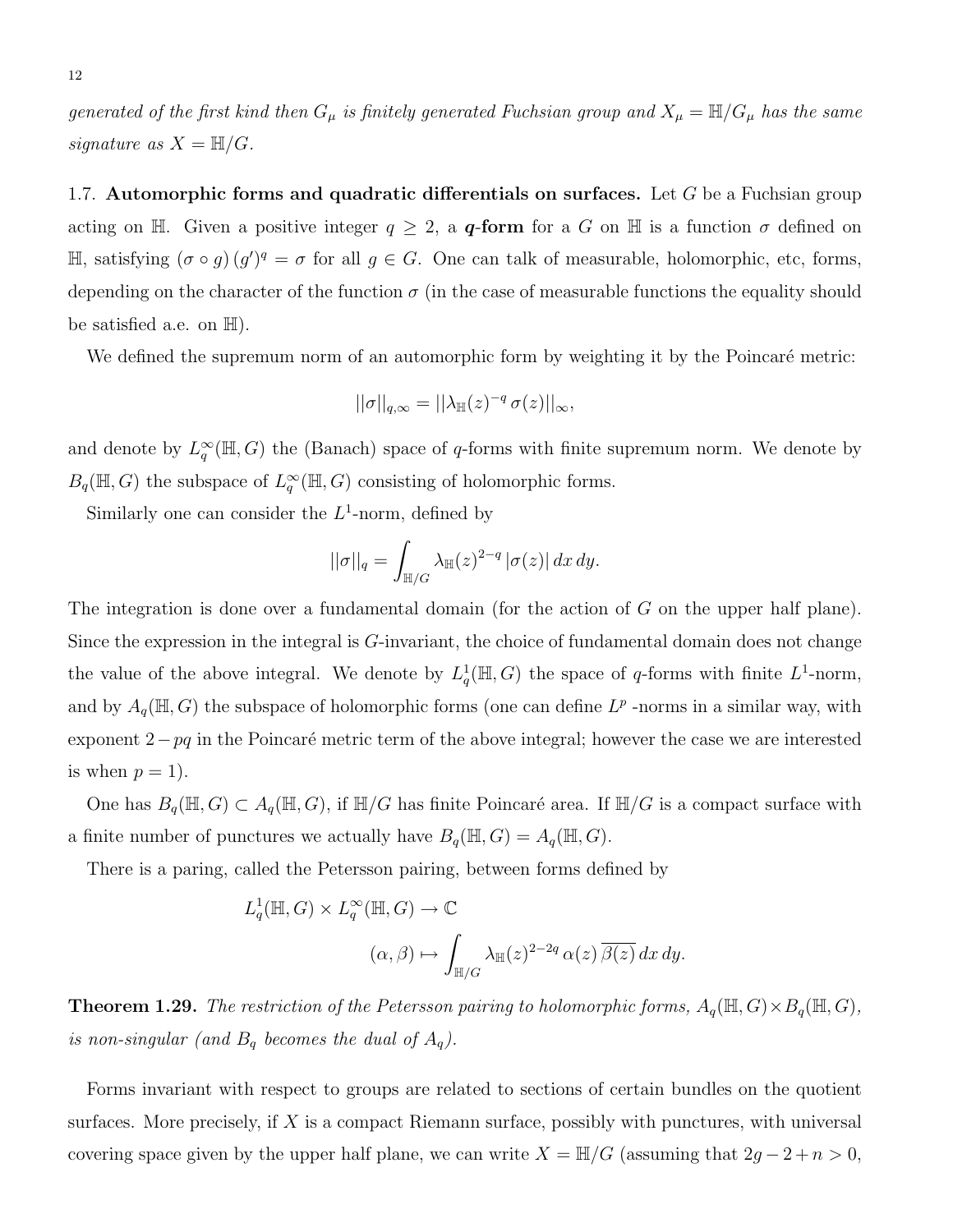*generated of the first kind then $G_\mu$ is finitely generated Fuchsian group and $X_\mu = \mathbb{H}/G_\mu$ has the same signature as $X = \mathbb{H}/G$.*

1.7. **Automorphic forms and quadratic differentials on surfaces.** Let $G$ be a Fuchsian group acting on $\mathbb{H}$. Given a positive integer $q \geq 2$, a ***q*-form** for a $G$ on $\mathbb{H}$ is a function $\sigma$ defined on $\mathbb{H}$, satisfying $(\sigma \circ g)\,(g')^q = \sigma$ for all $g \in G$. One can talk of measurable, holomorphic, etc, forms, depending on the character of the function $\sigma$ (in the case of measurable functions the equality should be satisfied a.e. on $\mathbb{H}$).

We defined the supremum norm of an automorphic form by weighting it by the Poincaré metric:

$$||\sigma||_{q,\infty} = ||\lambda_{\mathbb{H}}(z)^{-q}\,\sigma(z)||_\infty,$$

and denote by $L^\infty_q(\mathbb{H}, G)$ the (Banach) space of $q$-forms with finite supremum norm. We denote by $B_q(\mathbb{H}, G)$ the subspace of $L^\infty_q(\mathbb{H}, G)$ consisting of holomorphic forms.

Similarly one can consider the $L^1$-norm, defined by

$$||\sigma||_q = \int_{\mathbb{H}/G} \lambda_{\mathbb{H}}(z)^{2-q}\,|\sigma(z)|\,dx\,dy.$$

The integration is done over a fundamental domain (for the action of $G$ on the upper half plane). Since the expression in the integral is $G$-invariant, the choice of fundamental domain does not change the value of the above integral. We denote by $L^1_q(\mathbb{H}, G)$ the space of $q$-forms with finite $L^1$-norm, and by $A_q(\mathbb{H}, G)$ the subspace of holomorphic forms (one can define $L^p$ -norms in a similar way, with exponent $2-pq$ in the Poincaré metric term of the above integral; however the case we are interested is when $p = 1$).

One has $B_q(\mathbb{H}, G) \subset A_q(\mathbb{H}, G)$, if $\mathbb{H}/G$ has finite Poincaré area. If $\mathbb{H}/G$ is a compact surface with a finite number of punctures we actually have $B_q(\mathbb{H}, G) = A_q(\mathbb{H}, G)$.

There is a paring, called the Petersson pairing, between forms defined by

$$L^1_q(\mathbb{H}, G) \times L^\infty_q(\mathbb{H}, G) \to \mathbb{C}$$

$$(\alpha, \beta) \mapsto \int_{\mathbb{H}/G} \lambda_{\mathbb{H}}(z)^{2-2q}\,\alpha(z)\,\overline{\beta(z)}\,dx\,dy.$$

**Theorem 1.29.** *The restriction of the Petersson pairing to holomorphic forms, $A_q(\mathbb{H}, G) \times B_q(\mathbb{H}, G)$, is non-singular (and $B_q$ becomes the dual of $A_q$).*

Forms invariant with respect to groups are related to sections of certain bundles on the quotient surfaces. More precisely, if $X$ is a compact Riemann surface, possibly with punctures, with universal covering space given by the upper half plane, we can write $X = \mathbb{H}/G$ (assuming that $2g-2+n > 0$,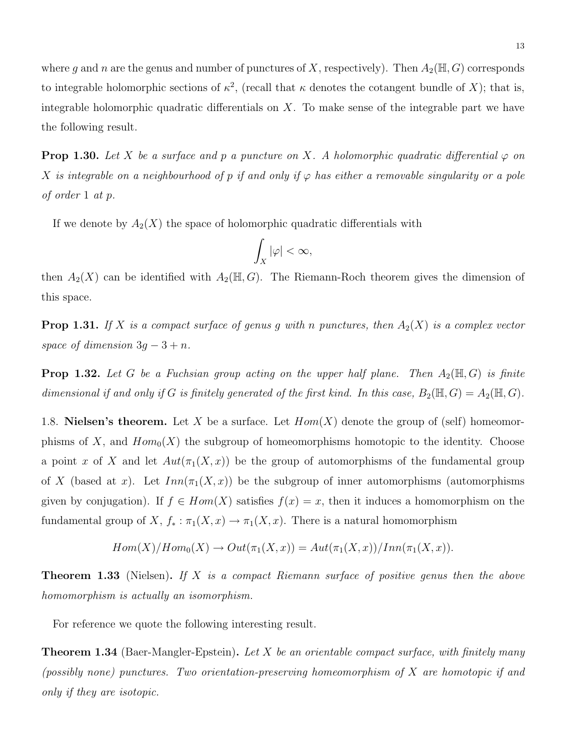where $g$ and $n$ are the genus and number of punctures of $X$, respectively). Then $A_2(\mathbb{H}, G)$ corresponds to integrable holomorphic sections of $\kappa^2$, (recall that $\kappa$ denotes the cotangent bundle of $X$); that is, integrable holomorphic quadratic differentials on $X$. To make sense of the integrable part we have the following result.

**Prop 1.30.** *Let $X$ be a surface and $p$ a puncture on $X$. A holomorphic quadratic differential $\varphi$ on $X$ is integrable on a neighbourhood of $p$ if and only if $\varphi$ has either a removable singularity or a pole of order 1 at $p$.*

If we denote by $A_2(X)$ the space of holomorphic quadratic differentials with

$$\int_X |\varphi| < \infty,$$

then $A_2(X)$ can be identified with $A_2(\mathbb{H}, G)$. The Riemann-Roch theorem gives the dimension of this space.

**Prop 1.31.** *If $X$ is a compact surface of genus $g$ with $n$ punctures, then $A_2(X)$ is a complex vector space of dimension $3g - 3 + n$.*

**Prop 1.32.** *Let $G$ be a Fuchsian group acting on the upper half plane. Then $A_2(\mathbb{H}, G)$ is finite dimensional if and only if $G$ is finitely generated of the first kind. In this case, $B_2(\mathbb{H}, G) = A_2(\mathbb{H}, G)$.*

1.8. **Nielsen's theorem.** Let $X$ be a surface. Let $Hom(X)$ denote the group of (self) homeomorphisms of $X$, and $Hom_0(X)$ the subgroup of homeomorphisms homotopic to the identity. Choose a point $x$ of $X$ and let $Aut(\pi_1(X, x))$ be the group of automorphisms of the fundamental group of $X$ (based at $x$). Let $Inn(\pi_1(X, x))$ be the subgroup of inner automorphisms (automorphisms given by conjugation). If $f \in Hom(X)$ satisfies $f(x) = x$, then it induces a homomorphism on the fundamental group of $X$, $f_* : \pi_1(X, x) \to \pi_1(X, x)$. There is a natural homomorphism

$$Hom(X)/Hom_0(X) \to Out(\pi_1(X, x)) = Aut(\pi_1(X, x))/Inn(\pi_1(X, x)).$$

**Theorem 1.33** (Nielsen). *If $X$ is a compact Riemann surface of positive genus then the above homomorphism is actually an isomorphism.*

For reference we quote the following interesting result.

**Theorem 1.34** (Baer-Mangler-Epstein). *Let $X$ be an orientable compact surface, with finitely many (possibly none) punctures. Two orientation-preserving homeomorphism of $X$ are homotopic if and only if they are isotopic.*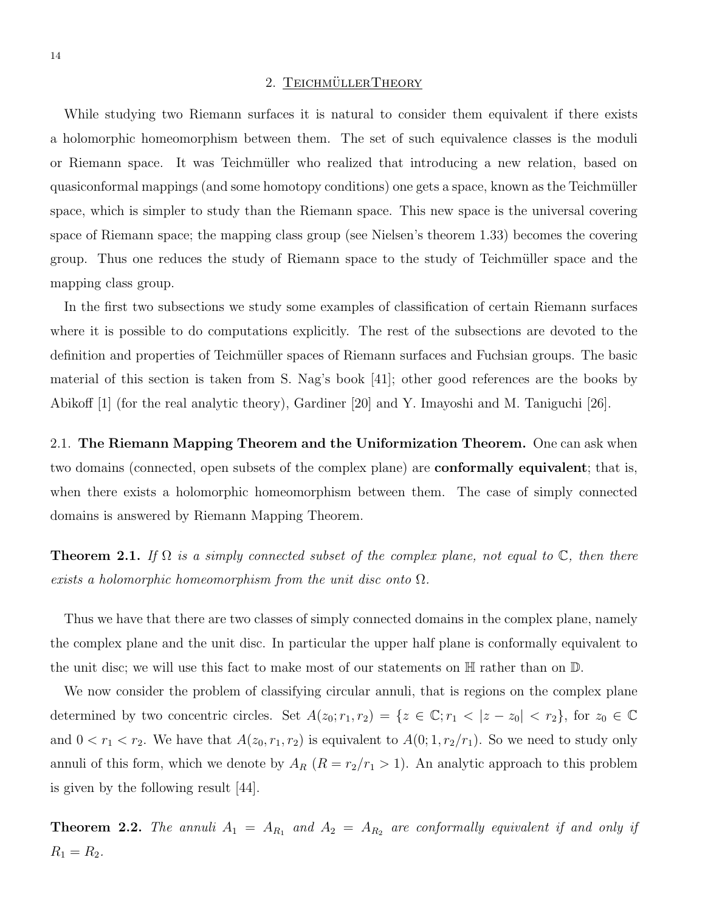## 2. Teichmüller Theory

While studying two Riemann surfaces it is natural to consider them equivalent if there exists a holomorphic homeomorphism between them. The set of such equivalence classes is the moduli or Riemann space. It was Teichmüller who realized that introducing a new relation, based on quasiconformal mappings (and some homotopy conditions) one gets a space, known as the Teichmüller space, which is simpler to study than the Riemann space. This new space is the universal covering space of Riemann space; the mapping class group (see Nielsen's theorem 1.33) becomes the covering group. Thus one reduces the study of Riemann space to the study of Teichmüller space and the mapping class group.

In the first two subsections we study some examples of classification of certain Riemann surfaces where it is possible to do computations explicitly. The rest of the subsections are devoted to the definition and properties of Teichmüller spaces of Riemann surfaces and Fuchsian groups. The basic material of this section is taken from S. Nag's book [41]; other good references are the books by Abikoff [1] (for the real analytic theory), Gardiner [20] and Y. Imayoshi and M. Taniguchi [26].

2.1. **The Riemann Mapping Theorem and the Uniformization Theorem.** One can ask when two domains (connected, open subsets of the complex plane) are **conformally equivalent**; that is, when there exists a holomorphic homeomorphism between them. The case of simply connected domains is answered by Riemann Mapping Theorem.

**Theorem 2.1.** *If $\Omega$ is a simply connected subset of the complex plane, not equal to $\mathbb{C}$, then there exists a holomorphic homeomorphism from the unit disc onto $\Omega$.*

Thus we have that there are two classes of simply connected domains in the complex plane, namely the complex plane and the unit disc. In particular the upper half plane is conformally equivalent to the unit disc; we will use this fact to make most of our statements on $\mathbb{H}$ rather than on $\mathbb{D}$.

We now consider the problem of classifying circular annuli, that is regions on the complex plane determined by two concentric circles. Set $A(z_0; r_1, r_2) = \{z \in \mathbb{C}; r_1 < |z - z_0| < r_2\}$, for $z_0 \in \mathbb{C}$ and $0 < r_1 < r_2$. We have that $A(z_0, r_1, r_2)$ is equivalent to $A(0; 1, r_2/r_1)$. So we need to study only annuli of this form, which we denote by $A_R$ ($R = r_2/r_1 > 1$). An analytic approach to this problem is given by the following result [44].

**Theorem 2.2.** *The annuli $A_1 = A_{R_1}$ and $A_2 = A_{R_2}$ are conformally equivalent if and only if $R_1 = R_2$.*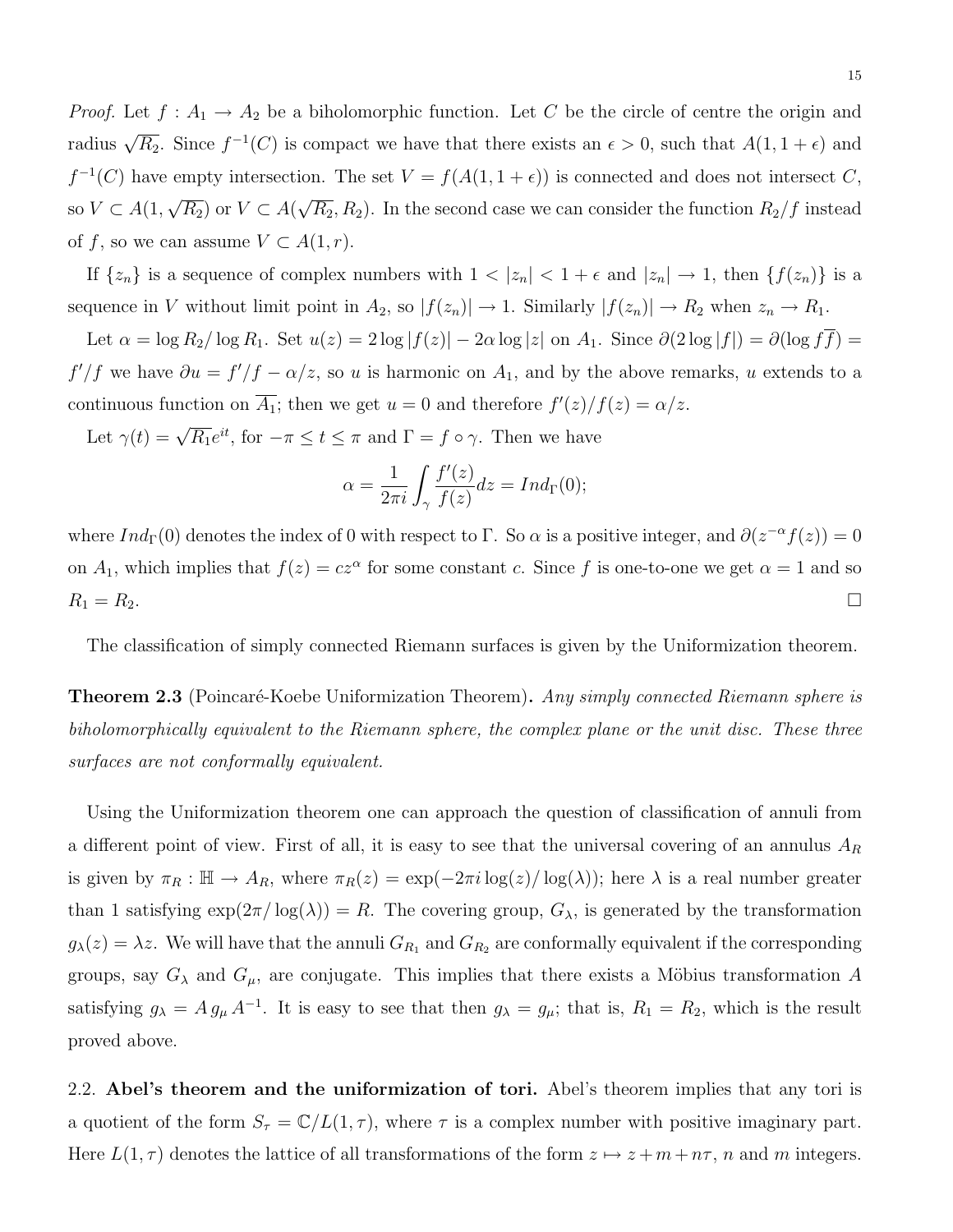*Proof.* Let $f : A_1 \to A_2$ be a biholomorphic function. Let $C$ be the circle of centre the origin and radius $\sqrt{R_2}$. Since $f^{-1}(C)$ is compact we have that there exists an $\epsilon > 0$, such that $A(1, 1+\epsilon)$ and $f^{-1}(C)$ have empty intersection. The set $V = f(A(1, 1+\epsilon))$ is connected and does not intersect $C$, so $V \subset A(1, \sqrt{R_2})$ or $V \subset A(\sqrt{R_2}, R_2)$. In the second case we can consider the function $R_2/f$ instead of $f$, so we can assume $V \subset A(1, r)$.

If $\{z_n\}$ is a sequence of complex numbers with $1 < |z_n| < 1+\epsilon$ and $|z_n| \to 1$, then $\{f(z_n)\}$ is a sequence in $V$ without limit point in $A_2$, so $|f(z_n)| \to 1$. Similarly $|f(z_n)| \to R_2$ when $z_n \to R_1$.

Let $\alpha = \log R_2 / \log R_1$. Set $u(z) = 2\log|f(z)| - 2\alpha \log|z|$ on $A_1$. Since $\partial(2\log|f|) = \partial(\log f\overline{f}) = f'/f$ we have $\partial u = f'/f - \alpha/z$, so $u$ is harmonic on $A_1$, and by the above remarks, $u$ extends to a continuous function on $\overline{A_1}$; then we get $u = 0$ and therefore $f'(z)/f(z) = \alpha/z$.

Let $\gamma(t) = \sqrt{R_1}e^{it}$, for $-\pi \leq t \leq \pi$ and $\Gamma = f \circ \gamma$. Then we have

$$\alpha = \frac{1}{2\pi i}\int_\gamma \frac{f'(z)}{f(z)}dz = Ind_\Gamma(0);$$

where $Ind_\Gamma(0)$ denotes the index of 0 with respect to $\Gamma$. So $\alpha$ is a positive integer, and $\partial(z^{-\alpha}f(z)) = 0$ on $A_1$, which implies that $f(z) = cz^\alpha$ for some constant $c$. Since $f$ is one-to-one we get $\alpha = 1$ and so $R_1 = R_2$. □

The classification of simply connected Riemann surfaces is given by the Uniformization theorem.

**Theorem 2.3** (Poincaré-Koebe Uniformization Theorem)**.** *Any simply connected Riemann sphere is biholomorphically equivalent to the Riemann sphere, the complex plane or the unit disc. These three surfaces are not conformally equivalent.*

Using the Uniformization theorem one can approach the question of classification of annuli from a different point of view. First of all, it is easy to see that the universal covering of an annulus $A_R$ is given by $\pi_R : \mathbb{H} \to A_R$, where $\pi_R(z) = \exp(-2\pi i \log(z)/\log(\lambda))$; here $\lambda$ is a real number greater than 1 satisfying $\exp(2\pi/\log(\lambda)) = R$. The covering group, $G_\lambda$, is generated by the transformation $g_\lambda(z) = \lambda z$. We will have that the annuli $G_{R_1}$ and $G_{R_2}$ are conformally equivalent if the corresponding groups, say $G_\lambda$ and $G_\mu$, are conjugate. This implies that there exists a Möbius transformation $A$ satisfying $g_\lambda = A\, g_\mu\, A^{-1}$. It is easy to see that then $g_\lambda = g_\mu$; that is, $R_1 = R_2$, which is the result proved above.

2.2. **Abel's theorem and the uniformization of tori.** Abel's theorem implies that any tori is a quotient of the form $S_\tau = \mathbb{C}/L(1, \tau)$, where $\tau$ is a complex number with positive imaginary part. Here $L(1, \tau)$ denotes the lattice of all transformations of the form $z \mapsto z + m + n\tau$, $n$ and $m$ integers.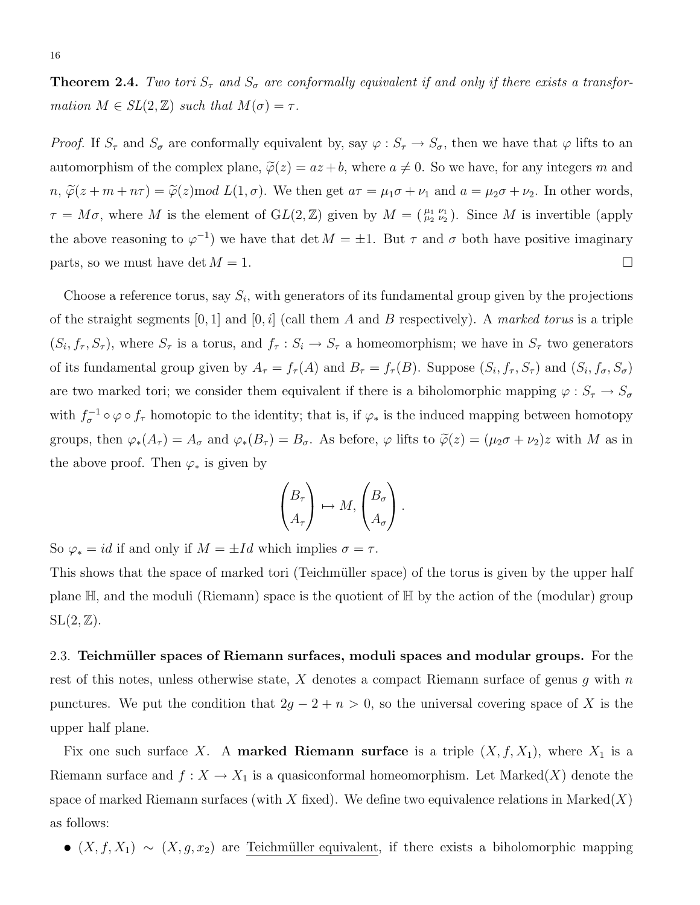**Theorem 2.4.** *Two tori $S_\tau$ and $S_\sigma$ are conformally equivalent if and only if there exists a transformation $M \in SL(2,\mathbb{Z})$ such that $M(\sigma) = \tau$.*

*Proof.* If $S_\tau$ and $S_\sigma$ are conformally equivalent by, say $\varphi : S_\tau \to S_\sigma$, then we have that $\varphi$ lifts to an automorphism of the complex plane, $\widetilde{\varphi}(z) = az + b$, where $a \neq 0$. So we have, for any integers $m$ and $n$, $\widetilde{\varphi}(z + m + n\tau) = \widetilde{\varphi}(z) \text{m}od\ L(1, \sigma)$. We then get $a\tau = \mu_1\sigma + \nu_1$ and $a = \mu_2\sigma + \nu_2$. In other words, $\tau = M\sigma$, where $M$ is the element of $\mathrm{GL}(2,\mathbb{Z})$ given by $M = \left(\begin{smallmatrix} \mu_1 & \nu_1 \\ \mu_2 & \nu_2 \end{smallmatrix}\right)$. Since $M$ is invertible (apply the above reasoning to $\varphi^{-1}$) we have that $\det M = \pm 1$. But $\tau$ and $\sigma$ both have positive imaginary parts, so we must have $\det M = 1$. $\square$

Choose a reference torus, say $S_i$, with generators of its fundamental group given by the projections of the straight segments $[0,1]$ and $[0,i]$ (call them $A$ and $B$ respectively). A *marked torus* is a triple $(S_i, f_\tau, S_\tau)$, where $S_\tau$ is a torus, and $f_\tau : S_i \to S_\tau$ a homeomorphism; we have in $S_\tau$ two generators of its fundamental group given by $A_\tau = f_\tau(A)$ and $B_\tau = f_\tau(B)$. Suppose $(S_i, f_\tau, S_\tau)$ and $(S_i, f_\sigma, S_\sigma)$ are two marked tori; we consider them equivalent if there is a biholomorphic mapping $\varphi : S_\tau \to S_\sigma$ with $f_\sigma^{-1} \circ \varphi \circ f_\tau$ homotopic to the identity; that is, if $\varphi_*$ is the induced mapping between homotopy groups, then $\varphi_*(A_\tau) = A_\sigma$ and $\varphi_*(B_\tau) = B_\sigma$. As before, $\varphi$ lifts to $\widetilde{\varphi}(z) = (\mu_2\sigma + \nu_2)z$ with $M$ as in the above proof. Then $\varphi_*$ is given by

$$\begin{pmatrix} B_\tau \\ A_\tau \end{pmatrix} \mapsto M, \begin{pmatrix} B_\sigma \\ A_\sigma \end{pmatrix}.$$

So $\varphi_* = id$ if and only if $M = \pm Id$ which implies $\sigma = \tau$.

This shows that the space of marked tori (Teichmüller space) of the torus is given by the upper half plane $\mathbb{H}$, and the moduli (Riemann) space is the quotient of $\mathbb{H}$ by the action of the (modular) group $\mathrm{SL}(2,\mathbb{Z})$.

2.3. **Teichmüller spaces of Riemann surfaces, moduli spaces and modular groups.** For the rest of this notes, unless otherwise state, $X$ denotes a compact Riemann surface of genus $g$ with $n$ punctures. We put the condition that $2g - 2 + n > 0$, so the universal covering space of $X$ is the upper half plane.

Fix one such surface $X$. A **marked Riemann surface** is a triple $(X, f, X_1)$, where $X_1$ is a Riemann surface and $f : X \to X_1$ is a quasiconformal homeomorphism. Let Marked$(X)$ denote the space of marked Riemann surfaces (with $X$ fixed). We define two equivalence relations in Marked$(X)$ as follows:

- $(X, f, X_1) \sim (X, g, x_2)$ are <u>Teichmüller equivalent</u>, if there exists a biholomorphic mapping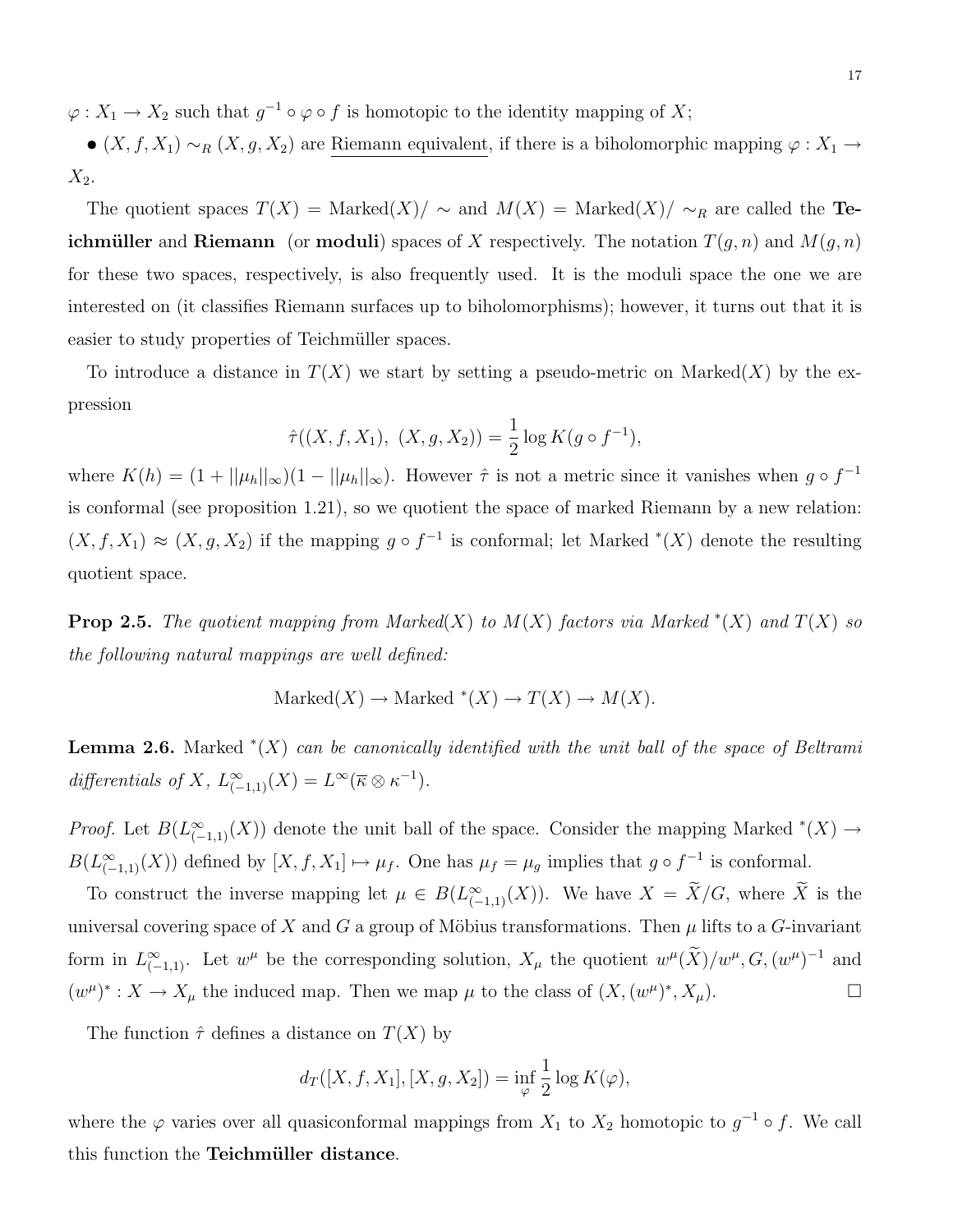$\varphi : X_1 \to X_2$ such that $g^{-1} \circ \varphi \circ f$ is homotopic to the identity mapping of $X$;

- $(X, f, X_1) \sim_R (X, g, X_2)$ are Riemann equivalent, if there is a biholomorphic mapping $\varphi : X_1 \to X_2$.

The quotient spaces $T(X) = \text{Marked}(X)/\sim$ and $M(X) = \text{Marked}(X)/\sim_R$ are called the **Teichmüller** and **Riemann** (or **moduli**) spaces of $X$ respectively. The notation $T(g, n)$ and $M(g, n)$ for these two spaces, respectively, is also frequently used. It is the moduli space the one we are interested on (it classifies Riemann surfaces up to biholomorphisms); however, it turns out that it is easier to study properties of Teichmüller spaces.

To introduce a distance in $T(X)$ we start by setting a pseudo-metric on Marked$(X)$ by the expression

$$\hat{\tau}((X, f, X_1),\ (X, g, X_2)) = \frac{1}{2} \log K(g \circ f^{-1}),$$

where $K(h) = (1 + ||\mu_h||_\infty)(1 - ||\mu_h||_\infty)$. However $\hat{\tau}$ is not a metric since it vanishes when $g \circ f^{-1}$ is conformal (see proposition 1.21), so we quotient the space of marked Riemann by a new relation: $(X, f, X_1) \approx (X, g, X_2)$ if the mapping $g \circ f^{-1}$ is conformal; let Marked $^*(X)$ denote the resulting quotient space.

**Prop 2.5.** *The quotient mapping from Marked$(X)$ to $M(X)$ factors via Marked $^*(X)$ and $T(X)$ so the following natural mappings are well defined:*

$$\text{Marked}(X) \to \text{Marked }^*(X) \to T(X) \to M(X).$$

**Lemma 2.6.** Marked $^*(X)$ *can be canonically identified with the unit ball of the space of Beltrami differentials of $X$, $L^\infty_{(-1,1)}(X) = L^\infty(\overline{\kappa} \otimes \kappa^{-1})$.*

*Proof.* Let $B(L^\infty_{(-1,1)}(X))$ denote the unit ball of the space. Consider the mapping Marked $^*(X) \to B(L^\infty_{(-1,1)}(X))$ defined by $[X, f, X_1] \mapsto \mu_f$. One has $\mu_f = \mu_g$ implies that $g \circ f^{-1}$ is conformal.

To construct the inverse mapping let $\mu \in B(L^\infty_{(-1,1)}(X))$. We have $X = \widetilde{X}/G$, where $\widetilde{X}$ is the universal covering space of $X$ and $G$ a group of Möbius transformations. Then $\mu$ lifts to a $G$-invariant form in $L^\infty_{(-1,1)}$. Let $w^\mu$ be the corresponding solution, $X_\mu$ the quotient $w^\mu(\widetilde{X})/w^\mu, G, (w^\mu)^{-1}$ and $(w^\mu)^* : X \to X_\mu$ the induced map. Then we map $\mu$ to the class of $(X, (w^\mu)^*, X_\mu)$. $\square$

The function $\hat{\tau}$ defines a distance on $T(X)$ by

$$d_T([X, f, X_1], [X, g, X_2]) = \inf_\varphi \frac{1}{2} \log K(\varphi),$$

where the $\varphi$ varies over all quasiconformal mappings from $X_1$ to $X_2$ homotopic to $g^{-1} \circ f$. We call this function the **Teichmüller distance**.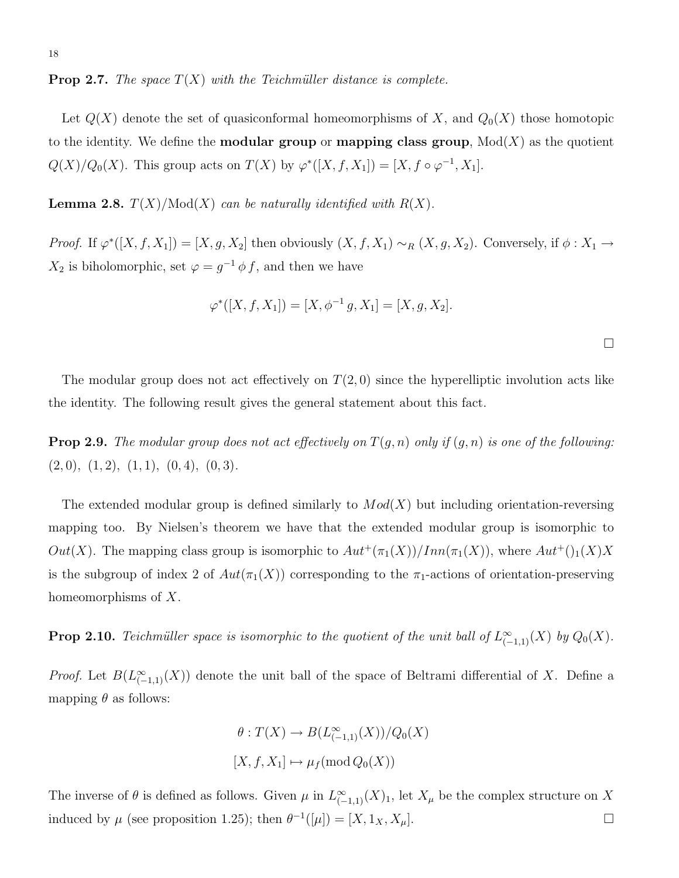**Prop 2.7.** *The space $T(X)$ with the Teichmüller distance is complete.*

Let $Q(X)$ denote the set of quasiconformal homeomorphisms of $X$, and $Q_0(X)$ those homotopic to the identity. We define the **modular group** or **mapping class group**, $\mathrm{Mod}(X)$ as the quotient $Q(X)/Q_0(X)$. This group acts on $T(X)$ by $\varphi^*([X, f, X_1]) = [X, f \circ \varphi^{-1}, X_1]$.

**Lemma 2.8.** *$T(X)/\mathrm{Mod}(X)$ can be naturally identified with $R(X)$.*

*Proof.* If $\varphi^*([X, f, X_1]) = [X, g, X_2]$ then obviously $(X, f, X_1) \sim_R (X, g, X_2)$. Conversely, if $\phi : X_1 \to X_2$ is biholomorphic, set $\varphi = g^{-1}\,\phi\, f$, and then we have

$$\varphi^*([X, f, X_1]) = [X, \phi^{-1}\, g, X_1] = [X, g, X_2].$$

□

The modular group does not act effectively on $T(2, 0)$ since the hyperelliptic involution acts like the identity. The following result gives the general statement about this fact.

**Prop 2.9.** *The modular group does not act effectively on $T(g, n)$ only if $(g, n)$ is one of the following: $(2, 0)$, $(1, 2)$, $(1, 1)$, $(0, 4)$, $(0, 3)$.*

The extended modular group is defined similarly to $Mod(X)$ but including orientation-reversing mapping too. By Nielsen's theorem we have that the extended modular group is isomorphic to $Out(X)$. The mapping class group is isomorphic to $Aut^+(\pi_1(X))/Inn(\pi_1(X))$, where $Aut^+()_1(X)X$ is the subgroup of index 2 of $Aut(\pi_1(X))$ corresponding to the $\pi_1$-actions of orientation-preserving homeomorphisms of $X$.

**Prop 2.10.** *Teichmüller space is isomorphic to the quotient of the unit ball of $L^\infty_{(-1,1)}(X)$ by $Q_0(X)$.*

*Proof.* Let $B(L^\infty_{(-1,1)}(X))$ denote the unit ball of the space of Beltrami differential of $X$. Define a mapping $\theta$ as follows:

$$\theta : T(X) \to B(L^\infty_{(-1,1)}(X))/Q_0(X)$$

$$[X, f, X_1] \mapsto \mu_f (\mathrm{mod}\, Q_0(X))$$

The inverse of $\theta$ is defined as follows. Given $\mu$ in $L^\infty_{(-1,1)}(X)_1$, let $X_\mu$ be the complex structure on $X$ induced by $\mu$ (see proposition 1.25); then $\theta^{-1}([\mu]) = [X, 1_X, X_\mu]$. □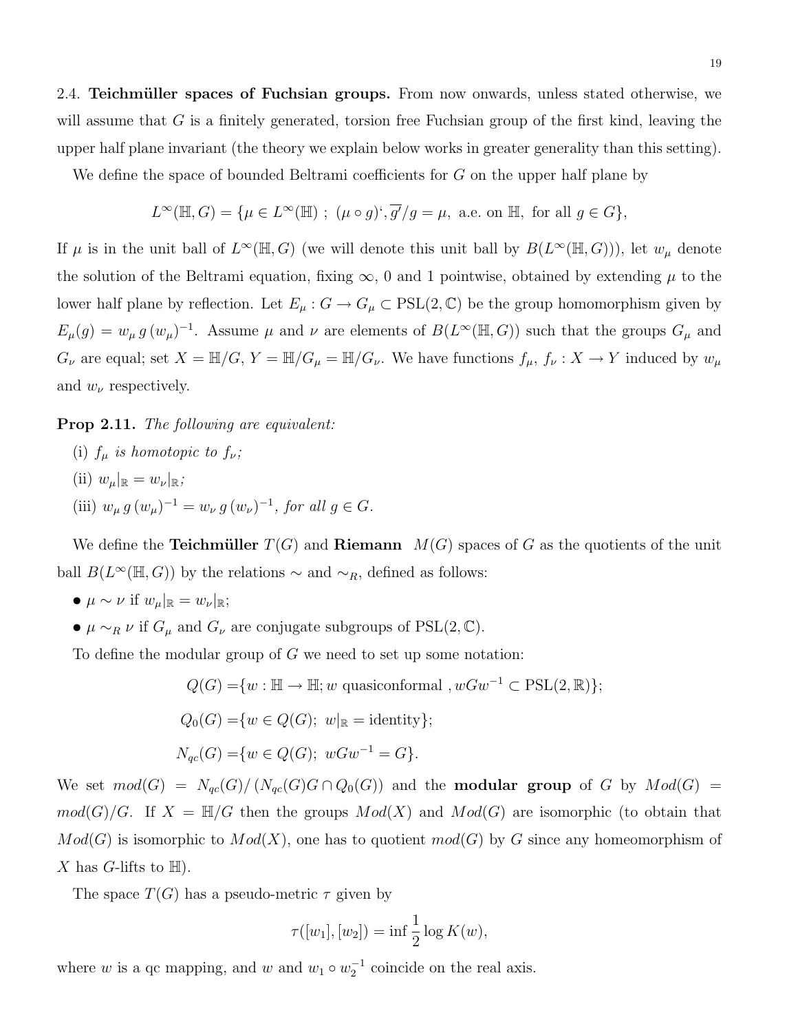2.4. **Teichmüller spaces of Fuchsian groups.** From now onwards, unless stated otherwise, we will assume that $G$ is a finitely generated, torsion free Fuchsian group of the first kind, leaving the upper half plane invariant (the theory we explain below works in greater generality than this setting).

We define the space of bounded Beltrami coefficients for $G$ on the upper half plane by

$$L^\infty(\mathbb{H}, G) = \{\mu \in L^\infty(\mathbb{H}) \ ; \ (\mu \circ g)`, \overline{g'}/g = \mu, \text{ a.e. on } \mathbb{H}, \text{ for all } g \in G\},$$

If $\mu$ is in the unit ball of $L^\infty(\mathbb{H}, G)$ (we will denote this unit ball by $B(L^\infty(\mathbb{H}, G))$), let $w_\mu$ denote the solution of the Beltrami equation, fixing $\infty$, 0 and 1 pointwise, obtained by extending $\mu$ to the lower half plane by reflection. Let $E_\mu : G \to G_\mu \subset \mathrm{PSL}(2, \mathbb{C})$ be the group homomorphism given by $E_\mu(g) = w_\mu \, g \, (w_\mu)^{-1}$. Assume $\mu$ and $\nu$ are elements of $B(L^\infty(\mathbb{H}, G))$ such that the groups $G_\mu$ and $G_\nu$ are equal; set $X = \mathbb{H}/G$, $Y = \mathbb{H}/G_\mu = \mathbb{H}/G_\nu$. We have functions $f_\mu$, $f_\nu : X \to Y$ induced by $w_\mu$ and $w_\nu$ respectively.

**Prop 2.11.** *The following are equivalent:*

(i) *$f_\mu$ is homotopic to $f_\nu$;*

(ii) *$w_\mu|_\mathbb{R} = w_\nu|_\mathbb{R}$;*

(iii) *$w_\mu \, g \, (w_\mu)^{-1} = w_\nu \, g \, (w_\nu)^{-1}$, for all $g \in G$.*

We define the **Teichmüller** $T(G)$ and **Riemann** $M(G)$ spaces of $G$ as the quotients of the unit ball $B(L^\infty(\mathbb{H}, G))$ by the relations $\sim$ and $\sim_R$, defined as follows:

- $\mu \sim \nu$ if $w_\mu|_\mathbb{R} = w_\nu|_\mathbb{R}$;
- $\mu \sim_R \nu$ if $G_\mu$ and $G_\nu$ are conjugate subgroups of $\mathrm{PSL}(2, \mathbb{C})$.

To define the modular group of $G$ we need to set up some notation:

$$Q(G) = \{w : \mathbb{H} \to \mathbb{H}; w \text{ quasiconformal }, wGw^{-1} \subset \mathrm{PSL}(2, \mathbb{R})\};$$

$$Q_0(G) = \{w \in Q(G); \ w|_\mathbb{R} = \text{identity}\};$$

$$N_{qc}(G) = \{w \in Q(G); \ wGw^{-1} = G\}.$$

We set $mod(G) = N_{qc}(G)/\left(N_{qc}(G)G \cap Q_0(G)\right)$ and the **modular group** of $G$ by $Mod(G) = mod(G)/G$. If $X = \mathbb{H}/G$ then the groups $Mod(X)$ and $Mod(G)$ are isomorphic (to obtain that $Mod(G)$ is isomorphic to $Mod(X)$, one has to quotient $mod(G)$ by $G$ since any homeomorphism of $X$ has $G$-lifts to $\mathbb{H}$).

The space $T(G)$ has a pseudo-metric $\tau$ given by

$$\tau([w_1], [w_2]) = \inf \frac{1}{2} \log K(w),$$

where $w$ is a qc mapping, and $w$ and $w_1 \circ w_2^{-1}$ coincide on the real axis.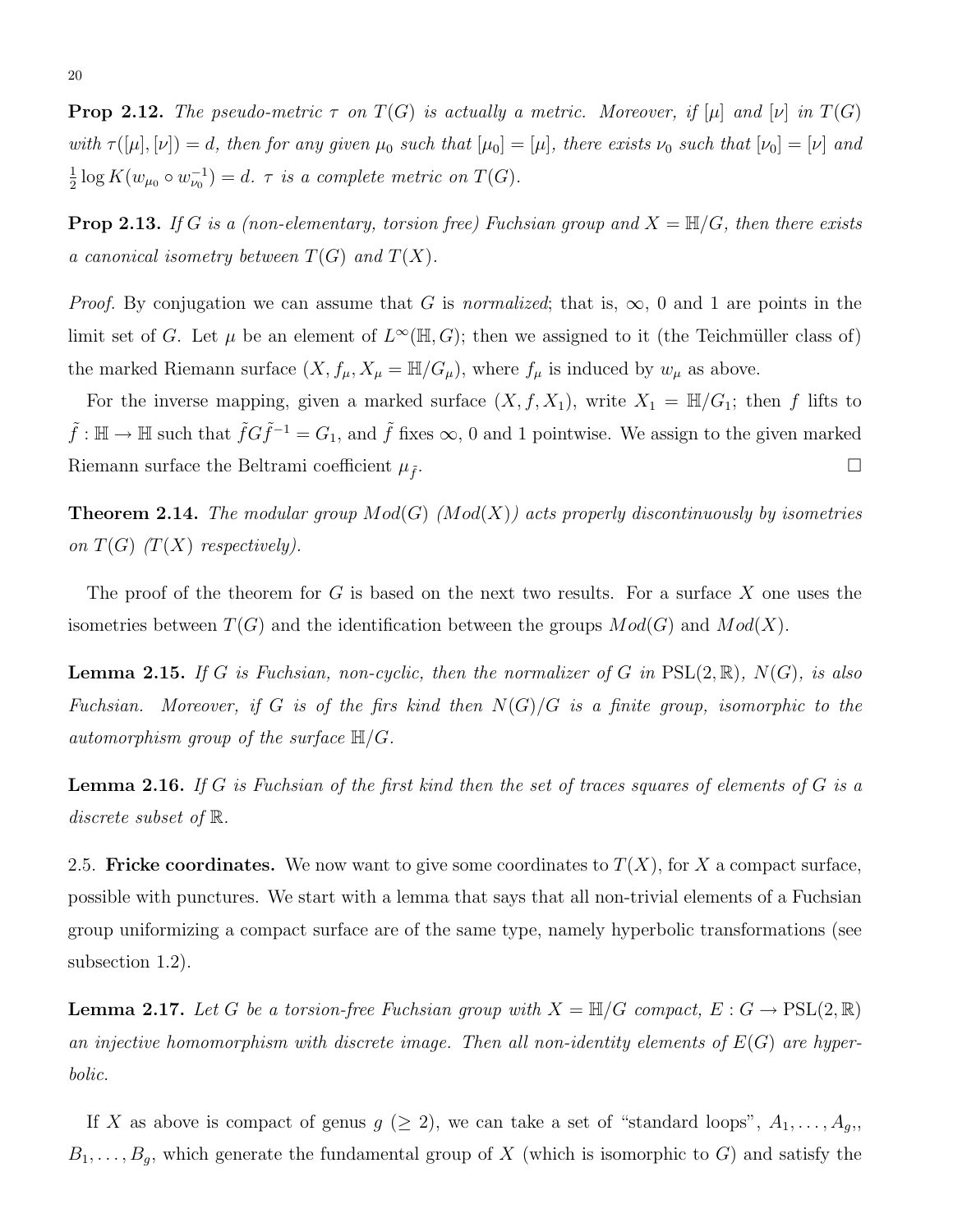**Prop 2.12.** *The pseudo-metric $\tau$ on $T(G)$ is actually a metric. Moreover, if $[\mu]$ and $[\nu]$ in $T(G)$ with $\tau([\mu],[\nu]) = d$, then for any given $\mu_0$ such that $[\mu_0] = [\mu]$, there exists $\nu_0$ such that $[\nu_0] = [\nu]$ and $\frac{1}{2}\log K(w_{\mu_0} \circ w_{\nu_0}^{-1}) = d$. $\tau$ is a complete metric on $T(G)$.*

**Prop 2.13.** *If $G$ is a (non-elementary, torsion free) Fuchsian group and $X = \mathbb{H}/G$, then there exists a canonical isometry between $T(G)$ and $T(X)$.*

*Proof.* By conjugation we can assume that $G$ is *normalized*; that is, $\infty$, 0 and 1 are points in the limit set of $G$. Let $\mu$ be an element of $L^\infty(\mathbb{H}, G)$; then we assigned to it (the Teichmüller class of) the marked Riemann surface $(X, f_\mu, X_\mu = \mathbb{H}/G_\mu)$, where $f_\mu$ is induced by $w_\mu$ as above.

For the inverse mapping, given a marked surface $(X, f, X_1)$, write $X_1 = \mathbb{H}/G_1$; then $f$ lifts to $\tilde{f} : \mathbb{H} \to \mathbb{H}$ such that $\tilde{f}G\tilde{f}^{-1} = G_1$, and $\tilde{f}$ fixes $\infty$, 0 and 1 pointwise. We assign to the given marked Riemann surface the Beltrami coefficient $\mu_{\tilde{f}}$. $\square$

**Theorem 2.14.** *The modular group $Mod(G)$ ($Mod(X)$) acts properly discontinuously by isometries on $T(G)$ ($T(X)$ respectively).*

The proof of the theorem for $G$ is based on the next two results. For a surface $X$ one uses the isometries between $T(G)$ and the identification between the groups $Mod(G)$ and $Mod(X)$.

**Lemma 2.15.** *If $G$ is Fuchsian, non-cyclic, then the normalizer of $G$ in $\mathrm{PSL}(2,\mathbb{R})$, $N(G)$, is also Fuchsian. Moreover, if $G$ is of the firs kind then $N(G)/G$ is a finite group, isomorphic to the automorphism group of the surface $\mathbb{H}/G$.*

**Lemma 2.16.** *If $G$ is Fuchsian of the first kind then the set of traces squares of elements of $G$ is a discrete subset of $\mathbb{R}$.*

2.5. **Fricke coordinates.** We now want to give some coordinates to $T(X)$, for $X$ a compact surface, possible with punctures. We start with a lemma that says that all non-trivial elements of a Fuchsian group uniformizing a compact surface are of the same type, namely hyperbolic transformations (see subsection 1.2).

**Lemma 2.17.** *Let $G$ be a torsion-free Fuchsian group with $X = \mathbb{H}/G$ compact, $E : G \to \mathrm{PSL}(2,\mathbb{R})$ an injective homomorphism with discrete image. Then all non-identity elements of $E(G)$ are hyperbolic.*

If $X$ as above is compact of genus $g$ ($\geq 2$), we can take a set of "standard loops", $A_1, \ldots, A_{g,}$, $B_1, \ldots, B_g$, which generate the fundamental group of $X$ (which is isomorphic to $G$) and satisfy the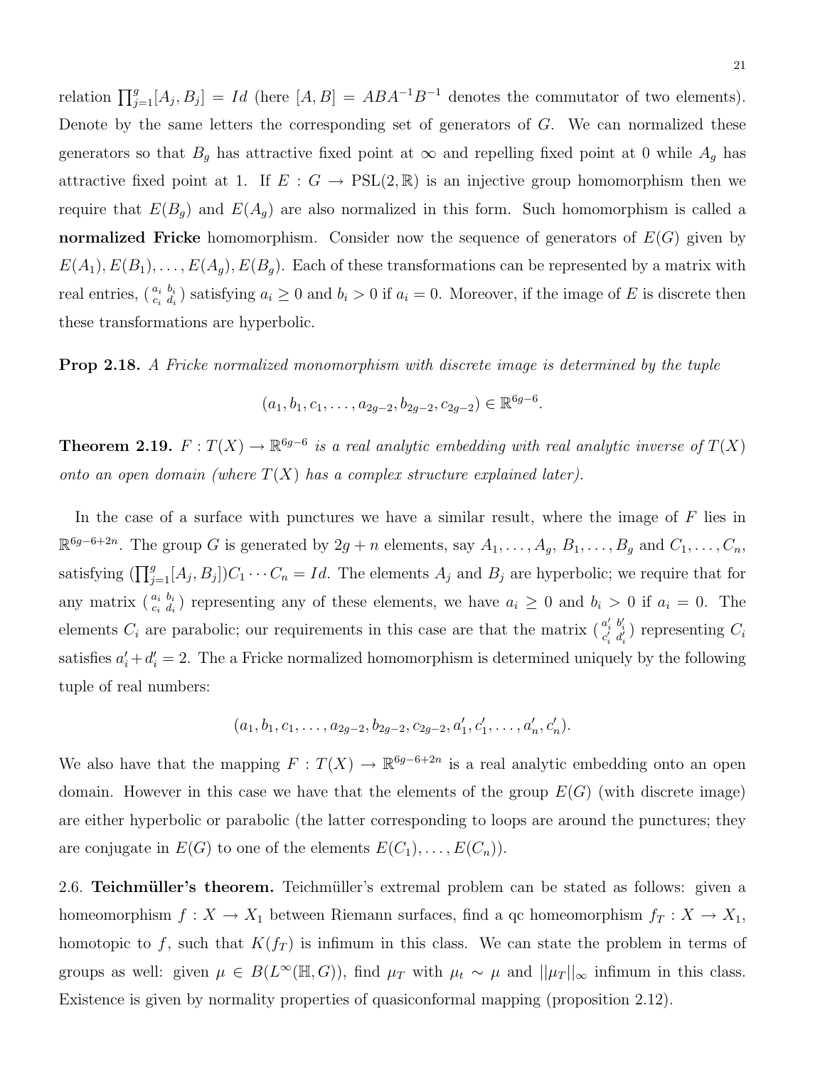relation $\prod_{j=1}^{g}[A_j, B_j] = Id$ (here $[A, B] = ABA^{-1}B^{-1}$ denotes the commutator of two elements). Denote by the same letters the corresponding set of generators of $G$. We can normalized these generators so that $B_g$ has attractive fixed point at $\infty$ and repelling fixed point at 0 while $A_g$ has attractive fixed point at 1. If $E : G \to \mathrm{PSL}(2, \mathbb{R})$ is an injective group homomorphism then we require that $E(B_g)$ and $E(A_g)$ are also normalized in this form. Such homomorphism is called a **normalized Fricke** homomorphism. Consider now the sequence of generators of $E(G)$ given by $E(A_1), E(B_1), \ldots, E(A_g), E(B_g)$. Each of these transformations can be represented by a matrix with real entries, $\left(\begin{smallmatrix} a_i & b_i \\ c_i & d_i \end{smallmatrix}\right)$ satisfying $a_i \geq 0$ and $b_i > 0$ if $a_i = 0$. Moreover, if the image of $E$ is discrete then these transformations are hyperbolic.

**Prop 2.18.** *A Fricke normalized monomorphism with discrete image is determined by the tuple*

$$(a_1, b_1, c_1, \ldots, a_{2g-2}, b_{2g-2}, c_{2g-2}) \in \mathbb{R}^{6g-6}.$$

**Theorem 2.19.** *$F : T(X) \to \mathbb{R}^{6g-6}$ is a real analytic embedding with real analytic inverse of $T(X)$ onto an open domain (where $T(X)$ has a complex structure explained later).*

In the case of a surface with punctures we have a similar result, where the image of $F$ lies in $\mathbb{R}^{6g-6+2n}$. The group $G$ is generated by $2g + n$ elements, say $A_1, \ldots, A_g$, $B_1, \ldots, B_g$ and $C_1, \ldots, C_n$, satisfying $(\prod_{j=1}^{g}[A_j, B_j])C_1 \cdots C_n = Id$. The elements $A_j$ and $B_j$ are hyperbolic; we require that for any matrix $\left(\begin{smallmatrix} a_i & b_i \\ c_i & d_i \end{smallmatrix}\right)$ representing any of these elements, we have $a_i \geq 0$ and $b_i > 0$ if $a_i = 0$. The elements $C_i$ are parabolic; our requirements in this case are that the matrix $\left(\begin{smallmatrix} a'_i & b'_i \\ c'_i & d'_i \end{smallmatrix}\right)$ representing $C_i$ satisfies $a'_i + d'_i = 2$. The a Fricke normalized homomorphism is determined uniquely by the following tuple of real numbers:

$$(a_1, b_1, c_1, \ldots, a_{2g-2}, b_{2g-2}, c_{2g-2}, a'_1, c'_1, \ldots, a'_n, c'_n).$$

We also have that the mapping $F : T(X) \to \mathbb{R}^{6g-6+2n}$ is a real analytic embedding onto an open domain. However in this case we have that the elements of the group $E(G)$ (with discrete image) are either hyperbolic or parabolic (the latter corresponding to loops are around the punctures; they are conjugate in $E(G)$ to one of the elements $E(C_1), \ldots, E(C_n)$).

2.6. **Teichmüller's theorem.** Teichmüller's extremal problem can be stated as follows: given a homeomorphism $f : X \to X_1$ between Riemann surfaces, find a qc homeomorphism $f_T : X \to X_1$, homotopic to $f$, such that $K(f_T)$ is infimum in this class. We can state the problem in terms of groups as well: given $\mu \in B(L^\infty(\mathbb{H}, G))$, find $\mu_T$ with $\mu_t \sim \mu$ and $||\mu_T||_\infty$ infimum in this class. Existence is given by normality properties of quasiconformal mapping (proposition 2.12).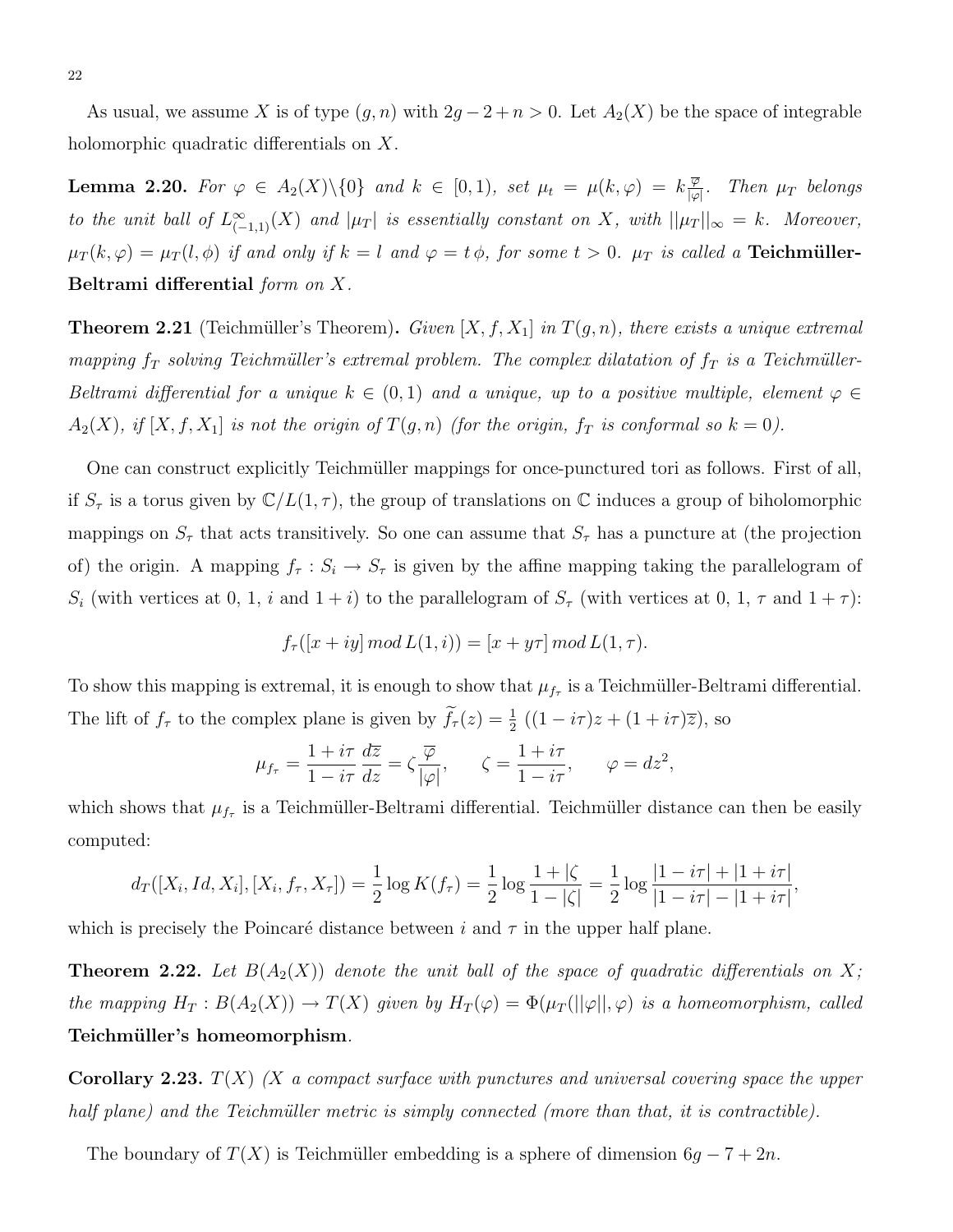As usual, we assume $X$ is of type $(g, n)$ with $2g - 2 + n > 0$. Let $A_2(X)$ be the space of integrable holomorphic quadratic differentials on $X$.

**Lemma 2.20.** *For $\varphi \in A_2(X)\backslash\{0\}$ and $k \in [0, 1)$, set $\mu_t = \mu(k, \varphi) = k\frac{\overline{\varphi}}{|\varphi|}$. Then $\mu_T$ belongs to the unit ball of $L^\infty_{(-1,1)}(X)$ and $|\mu_T|$ is essentially constant on $X$, with $||\mu_T||_\infty = k$. Moreover, $\mu_T(k, \varphi) = \mu_T(l, \phi)$ if and only if $k = l$ and $\varphi = t\,\phi$, for some $t > 0$. $\mu_T$ is called a* **Teichmüller-Beltrami differential** *form on $X$.*

**Theorem 2.21** (Teichmüller's Theorem)**.** *Given $[X, f, X_1]$ in $T(g, n)$, there exists a unique extremal mapping $f_T$ solving Teichmüller's extremal problem. The complex dilatation of $f_T$ is a Teichmüller-Beltrami differential for a unique $k \in (0, 1)$ and a unique, up to a positive multiple, element $\varphi \in A_2(X)$, if $[X, f, X_1]$ is not the origin of $T(g, n)$ (for the origin, $f_T$ is conformal so $k = 0$).*

One can construct explicitly Teichmüller mappings for once-punctured tori as follows. First of all, if $S_\tau$ is a torus given by $\mathbb{C}/L(1, \tau)$, the group of translations on $\mathbb{C}$ induces a group of biholomorphic mappings on $S_\tau$ that acts transitively. So one can assume that $S_\tau$ has a puncture at (the projection of) the origin. A mapping $f_\tau : S_i \to S_\tau$ is given by the affine mapping taking the parallelogram of $S_i$ (with vertices at 0, 1, $i$ and $1 + i$) to the parallelogram of $S_\tau$ (with vertices at 0, 1, $\tau$ and $1 + \tau$):

$$f_\tau([x + iy]\, mod\, L(1, i)) = [x + y\tau]\, mod\, L(1, \tau).$$

To show this mapping is extremal, it is enough to show that $\mu_{f_\tau}$ is a Teichmüller-Beltrami differential. The lift of $f_\tau$ to the complex plane is given by $\widetilde{f}_\tau(z) = \frac{1}{2}\left((1 - i\tau)z + (1 + i\tau)\overline{z}\right)$, so

$$\mu_{f_\tau} = \frac{1 + i\tau}{1 - i\tau}\,\frac{d\overline{z}}{dz} = \zeta\frac{\overline{\varphi}}{|\varphi|}, \qquad \zeta = \frac{1 + i\tau}{1 - i\tau}, \qquad \varphi = dz^2,$$

which shows that $\mu_{f_\tau}$ is a Teichmüller-Beltrami differential. Teichmüller distance can then be easily computed:

$$d_T([X_i, Id, X_i], [X_i, f_\tau, X_\tau]) = \frac{1}{2}\log K(f_\tau) = \frac{1}{2}\log\frac{1 + |\zeta}{1 - |\zeta|} = \frac{1}{2}\log\frac{|1 - i\tau| + |1 + i\tau|}{|1 - i\tau| - |1 + i\tau|},$$

which is precisely the Poincaré distance between $i$ and $\tau$ in the upper half plane.

**Theorem 2.22.** *Let $B(A_2(X))$ denote the unit ball of the space of quadratic differentials on $X$; the mapping $H_T : B(A_2(X)) \to T(X)$ given by $H_T(\varphi) = \Phi(\mu_T(||\varphi||, \varphi)$ is a homeomorphism, called* **Teichmüller's homeomorphism**.

**Corollary 2.23.** *$T(X)$ ($X$ a compact surface with punctures and universal covering space the upper half plane) and the Teichmüller metric is simply connected (more than that, it is contractible).*

The boundary of $T(X)$ is Teichmüller embedding is a sphere of dimension $6g - 7 + 2n$.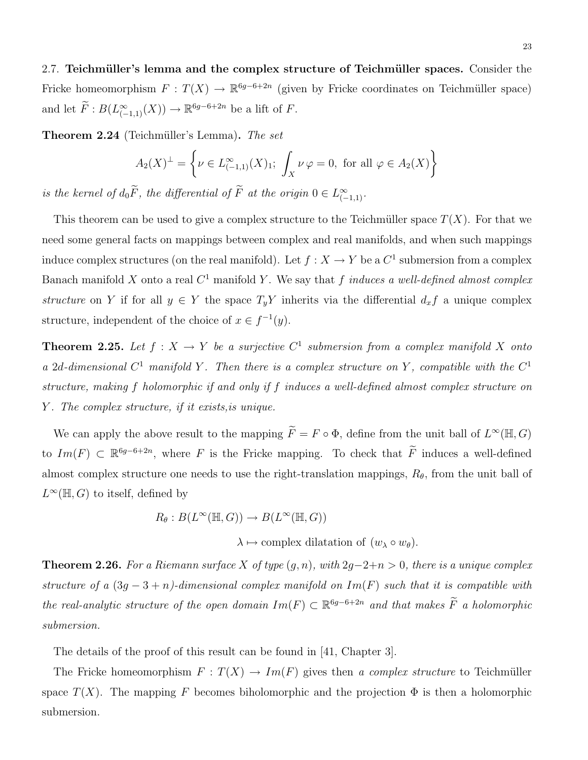### 2.7. Teichmüller's lemma and the complex structure of Teichmüller spaces.

Consider the Fricke homeomorphism $F : T(X) \to \mathbb{R}^{6g-6+2n}$ (given by Fricke coordinates on Teichmüller space) and let $\widetilde{F} : B(L^\infty_{(-1,1)}(X)) \to \mathbb{R}^{6g-6+2n}$ be a lift of $F$.

**Theorem 2.24** (Teichmüller's Lemma)**.** *The set*

$$A_2(X)^\perp = \left\{ \nu \in L^\infty_{(-1,1)}(X)_1; \int_X \nu\, \varphi = 0, \text{ for all } \varphi \in A_2(X) \right\}$$

*is the kernel of $d_0\widetilde{F}$, the differential of $\widetilde{F}$ at the origin $0 \in L^\infty_{(-1,1)}$.*

This theorem can be used to give a complex structure to the Teichmüller space $T(X)$. For that we need some general facts on mappings between complex and real manifolds, and when such mappings induce complex structures (on the real manifold). Let $f : X \to Y$ be a $C^1$ submersion from a complex Banach manifold $X$ onto a real $C^1$ manifold $Y$. We say that $f$ *induces a well-defined almost complex structure* on $Y$ if for all $y \in Y$ the space $T_yY$ inherits via the differential $d_xf$ a unique complex structure, independent of the choice of $x \in f^{-1}(y)$.

**Theorem 2.25.** *Let $f : X \to Y$ be a surjective $C^1$ submersion from a complex manifold $X$ onto a $2d$-dimensional $C^1$ manifold $Y$. Then there is a complex structure on $Y$, compatible with the $C^1$ structure, making $f$ holomorphic if and only if $f$ induces a well-defined almost complex structure on $Y$. The complex structure, if it exists,is unique.*

We can apply the above result to the mapping $\widetilde{F} = F \circ \Phi$, define from the unit ball of $L^\infty(\mathbb{H}, G)$ to $Im(F) \subset \mathbb{R}^{6g-6+2n}$, where $F$ is the Fricke mapping. To check that $\widetilde{F}$ induces a well-defined almost complex structure one needs to use the right-translation mappings, $R_\theta$, from the unit ball of $L^\infty(\mathbb{H}, G)$ to itself, defined by

$$R_\theta : B(L^\infty(\mathbb{H}, G)) \to B(L^\infty(\mathbb{H}, G))$$

$$\lambda \mapsto \text{complex dilatation of } (w_\lambda \circ w_\theta).$$

**Theorem 2.26.** *For a Riemann surface $X$ of type $(g, n)$, with $2g-2+n > 0$, there is a unique complex structure of a $(3g-3+n)$-dimensional complex manifold on $Im(F)$ such that it is compatible with the real-analytic structure of the open domain $Im(F) \subset \mathbb{R}^{6g-6+2n}$ and that makes $\widetilde{F}$ a holomorphic submersion.*

The details of the proof of this result can be found in [41, Chapter 3].

The Fricke homeomorphism $F : T(X) \to Im(F)$ gives then *a complex structure* to Teichmüller space $T(X)$. The mapping $F$ becomes biholomorphic and the projection $\Phi$ is then a holomorphic submersion.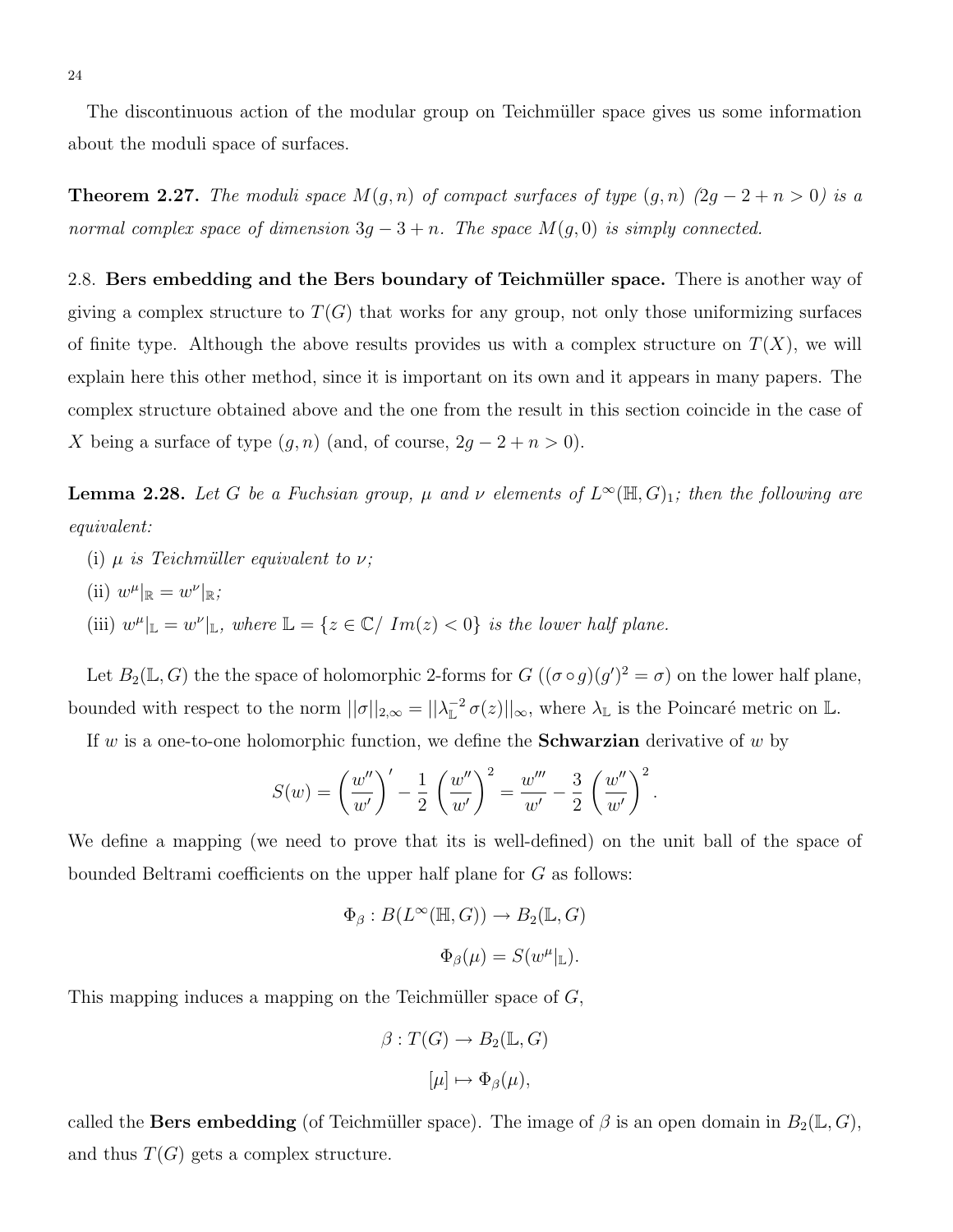The discontinuous action of the modular group on Teichmüller space gives us some information about the moduli space of surfaces.

**Theorem 2.27.** *The moduli space $M(g,n)$ of compact surfaces of type $(g,n)$ $(2g-2+n>0)$ is a normal complex space of dimension $3g-3+n$. The space $M(g,0)$ is simply connected.*

2.8. **Bers embedding and the Bers boundary of Teichmüller space.** There is another way of giving a complex structure to $T(G)$ that works for any group, not only those uniformizing surfaces of finite type. Although the above results provides us with a complex structure on $T(X)$, we will explain here this other method, since it is important on its own and it appears in many papers. The complex structure obtained above and the one from the result in this section coincide in the case of $X$ being a surface of type $(g,n)$ (and, of course, $2g-2+n>0$).

**Lemma 2.28.** *Let $G$ be a Fuchsian group, $\mu$ and $\nu$ elements of $L^\infty(\mathbb{H},G)_1$; then the following are equivalent:*

(i) *$\mu$ is Teichmüller equivalent to $\nu$;*

(ii) *$w^\mu|_{\mathbb{R}} = w^\nu|_{\mathbb{R}}$;*

(iii) *$w^\mu|_{\mathbb{L}} = w^\nu|_{\mathbb{L}}$, where $\mathbb{L} = \{z \in \mathbb{C}/\ Im(z) < 0\}$ is the lower half plane.*

Let $B_2(\mathbb{L},G)$ the the space of holomorphic 2-forms for $G$ ($(\sigma \circ g)(g')^2 = \sigma$) on the lower half plane, bounded with respect to the norm $||\sigma||_{2,\infty} = ||\lambda_{\mathbb{L}}^{-2}\,\sigma(z)||_\infty$, where $\lambda_{\mathbb{L}}$ is the Poincaré metric on $\mathbb{L}$.

If $w$ is a one-to-one holomorphic function, we define the **Schwarzian** derivative of $w$ by

$$S(w) = \left(\frac{w''}{w'}\right)' - \frac{1}{2}\left(\frac{w''}{w'}\right)^2 = \frac{w'''}{w'} - \frac{3}{2}\left(\frac{w''}{w'}\right)^2.$$

We define a mapping (we need to prove that its is well-defined) on the unit ball of the space of bounded Beltrami coefficients on the upper half plane for $G$ as follows:

$$\Phi_\beta : B(L^\infty(\mathbb{H},G)) \to B_2(\mathbb{L},G)$$

$$\Phi_\beta(\mu) = S(w^\mu|_{\mathbb{L}}).$$

This mapping induces a mapping on the Teichmüller space of $G$,

$$\beta : T(G) \to B_2(\mathbb{L},G)$$

$$[\mu] \mapsto \Phi_\beta(\mu),$$

called the **Bers embedding** (of Teichmüller space). The image of $\beta$ is an open domain in $B_2(\mathbb{L},G)$, and thus $T(G)$ gets a complex structure.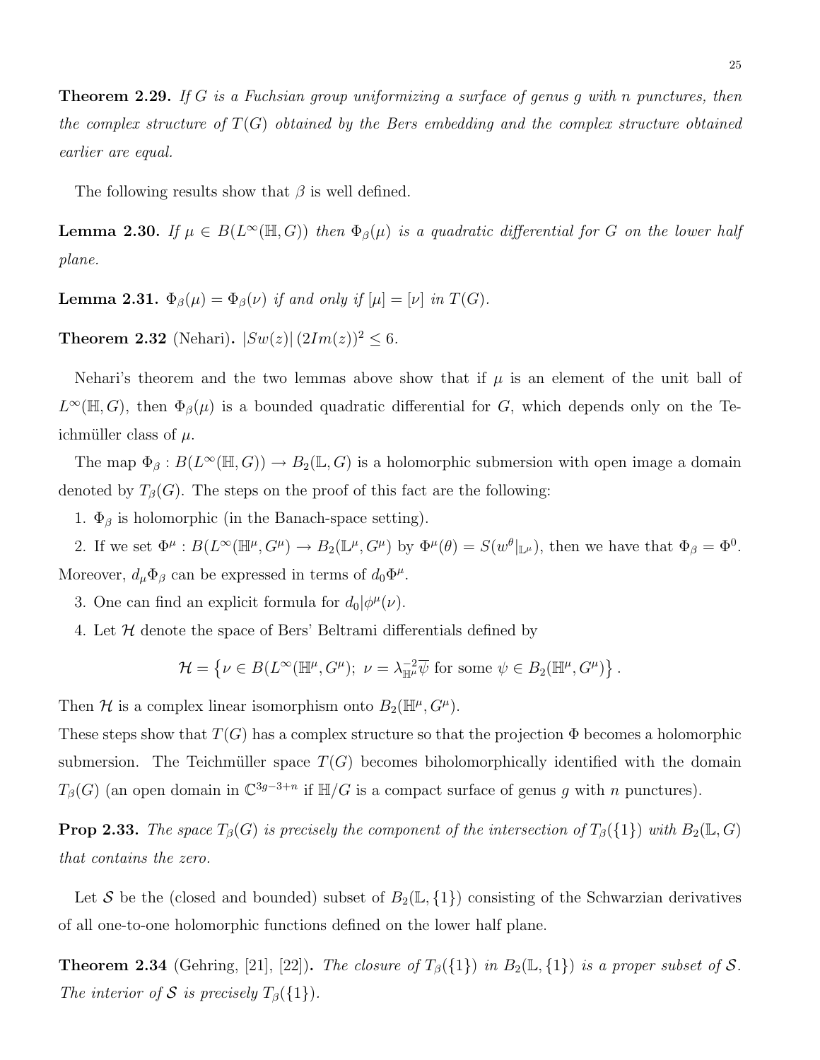**Theorem 2.29.** *If $G$ is a Fuchsian group uniformizing a surface of genus $g$ with $n$ punctures, then the complex structure of $T(G)$ obtained by the Bers embedding and the complex structure obtained earlier are equal.*

The following results show that $\beta$ is well defined.

**Lemma 2.30.** *If $\mu \in B(L^\infty(\mathbb{H}, G))$ then $\Phi_\beta(\mu)$ is a quadratic differential for $G$ on the lower half plane.*

**Lemma 2.31.** *$\Phi_\beta(\mu) = \Phi_\beta(\nu)$ if and only if $[\mu] = [\nu]$ in $T(G)$.*

**Theorem 2.32** (Nehari)**.** *$|Sw(z)|\,(2Im(z))^2 \leq 6$.*

Nehari's theorem and the two lemmas above show that if $\mu$ is an element of the unit ball of $L^\infty(\mathbb{H}, G)$, then $\Phi_\beta(\mu)$ is a bounded quadratic differential for $G$, which depends only on the Teichmüller class of $\mu$.

The map $\Phi_\beta : B(L^\infty(\mathbb{H}, G)) \to B_2(\mathbb{L}, G)$ is a holomorphic submersion with open image a domain denoted by $T_\beta(G)$. The steps on the proof of this fact are the following:

1. $\Phi_\beta$ is holomorphic (in the Banach-space setting).

2. If we set $\Phi^\mu : B(L^\infty(\mathbb{H}^\mu, G^\mu) \to B_2(\mathbb{L}^\mu, G^\mu)$ by $\Phi^\mu(\theta) = S(w^\theta|_{\mathbb{L}^\mu})$, then we have that $\Phi_\beta = \Phi^0$. Moreover, $d_\mu \Phi_\beta$ can be expressed in terms of $d_0\Phi^\mu$.

3. One can find an explicit formula for $d_0|\phi^\mu(\nu)$.

4. Let $\mathcal{H}$ denote the space of Bers' Beltrami differentials defined by

$$\mathcal{H} = \left\{\nu \in B(L^\infty(\mathbb{H}^\mu, G^\mu);\ \nu = \lambda_{\mathbb{H}^\mu}^{-2}\overline{\psi} \text{ for some } \psi \in B_2(\mathbb{H}^\mu, G^\mu)\right\}.$$

Then $\mathcal{H}$ is a complex linear isomorphism onto $B_2(\mathbb{H}^\mu, G^\mu)$.

These steps show that $T(G)$ has a complex structure so that the projection $\Phi$ becomes a holomorphic submersion. The Teichmüller space $T(G)$ becomes biholomorphically identified with the domain $T_\beta(G)$ (an open domain in $\mathbb{C}^{3g-3+n}$ if $\mathbb{H}/G$ is a compact surface of genus $g$ with $n$ punctures).

**Prop 2.33.** *The space $T_\beta(G)$ is precisely the component of the intersection of $T_\beta(\{1\})$ with $B_2(\mathbb{L}, G)$ that contains the zero.*

Let $\mathcal{S}$ be the (closed and bounded) subset of $B_2(\mathbb{L}, \{1\})$ consisting of the Schwarzian derivatives of all one-to-one holomorphic functions defined on the lower half plane.

**Theorem 2.34** (Gehring, [21], [22])**.** *The closure of $T_\beta(\{1\})$ in $B_2(\mathbb{L}, \{1\})$ is a proper subset of $\mathcal{S}$. The interior of $\mathcal{S}$ is precisely $T_\beta(\{1\})$.*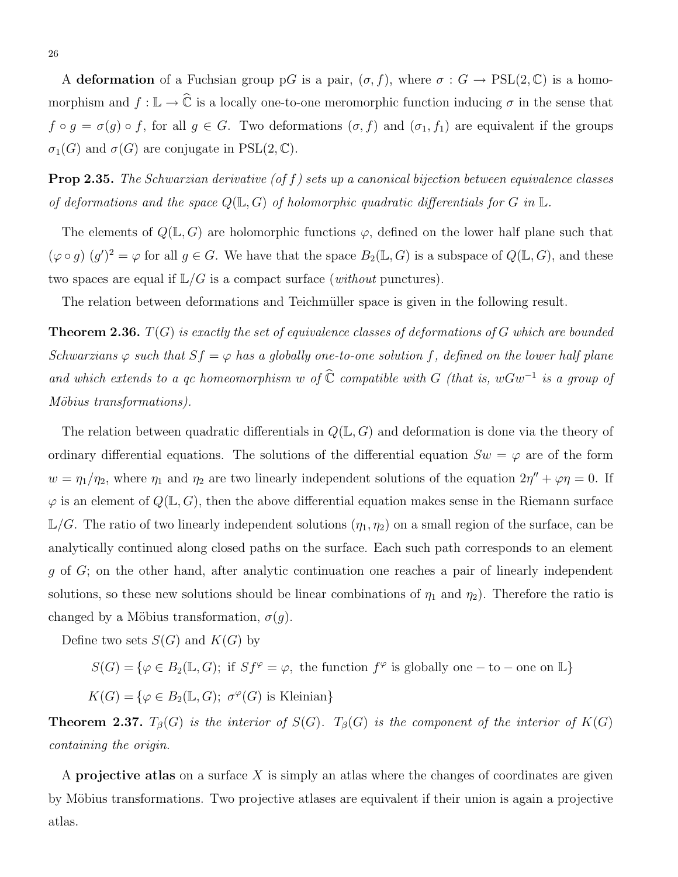A **deformation** of a Fuchsian group p$G$ is a pair, $(\sigma, f)$, where $\sigma : G \to \mathrm{PSL}(2,\mathbb{C})$ is a homomorphism and $f : \mathbb{L} \to \widehat{\mathbb{C}}$ is a locally one-to-one meromorphic function inducing $\sigma$ in the sense that $f \circ g = \sigma(g) \circ f$, for all $g \in G$. Two deformations $(\sigma, f)$ and $(\sigma_1, f_1)$ are equivalent if the groups $\sigma_1(G)$ and $\sigma(G)$ are conjugate in $\mathrm{PSL}(2,\mathbb{C})$.

**Prop 2.35.** *The Schwarzian derivative (of $f$) sets up a canonical bijection between equivalence classes of deformations and the space $Q(\mathbb{L}, G)$ of holomorphic quadratic differentials for $G$ in $\mathbb{L}$.*

The elements of $Q(\mathbb{L}, G)$ are holomorphic functions $\varphi$, defined on the lower half plane such that $(\varphi \circ g)\ (g')^2 = \varphi$ for all $g \in G$. We have that the space $B_2(\mathbb{L}, G)$ is a subspace of $Q(\mathbb{L}, G)$, and these two spaces are equal if $\mathbb{L}/G$ is a compact surface (*without* punctures).

The relation between deformations and Teichmüller space is given in the following result.

**Theorem 2.36.** *$T(G)$ is exactly the set of equivalence classes of deformations of $G$ which are bounded Schwarzians $\varphi$ such that $Sf = \varphi$ has a globally one-to-one solution $f$, defined on the lower half plane and which extends to a qc homeomorphism $w$ of $\widehat{\mathbb{C}}$ compatible with $G$ (that is, $wGw^{-1}$ is a group of Möbius transformations).*

The relation between quadratic differentials in $Q(\mathbb{L}, G)$ and deformation is done via the theory of ordinary differential equations. The solutions of the differential equation $Sw = \varphi$ are of the form $w = \eta_1/\eta_2$, where $\eta_1$ and $\eta_2$ are two linearly independent solutions of the equation $2\eta'' + \varphi\eta = 0$. If $\varphi$ is an element of $Q(\mathbb{L}, G)$, then the above differential equation makes sense in the Riemann surface $\mathbb{L}/G$. The ratio of two linearly independent solutions $(\eta_1, \eta_2)$ on a small region of the surface, can be analytically continued along closed paths on the surface. Each such path corresponds to an element $g$ of $G$; on the other hand, after analytic continuation one reaches a pair of linearly independent solutions, so these new solutions should be linear combinations of $\eta_1$ and $\eta_2$). Therefore the ratio is changed by a Möbius transformation, $\sigma(g)$.

Define two sets $S(G)$ and $K(G)$ by

$$S(G) = \{\varphi \in B_2(\mathbb{L}, G);\ \text{if } Sf^{\varphi} = \varphi,\ \text{the function } f^{\varphi} \text{ is globally one} - \text{to} - \text{one on } \mathbb{L}\}$$

$$K(G) = \{\varphi \in B_2(\mathbb{L}, G);\ \sigma^{\varphi}(G) \text{ is Kleinian}\}$$

**Theorem 2.37.** *$T_\beta(G)$ is the interior of $S(G)$. $T_\beta(G)$ is the component of the interior of $K(G)$ containing the origin.*

A **projective atlas** on a surface $X$ is simply an atlas where the changes of coordinates are given by Möbius transformations. Two projective atlases are equivalent if their union is again a projective atlas.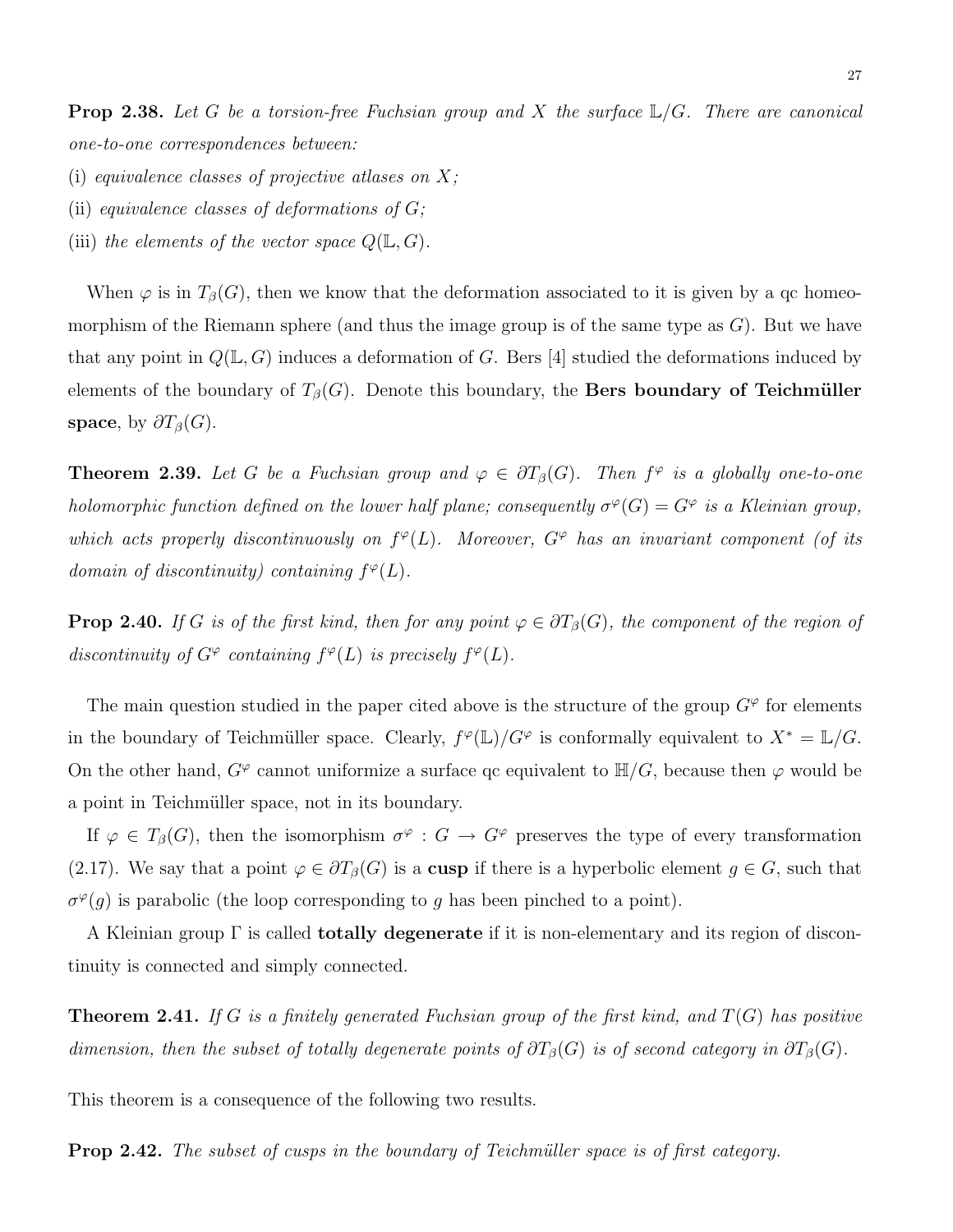**Prop 2.38.** *Let $G$ be a torsion-free Fuchsian group and $X$ the surface $\mathbb{L}/G$. There are canonical one-to-one correspondences between:*

(i) *equivalence classes of projective atlases on $X$;*

(ii) *equivalence classes of deformations of $G$;*

(iii) *the elements of the vector space $Q(\mathbb{L}, G)$.*

When $\varphi$ is in $T_\beta(G)$, then we know that the deformation associated to it is given by a qc homeomorphism of the Riemann sphere (and thus the image group is of the same type as $G$). But we have that any point in $Q(\mathbb{L}, G)$ induces a deformation of $G$. Bers [4] studied the deformations induced by elements of the boundary of $T_\beta(G)$. Denote this boundary, the **Bers boundary of Teichmüller space**, by $\partial T_\beta(G)$.

**Theorem 2.39.** *Let $G$ be a Fuchsian group and $\varphi \in \partial T_\beta(G)$. Then $f^\varphi$ is a globally one-to-one holomorphic function defined on the lower half plane; consequently $\sigma^\varphi(G) = G^\varphi$ is a Kleinian group, which acts properly discontinuously on $f^\varphi(L)$. Moreover, $G^\varphi$ has an invariant component (of its domain of discontinuity) containing $f^\varphi(L)$.*

**Prop 2.40.** *If $G$ is of the first kind, then for any point $\varphi \in \partial T_\beta(G)$, the component of the region of discontinuity of $G^\varphi$ containing $f^\varphi(L)$ is precisely $f^\varphi(L)$.*

The main question studied in the paper cited above is the structure of the group $G^\varphi$ for elements in the boundary of Teichmüller space. Clearly, $f^\varphi(\mathbb{L})/G^\varphi$ is conformally equivalent to $X^* = \mathbb{L}/G$. On the other hand, $G^\varphi$ cannot uniformize a surface qc equivalent to $\mathbb{H}/G$, because then $\varphi$ would be a point in Teichmüller space, not in its boundary.

If $\varphi \in T_\beta(G)$, then the isomorphism $\sigma^\varphi : G \to G^\varphi$ preserves the type of every transformation (2.17). We say that a point $\varphi \in \partial T_\beta(G)$ is a **cusp** if there is a hyperbolic element $g \in G$, such that $\sigma^\varphi(g)$ is parabolic (the loop corresponding to $g$ has been pinched to a point).

A Kleinian group $\Gamma$ is called **totally degenerate** if it is non-elementary and its region of discontinuity is connected and simply connected.

**Theorem 2.41.** *If $G$ is a finitely generated Fuchsian group of the first kind, and $T(G)$ has positive dimension, then the subset of totally degenerate points of $\partial T_\beta(G)$ is of second category in $\partial T_\beta(G)$.*

This theorem is a consequence of the following two results.

**Prop 2.42.** *The subset of cusps in the boundary of Teichmüller space is of first category.*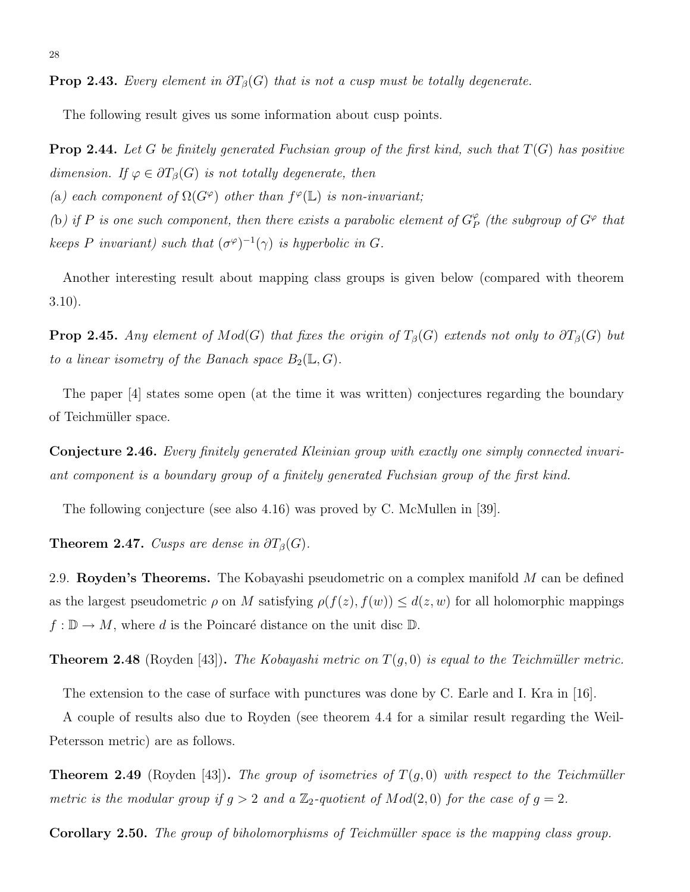**Prop 2.43.** *Every element in $\partial T_\beta(G)$ that is not a cusp must be totally degenerate.*

The following result gives us some information about cusp points.

**Prop 2.44.** *Let $G$ be finitely generated Fuchsian group of the first kind, such that $T(G)$ has positive dimension. If $\varphi \in \partial T_\beta(G)$ is not totally degenerate, then*
*(a) each component of $\Omega(G^\varphi)$ other than $f^\varphi(\mathbb{L})$ is non-invariant;*
*(b) if $P$ is one such component, then there exists a parabolic element of $G^\varphi_P$ (the subgroup of $G^\varphi$ that keeps $P$ invariant) such that $(\sigma^\varphi)^{-1}(\gamma)$ is hyperbolic in $G$.*

Another interesting result about mapping class groups is given below (compared with theorem 3.10).

**Prop 2.45.** *Any element of $Mod(G)$ that fixes the origin of $T_\beta(G)$ extends not only to $\partial T_\beta(G)$ but to a linear isometry of the Banach space $B_2(\mathbb{L}, G)$.*

The paper [4] states some open (at the time it was written) conjectures regarding the boundary of Teichmüller space.

**Conjecture 2.46.** *Every finitely generated Kleinian group with exactly one simply connected invariant component is a boundary group of a finitely generated Fuchsian group of the first kind.*

The following conjecture (see also 4.16) was proved by C. McMullen in [39].

**Theorem 2.47.** *Cusps are dense in $\partial T_\beta(G)$.*

2.9. **Royden's Theorems.** The Kobayashi pseudometric on a complex manifold $M$ can be defined as the largest pseudometric $\rho$ on $M$ satisfying $\rho(f(z), f(w)) \leq d(z, w)$ for all holomorphic mappings $f : \mathbb{D} \to M$, where $d$ is the Poincaré distance on the unit disc $\mathbb{D}$.

**Theorem 2.48** (Royden [43])**.** *The Kobayashi metric on $T(g, 0)$ is equal to the Teichmüller metric.*

The extension to the case of surface with punctures was done by C. Earle and I. Kra in [16].

A couple of results also due to Royden (see theorem 4.4 for a similar result regarding the Weil-Petersson metric) are as follows.

**Theorem 2.49** (Royden [43])**.** *The group of isometries of $T(g, 0)$ with respect to the Teichmüller metric is the modular group if $g > 2$ and a $\mathbb{Z}_2$-quotient of $Mod(2, 0)$ for the case of $g = 2$.*

**Corollary 2.50.** *The group of biholomorphisms of Teichmüller space is the mapping class group.*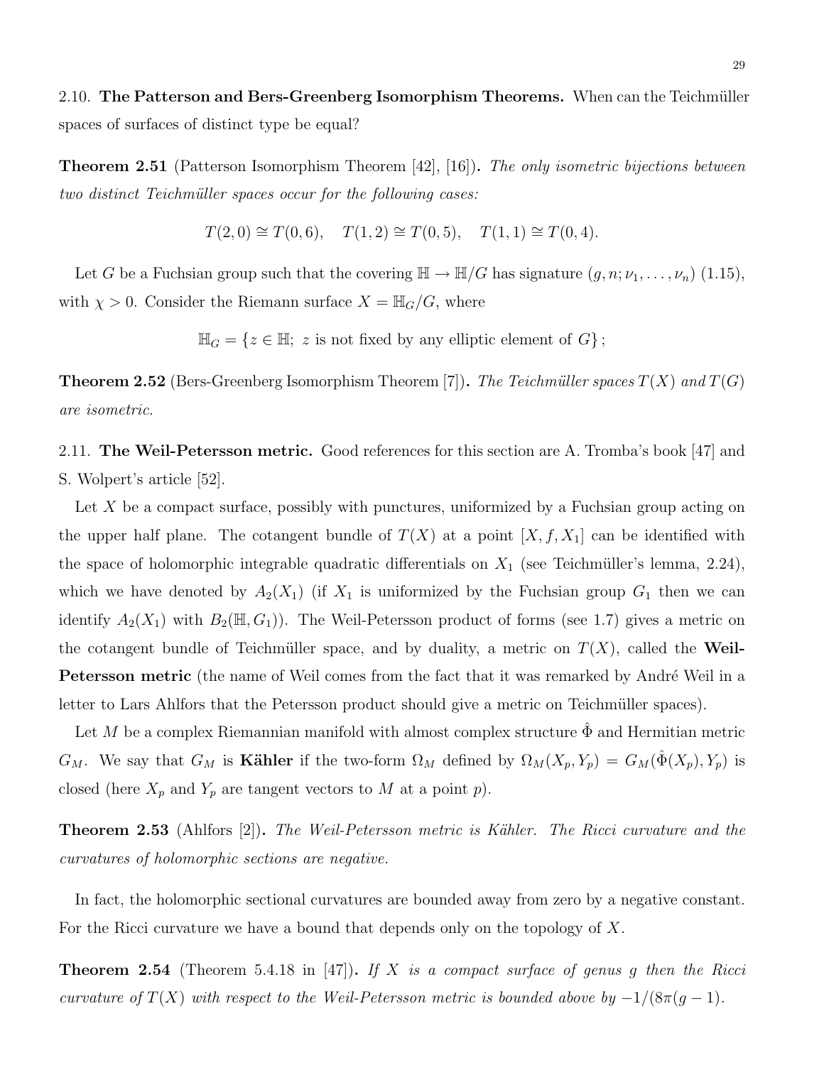### 2.10. The Patterson and Bers-Greenberg Isomorphism Theorems.

When can the Teichmüller spaces of surfaces of distinct type be equal?

**Theorem 2.51** (Patterson Isomorphism Theorem [42], [16])**.** *The only isometric bijections between two distinct Teichmüller spaces occur for the following cases:*

$$T(2,0) \cong T(0,6), \quad T(1,2) \cong T(0,5), \quad T(1,1) \cong T(0,4).$$

Let $G$ be a Fuchsian group such that the covering $\mathbb{H} \to \mathbb{H}/G$ has signature $(g, n; \nu_1, \ldots, \nu_n)$ (1.15), with $\chi > 0$. Consider the Riemann surface $X = \mathbb{H}_G/G$, where

$$\mathbb{H}_G = \{z \in \mathbb{H};\ z \text{ is not fixed by any elliptic element of } G\};$$

**Theorem 2.52** (Bers-Greenberg Isomorphism Theorem [7])**.** *The Teichmüller spaces $T(X)$ and $T(G)$ are isometric.*

### 2.11. The Weil-Petersson metric.

Good references for this section are A. Tromba's book [47] and S. Wolpert's article [52].

Let $X$ be a compact surface, possibly with punctures, uniformized by a Fuchsian group acting on the upper half plane. The cotangent bundle of $T(X)$ at a point $[X, f, X_1]$ can be identified with the space of holomorphic integrable quadratic differentials on $X_1$ (see Teichmüller's lemma, 2.24), which we have denoted by $A_2(X_1)$ (if $X_1$ is uniformized by the Fuchsian group $G_1$ then we can identify $A_2(X_1)$ with $B_2(\mathbb{H}, G_1)$). The Weil-Petersson product of forms (see 1.7) gives a metric on the cotangent bundle of Teichmüller space, and by duality, a metric on $T(X)$, called the **Weil-Petersson metric** (the name of Weil comes from the fact that it was remarked by André Weil in a letter to Lars Ahlfors that the Petersson product should give a metric on Teichmüller spaces).

Let $M$ be a complex Riemannian manifold with almost complex structure $\hat{\Phi}$ and Hermitian metric $G_M$. We say that $G_M$ is **Kähler** if the two-form $\Omega_M$ defined by $\Omega_M(X_p, Y_p) = G_M(\hat{\Phi}(X_p), Y_p)$ is closed (here $X_p$ and $Y_p$ are tangent vectors to $M$ at a point $p$).

**Theorem 2.53** (Ahlfors [2])**.** *The Weil-Petersson metric is Kähler. The Ricci curvature and the curvatures of holomorphic sections are negative.*

In fact, the holomorphic sectional curvatures are bounded away from zero by a negative constant. For the Ricci curvature we have a bound that depends only on the topology of $X$.

**Theorem 2.54** (Theorem 5.4.18 in [47])**.** *If $X$ is a compact surface of genus $g$ then the Ricci curvature of $T(X)$ with respect to the Weil-Petersson metric is bounded above by $-1/(8\pi(g-1)$.*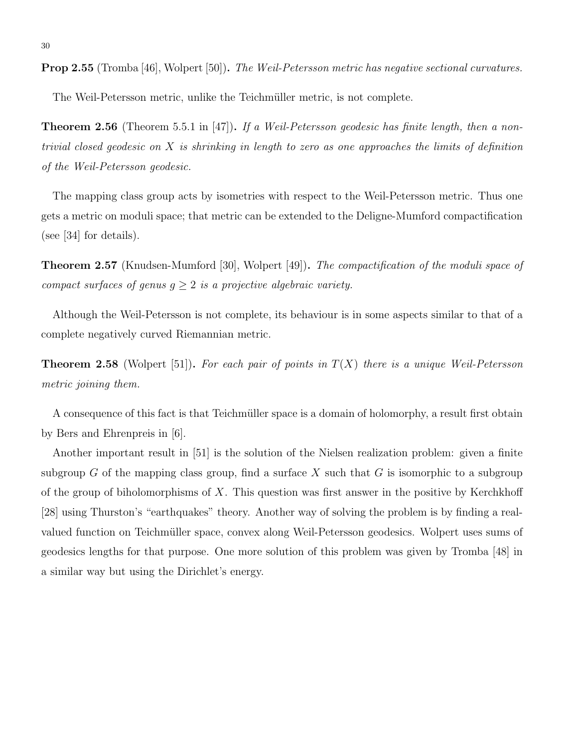**Prop 2.55** (Tromba [46], Wolpert [50]). *The Weil-Petersson metric has negative sectional curvatures.*

The Weil-Petersson metric, unlike the Teichmüller metric, is not complete.

**Theorem 2.56** (Theorem 5.5.1 in [47]). *If a Weil-Petersson geodesic has finite length, then a non-trivial closed geodesic on $X$ is shrinking in length to zero as one approaches the limits of definition of the Weil-Petersson geodesic.*

The mapping class group acts by isometries with respect to the Weil-Petersson metric. Thus one gets a metric on moduli space; that metric can be extended to the Deligne-Mumford compactification (see [34] for details).

**Theorem 2.57** (Knudsen-Mumford [30], Wolpert [49]). *The compactification of the moduli space of compact surfaces of genus $g \geq 2$ is a projective algebraic variety.*

Although the Weil-Petersson is not complete, its behaviour is in some aspects similar to that of a complete negatively curved Riemannian metric.

**Theorem 2.58** (Wolpert [51]). *For each pair of points in $T(X)$ there is a unique Weil-Petersson metric joining them.*

A consequence of this fact is that Teichmüller space is a domain of holomorphy, a result first obtain by Bers and Ehrenpreis in [6].

Another important result in [51] is the solution of the Nielsen realization problem: given a finite subgroup $G$ of the mapping class group, find a surface $X$ such that $G$ is isomorphic to a subgroup of the group of biholomorphisms of $X$. This question was first answer in the positive by Kerchkhoff [28] using Thurston's "earthquakes" theory. Another way of solving the problem is by finding a real-valued function on Teichmüller space, convex along Weil-Petersson geodesics. Wolpert uses sums of geodesics lengths for that purpose. One more solution of this problem was given by Tromba [48] in a similar way but using the Dirichlet's energy.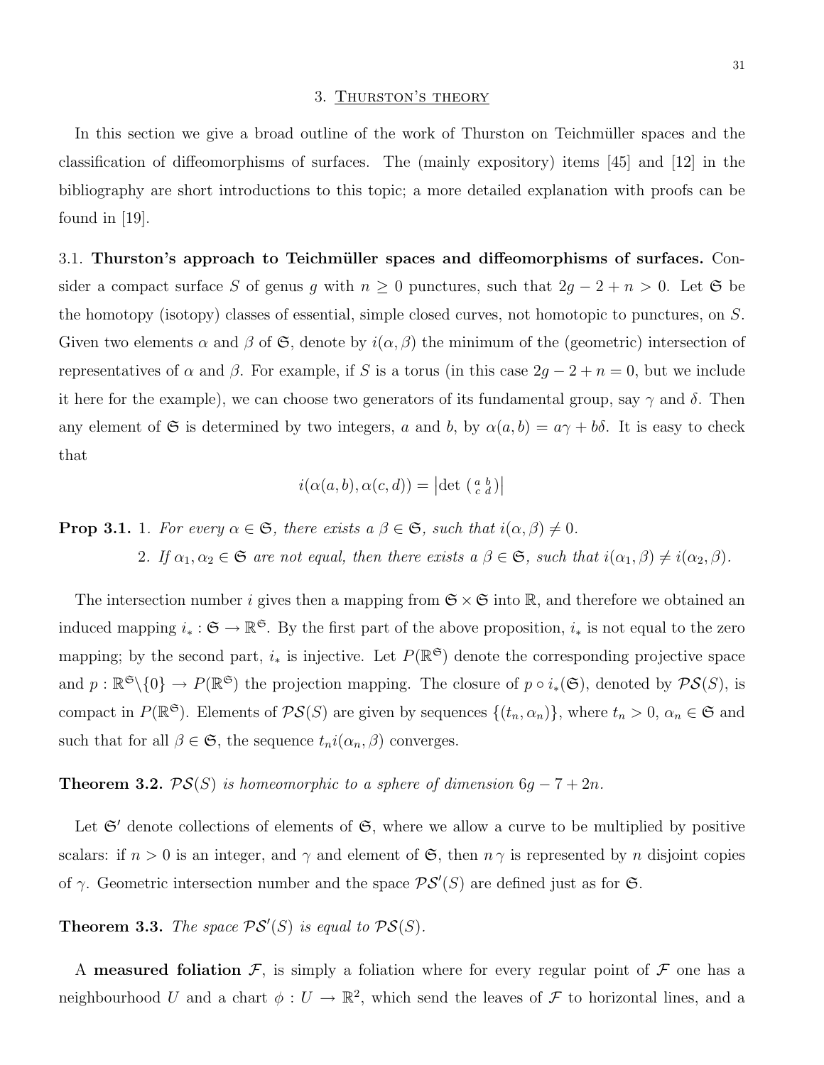## 3. Thurston's theory

In this section we give a broad outline of the work of Thurston on Teichmüller spaces and the classification of diffeomorphisms of surfaces. The (mainly expository) items [45] and [12] in the bibliography are short introductions to this topic; a more detailed explanation with proofs can be found in [19].

3.1. **Thurston's approach to Teichmüller spaces and diffeomorphisms of surfaces.** Consider a compact surface $S$ of genus $g$ with $n \geq 0$ punctures, such that $2g-2+n > 0$. Let $\mathfrak{S}$ be the homotopy (isotopy) classes of essential, simple closed curves, not homotopic to punctures, on $S$. Given two elements $\alpha$ and $\beta$ of $\mathfrak{S}$, denote by $i(\alpha, \beta)$ the minimum of the (geometric) intersection of representatives of $\alpha$ and $\beta$. For example, if $S$ is a torus (in this case $2g-2+n = 0$, but we include it here for the example), we can choose two generators of its fundamental group, say $\gamma$ and $\delta$. Then any element of $\mathfrak{S}$ is determined by two integers, $a$ and $b$, by $\alpha(a,b) = a\gamma + b\delta$. It is easy to check that

$$i(\alpha(a,b), \alpha(c,d)) = \left|\det \left(\begin{smallmatrix} a & b \\ c & d \end{smallmatrix}\right)\right|$$

**Prop 3.1.** 1. *For every $\alpha \in \mathfrak{S}$, there exists a $\beta \in \mathfrak{S}$, such that $i(\alpha, \beta) \neq 0$.*

2. *If $\alpha_1, \alpha_2 \in \mathfrak{S}$ are not equal, then there exists a $\beta \in \mathfrak{S}$, such that $i(\alpha_1, \beta) \neq i(\alpha_2, \beta)$.*

The intersection number $i$ gives then a mapping from $\mathfrak{S} \times \mathfrak{S}$ into $\mathbb{R}$, and therefore we obtained an induced mapping $i_* : \mathfrak{S} \to \mathbb{R}^{\mathfrak{S}}$. By the first part of the above proposition, $i_*$ is not equal to the zero mapping; by the second part, $i_*$ is injective. Let $P(\mathbb{R}^{\mathfrak{S}})$ denote the corresponding projective space and $p : \mathbb{R}^{\mathfrak{S}} \backslash \{0\} \to P(\mathbb{R}^{\mathfrak{S}})$ the projection mapping. The closure of $p \circ i_*(\mathfrak{S})$, denoted by $\mathcal{PS}(S)$, is compact in $P(\mathbb{R}^{\mathfrak{S}})$. Elements of $\mathcal{PS}(S)$ are given by sequences $\{(t_n, \alpha_n)\}$, where $t_n > 0$, $\alpha_n \in \mathfrak{S}$ and such that for all $\beta \in \mathfrak{S}$, the sequence $t_n i(\alpha_n, \beta)$ converges.

**Theorem 3.2.** *$\mathcal{PS}(S)$ is homeomorphic to a sphere of dimension $6g-7+2n$.*

Let $\mathfrak{S}'$ denote collections of elements of $\mathfrak{S}$, where we allow a curve to be multiplied by positive scalars: if $n > 0$ is an integer, and $\gamma$ and element of $\mathfrak{S}$, then $n\gamma$ is represented by $n$ disjoint copies of $\gamma$. Geometric intersection number and the space $\mathcal{PS}'(S)$ are defined just as for $\mathfrak{S}$.

**Theorem 3.3.** *The space $\mathcal{PS}'(S)$ is equal to $\mathcal{PS}(S)$.*

A **measured foliation** $\mathcal{F}$, is simply a foliation where for every regular point of $\mathcal{F}$ one has a neighbourhood $U$ and a chart $\phi : U \to \mathbb{R}^2$, which send the leaves of $\mathcal{F}$ to horizontal lines, and a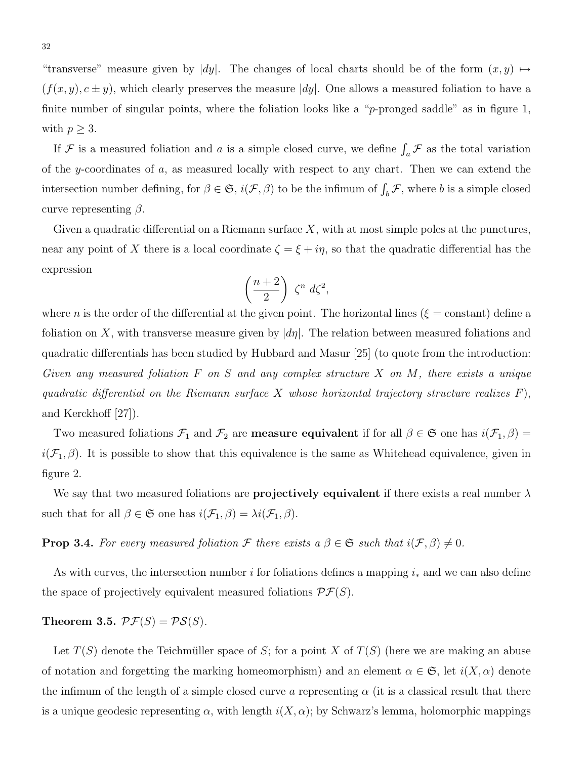"transverse" measure given by $|dy|$. The changes of local charts should be of the form $(x, y) \mapsto (f(x, y), c \pm y)$, which clearly preserves the measure $|dy|$. One allows a measured foliation to have a finite number of singular points, where the foliation looks like a "$p$-pronged saddle" as in figure 1, with $p \geq 3$.

If $\mathcal{F}$ is a measured foliation and $a$ is a simple closed curve, we define $\int_a \mathcal{F}$ as the total variation of the $y$-coordinates of $a$, as measured locally with respect to any chart. Then we can extend the intersection number defining, for $\beta \in \mathfrak{S}$, $i(\mathcal{F}, \beta)$ to be the infimum of $\int_b \mathcal{F}$, where $b$ is a simple closed curve representing $\beta$.

Given a quadratic differential on a Riemann surface $X$, with at most simple poles at the punctures, near any point of $X$ there is a local coordinate $\zeta = \xi + i\eta$, so that the quadratic differential has the expression

$$\left(\frac{n+2}{2}\right) \; \zeta^n \; d\zeta^2,$$

where $n$ is the order of the differential at the given point. The horizontal lines ($\xi =$ constant) define a foliation on $X$, with transverse measure given by $|d\eta|$. The relation between measured foliations and quadratic differentials has been studied by Hubbard and Masur [25] (to quote from the introduction: *Given any measured foliation $F$ on $S$ and any complex structure $X$ on $M$, there exists a unique quadratic differential on the Riemann surface $X$ whose horizontal trajectory structure realizes $F$*), and Kerckhoff [27]).

Two measured foliations $\mathcal{F}_1$ and $\mathcal{F}_2$ are **measure equivalent** if for all $\beta \in \mathfrak{S}$ one has $i(\mathcal{F}_1, \beta) = i(\mathcal{F}_1, \beta)$. It is possible to show that this equivalence is the same as Whitehead equivalence, given in figure 2.

We say that two measured foliations are **projectively equivalent** if there exists a real number $\lambda$ such that for all $\beta \in \mathfrak{S}$ one has $i(\mathcal{F}_1, \beta) = \lambda i(\mathcal{F}_1, \beta)$.

**Prop 3.4.** *For every measured foliation $\mathcal{F}$ there exists a $\beta \in \mathfrak{S}$ such that $i(\mathcal{F}, \beta) \neq 0$.*

As with curves, the intersection number $i$ for foliations defines a mapping $i_*$ and we can also define the space of projectively equivalent measured foliations $\mathcal{PF}(S)$.

**Theorem 3.5.** *$\mathcal{PF}(S) = \mathcal{PS}(S)$.*

Let $T(S)$ denote the Teichmüller space of $S$; for a point $X$ of $T(S)$ (here we are making an abuse of notation and forgetting the marking homeomorphism) and an element $\alpha \in \mathfrak{S}$, let $i(X, \alpha)$ denote the infimum of the length of a simple closed curve $a$ representing $\alpha$ (it is a classical result that there is a unique geodesic representing $\alpha$, with length $i(X, \alpha)$; by Schwarz's lemma, holomorphic mappings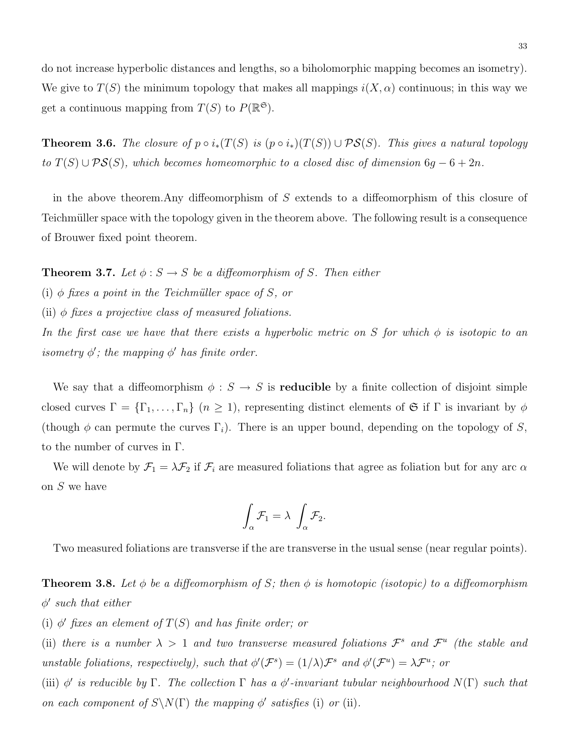do not increase hyperbolic distances and lengths, so a biholomorphic mapping becomes an isometry). We give to $T(S)$ the minimum topology that makes all mappings $i(X, \alpha)$ continuous; in this way we get a continuous mapping from $T(S)$ to $P(\mathbb{R}^{\mathfrak{S}})$.

**Theorem 3.6.** *The closure of $p \circ i_*(T(S))$ is $(p \circ i_*)(T(S)) \cup \mathcal{PS}(S)$. This gives a natural topology to $T(S) \cup \mathcal{PS}(S)$, which becomes homeomorphic to a closed disc of dimension $6g - 6 + 2n$.*

in the above theorem.Any diffeomorphism of $S$ extends to a diffeomorphism of this closure of Teichmüller space with the topology given in the theorem above. The following result is a consequence of Brouwer fixed point theorem.

**Theorem 3.7.** *Let $\phi : S \to S$ be a diffeomorphism of $S$. Then either*

(i) *$\phi$ fixes a point in the Teichmüller space of $S$, or*

(ii) *$\phi$ fixes a projective class of measured foliations.*

*In the first case we have that there exists a hyperbolic metric on $S$ for which $\phi$ is isotopic to an isometry $\phi'$; the mapping $\phi'$ has finite order.*

We say that a diffeomorphism $\phi : S \to S$ is **reducible** by a finite collection of disjoint simple closed curves $\Gamma = \{\Gamma_1, \ldots, \Gamma_n\}$ ($n \geq 1$), representing distinct elements of $\mathfrak{S}$ if $\Gamma$ is invariant by $\phi$ (though $\phi$ can permute the curves $\Gamma_i$). There is an upper bound, depending on the topology of $S$, to the number of curves in $\Gamma$.

We will denote by $\mathcal{F}_1 = \lambda \mathcal{F}_2$ if $\mathcal{F}_i$ are measured foliations that agree as foliation but for any arc $\alpha$ on $S$ we have

$$\int_\alpha \mathcal{F}_1 = \lambda \int_\alpha \mathcal{F}_2.$$

Two measured foliations are transverse if the are transverse in the usual sense (near regular points).

**Theorem 3.8.** *Let $\phi$ be a diffeomorphism of $S$; then $\phi$ is homotopic (isotopic) to a diffeomorphism $\phi'$ such that either*

(i) *$\phi'$ fixes an element of $T(S)$ and has finite order; or*

(ii) *there is a number $\lambda > 1$ and two transverse measured foliations $\mathcal{F}^s$ and $\mathcal{F}^u$ (the stable and unstable foliations, respectively), such that $\phi'(\mathcal{F}^s) = (1/\lambda)\mathcal{F}^s$ and $\phi'(\mathcal{F}^u) = \lambda \mathcal{F}^u$; or*

(iii) *$\phi'$ is reducible by $\Gamma$. The collection $\Gamma$ has a $\phi'$-invariant tubular neighbourhood $N(\Gamma)$ such that on each component of $S \backslash N(\Gamma)$ the mapping $\phi'$ satisfies* (i) *or* (ii).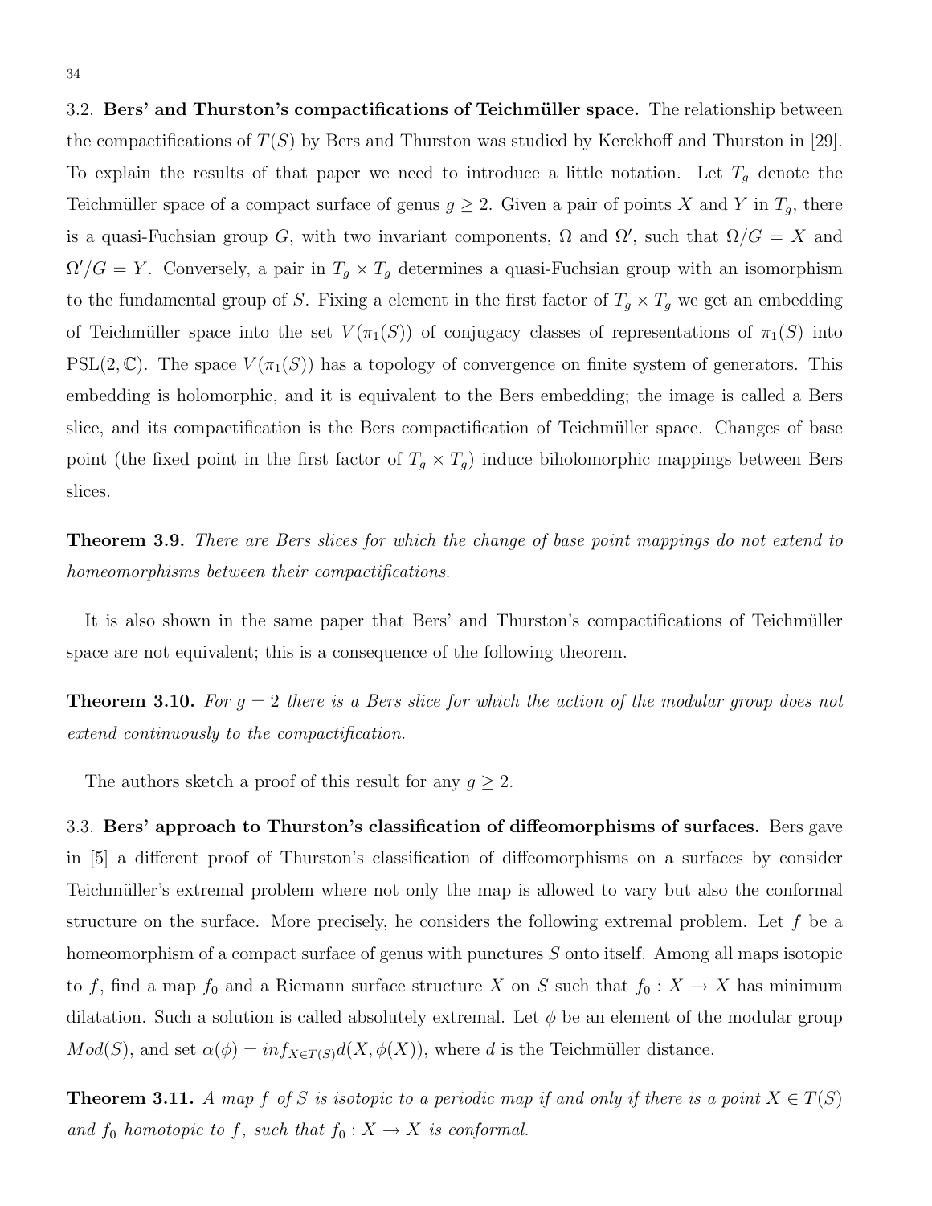3.2. **Bers' and Thurston's compactifications of Teichmüller space.** The relationship between the compactifications of $T(S)$ by Bers and Thurston was studied by Kerckhoff and Thurston in [29]. To explain the results of that paper we need to introduce a little notation. Let $T_g$ denote the Teichmüller space of a compact surface of genus $g \geq 2$. Given a pair of points $X$ and $Y$ in $T_g$, there is a quasi-Fuchsian group $G$, with two invariant components, $\Omega$ and $\Omega'$, such that $\Omega/G = X$ and $\Omega'/G = Y$. Conversely, a pair in $T_g \times T_g$ determines a quasi-Fuchsian group with an isomorphism to the fundamental group of $S$. Fixing a element in the first factor of $T_g \times T_g$ we get an embedding of Teichmüller space into the set $V(\pi_1(S))$ of conjugacy classes of representations of $\pi_1(S)$ into $\mathrm{PSL}(2, \mathbb{C})$. The space $V(\pi_1(S))$ has a topology of convergence on finite system of generators. This embedding is holomorphic, and it is equivalent to the Bers embedding; the image is called a Bers slice, and its compactification is the Bers compactification of Teichmüller space. Changes of base point (the fixed point in the first factor of $T_g \times T_g$) induce biholomorphic mappings between Bers slices.

**Theorem 3.9.** *There are Bers slices for which the change of base point mappings do not extend to homeomorphisms between their compactifications.*

It is also shown in the same paper that Bers' and Thurston's compactifications of Teichmüller space are not equivalent; this is a consequence of the following theorem.

**Theorem 3.10.** *For $g = 2$ there is a Bers slice for which the action of the modular group does not extend continuously to the compactification.*

The authors sketch a proof of this result for any $g \geq 2$.

3.3. **Bers' approach to Thurston's classification of diffeomorphisms of surfaces.** Bers gave in [5] a different proof of Thurston's classification of diffeomorphisms on a surfaces by consider Teichmüller's extremal problem where not only the map is allowed to vary but also the conformal structure on the surface. More precisely, he considers the following extremal problem. Let $f$ be a homeomorphism of a compact surface of genus with punctures $S$ onto itself. Among all maps isotopic to $f$, find a map $f_0$ and a Riemann surface structure $X$ on $S$ such that $f_0 : X \to X$ has minimum dilatation. Such a solution is called absolutely extremal. Let $\phi$ be an element of the modular group $Mod(S)$, and set $\alpha(\phi) = inf_{X \in T(S)} d(X, \phi(X))$, where $d$ is the Teichmüller distance.

**Theorem 3.11.** *A map $f$ of $S$ is isotopic to a periodic map if and only if there is a point $X \in T(S)$ and $f_0$ homotopic to $f$, such that $f_0 : X \to X$ is conformal.*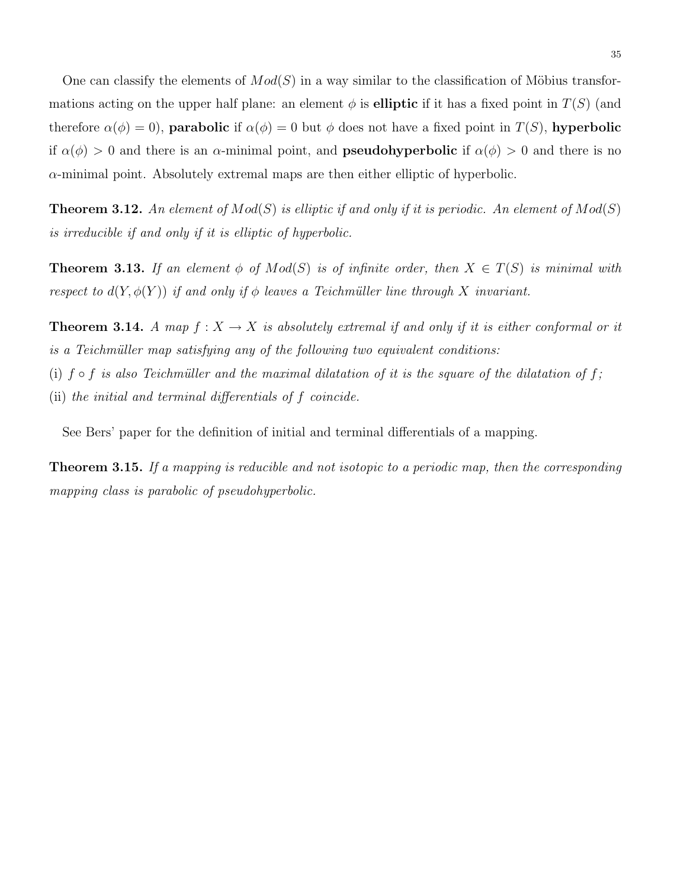One can classify the elements of $Mod(S)$ in a way similar to the classification of Möbius transformations acting on the upper half plane: an element $\phi$ is **elliptic** if it has a fixed point in $T(S)$ (and therefore $\alpha(\phi) = 0$), **parabolic** if $\alpha(\phi) = 0$ but $\phi$ does not have a fixed point in $T(S)$, **hyperbolic** if $\alpha(\phi) > 0$ and there is an $\alpha$-minimal point, and **pseudohyperbolic** if $\alpha(\phi) > 0$ and there is no $\alpha$-minimal point. Absolutely extremal maps are then either elliptic of hyperbolic.

**Theorem 3.12.** *An element of $Mod(S)$ is elliptic if and only if it is periodic. An element of $Mod(S)$ is irreducible if and only if it is elliptic of hyperbolic.*

**Theorem 3.13.** *If an element $\phi$ of $Mod(S)$ is of infinite order, then $X \in T(S)$ is minimal with respect to $d(Y, \phi(Y))$ if and only if $\phi$ leaves a Teichmüller line through $X$ invariant.*

**Theorem 3.14.** *A map $f : X \to X$ is absolutely extremal if and only if it is either conformal or it is a Teichmüller map satisfying any of the following two equivalent conditions:*
(i) *$f \circ f$ is also Teichmüller and the maximal dilatation of it is the square of the dilatation of $f$;*
(ii) *the initial and terminal differentials of $f$ coincide.*

See Bers' paper for the definition of initial and terminal differentials of a mapping.

**Theorem 3.15.** *If a mapping is reducible and not isotopic to a periodic map, then the corresponding mapping class is parabolic of pseudohyperbolic.*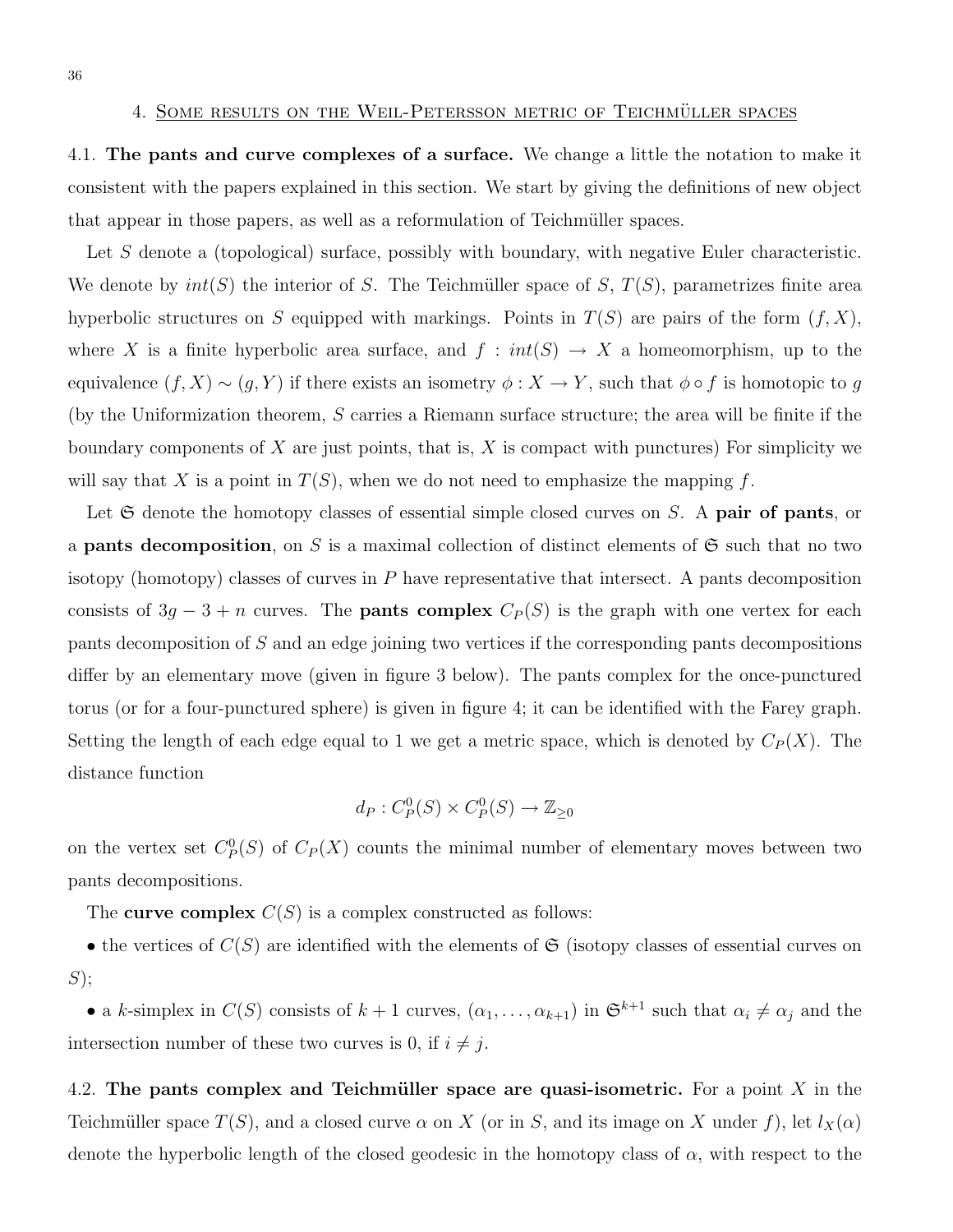## 4. Some results on the Weil-Petersson metric of Teichmüller spaces

4.1. **The pants and curve complexes of a surface.** We change a little the notation to make it consistent with the papers explained in this section. We start by giving the definitions of new object that appear in those papers, as well as a reformulation of Teichmüller spaces.

Let $S$ denote a (topological) surface, possibly with boundary, with negative Euler characteristic. We denote by $int(S)$ the interior of $S$. The Teichmüller space of $S$, $T(S)$, parametrizes finite area hyperbolic structures on $S$ equipped with markings. Points in $T(S)$ are pairs of the form $(f, X)$, where $X$ is a finite hyperbolic area surface, and $f : int(S) \to X$ a homeomorphism, up to the equivalence $(f, X) \sim (g, Y)$ if there exists an isometry $\phi : X \to Y$, such that $\phi \circ f$ is homotopic to $g$ (by the Uniformization theorem, $S$ carries a Riemann surface structure; the area will be finite if the boundary components of $X$ are just points, that is, $X$ is compact with punctures) For simplicity we will say that $X$ is a point in $T(S)$, when we do not need to emphasize the mapping $f$.

Let $\mathfrak{S}$ denote the homotopy classes of essential simple closed curves on $S$. A **pair of pants**, or a **pants decomposition**, on $S$ is a maximal collection of distinct elements of $\mathfrak{S}$ such that no two isotopy (homotopy) classes of curves in $P$ have representative that intersect. A pants decomposition consists of $3g - 3 + n$ curves. The **pants complex** $C_P(S)$ is the graph with one vertex for each pants decomposition of $S$ and an edge joining two vertices if the corresponding pants decompositions differ by an elementary move (given in figure 3 below). The pants complex for the once-punctured torus (or for a four-punctured sphere) is given in figure 4; it can be identified with the Farey graph. Setting the length of each edge equal to 1 we get a metric space, which is denoted by $C_P(X)$. The distance function

$$d_P : C_P^0(S) \times C_P^0(S) \to \mathbb{Z}_{\geq 0}$$

on the vertex set $C_P^0(S)$ of $C_P(X)$ counts the minimal number of elementary moves between two pants decompositions.

The **curve complex** $C(S)$ is a complex constructed as follows:

- the vertices of $C(S)$ are identified with the elements of $\mathfrak{S}$ (isotopy classes of essential curves on $S$);
- a $k$-simplex in $C(S)$ consists of $k+1$ curves, $(\alpha_1, \ldots, \alpha_{k+1})$ in $\mathfrak{S}^{k+1}$ such that $\alpha_i \neq \alpha_j$ and the intersection number of these two curves is 0, if $i \neq j$.

4.2. **The pants complex and Teichmüller space are quasi-isometric.** For a point $X$ in the Teichmüller space $T(S)$, and a closed curve $\alpha$ on $X$ (or in $S$, and its image on $X$ under $f$), let $l_X(\alpha)$ denote the hyperbolic length of the closed geodesic in the homotopy class of $\alpha$, with respect to the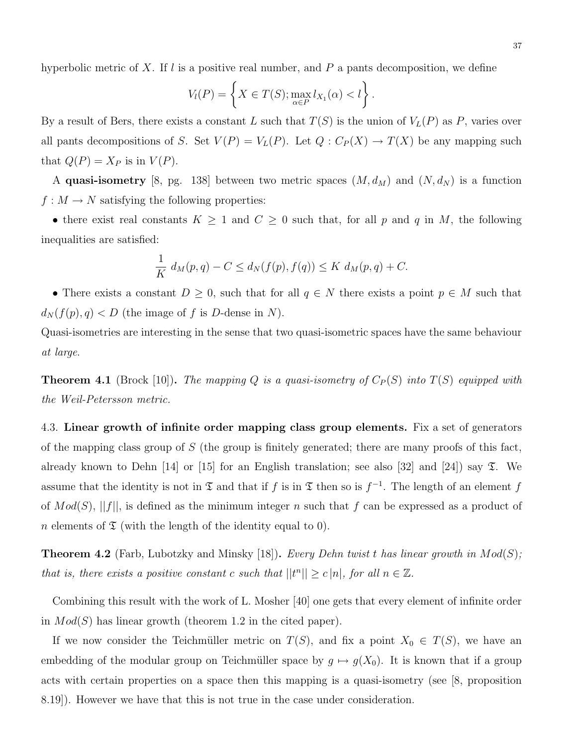hyperbolic metric of $X$. If $l$ is a positive real number, and $P$ a pants decomposition, we define

$$V_l(P) = \left\{ X \in T(S); \max_{\alpha \in P} l_{X_1}(\alpha) < l \right\}.$$

By a result of Bers, there exists a constant $L$ such that $T(S)$ is the union of $V_L(P)$ as $P$, varies over all pants decompositions of $S$. Set $V(P) = V_L(P)$. Let $Q : C_P(X) \to T(X)$ be any mapping such that $Q(P) = X_P$ is in $V(P)$.

A **quasi-isometry** [8, pg. 138] between two metric spaces $(M, d_M)$ and $(N, d_N)$ is a function $f : M \to N$ satisfying the following properties:

• there exist real constants $K \geq 1$ and $C \geq 0$ such that, for all $p$ and $q$ in $M$, the following inequalities are satisfied:

$$\frac{1}{K}\, d_M(p,q) - C \leq d_N(f(p), f(q)) \leq K\, d_M(p,q) + C.$$

• There exists a constant $D \geq 0$, such that for all $q \in N$ there exists a point $p \in M$ such that $d_N(f(p), q) < D$ (the image of $f$ is $D$-dense in $N$).

Quasi-isometries are interesting in the sense that two quasi-isometric spaces have the same behaviour *at large*.

**Theorem 4.1** (Brock [10])**.** *The mapping $Q$ is a quasi-isometry of $C_P(S)$ into $T(S)$ equipped with the Weil-Petersson metric.*

4.3. **Linear growth of infinite order mapping class group elements.** Fix a set of generators of the mapping class group of $S$ (the group is finitely generated; there are many proofs of this fact, already known to Dehn [14] or [15] for an English translation; see also [32] and [24]) say $\mathfrak{T}$. We assume that the identity is not in $\mathfrak{T}$ and that if $f$ is in $\mathfrak{T}$ then so is $f^{-1}$. The length of an element $f$ of $Mod(S)$, $||f||$, is defined as the minimum integer $n$ such that $f$ can be expressed as a product of $n$ elements of $\mathfrak{T}$ (with the length of the identity equal to 0).

**Theorem 4.2** (Farb, Lubotzky and Minsky [18])**.** *Every Dehn twist $t$ has linear growth in $Mod(S)$; that is, there exists a positive constant $c$ such that $||t^n|| \geq c\,|n|$, for all $n \in \mathbb{Z}$.*

Combining this result with the work of L. Mosher [40] one gets that every element of infinite order in $Mod(S)$ has linear growth (theorem 1.2 in the cited paper).

If we now consider the Teichmüller metric on $T(S)$, and fix a point $X_0 \in T(S)$, we have an embedding of the modular group on Teichmüller space by $g \mapsto g(X_0)$. It is known that if a group acts with certain properties on a space then this mapping is a quasi-isometry (see [8, proposition 8.19]). However we have that this is not true in the case under consideration.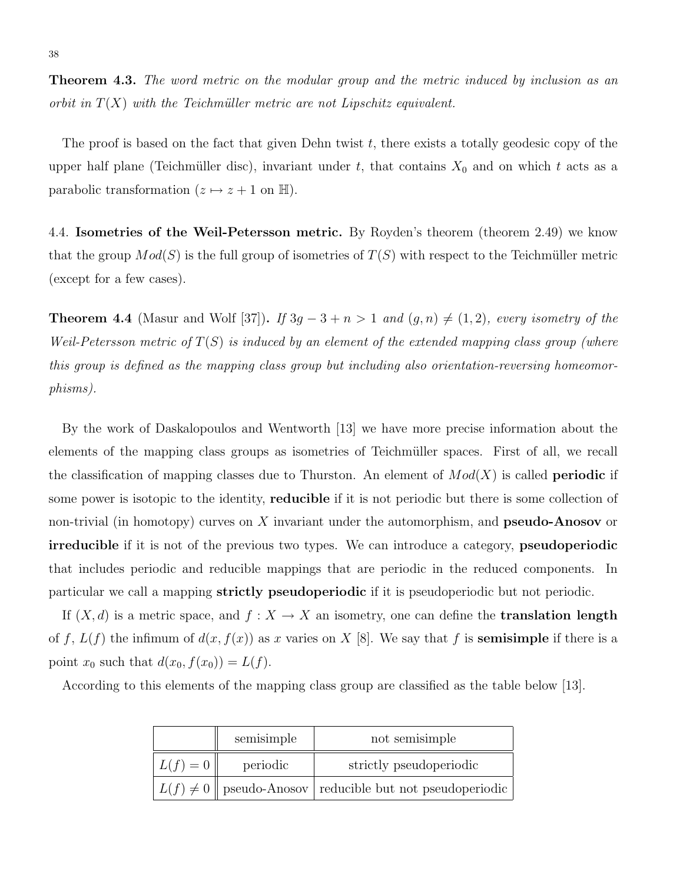**Theorem 4.3.** *The word metric on the modular group and the metric induced by inclusion as an orbit in $T(X)$ with the Teichmüller metric are not Lipschitz equivalent.*

The proof is based on the fact that given Dehn twist $t$, there exists a totally geodesic copy of the upper half plane (Teichmüller disc), invariant under $t$, that contains $X_0$ and on which $t$ acts as a parabolic transformation ($z \mapsto z+1$ on $\mathbb{H}$).

4.4. **Isometries of the Weil-Petersson metric.** By Royden's theorem (theorem 2.49) we know that the group $Mod(S)$ is the full group of isometries of $T(S)$ with respect to the Teichmüller metric (except for a few cases).

**Theorem 4.4** (Masur and Wolf [37])**.** *If $3g - 3 + n > 1$ and $(g, n) \neq (1, 2)$, every isometry of the Weil-Petersson metric of $T(S)$ is induced by an element of the extended mapping class group (where this group is defined as the mapping class group but including also orientation-reversing homeomorphisms).*

By the work of Daskalopoulos and Wentworth [13] we have more precise information about the elements of the mapping class groups as isometries of Teichmüller spaces. First of all, we recall the classification of mapping classes due to Thurston. An element of $Mod(X)$ is called **periodic** if some power is isotopic to the identity, **reducible** if it is not periodic but there is some collection of non-trivial (in homotopy) curves on $X$ invariant under the automorphism, and **pseudo-Anosov** or **irreducible** if it is not of the previous two types. We can introduce a category, **pseudoperiodic** that includes periodic and reducible mappings that are periodic in the reduced components. In particular we call a mapping **strictly pseudoperiodic** if it is pseudoperiodic but not periodic.

If $(X, d)$ is a metric space, and $f : X \to X$ an isometry, one can define the **translation length** of $f$, $L(f)$ the infimum of $d(x, f(x))$ as $x$ varies on $X$ [8]. We say that $f$ is **semisimple** if there is a point $x_0$ such that $d(x_0, f(x_0)) = L(f)$.

According to this elements of the mapping class group are classified as the table below [13].

| | semisimple | not semisimple |
|---|---|---|
| $L(f) = 0$ | periodic | strictly pseudoperiodic |
| $L(f) \neq 0$ | pseudo-Anosov | reducible but not pseudoperiodic |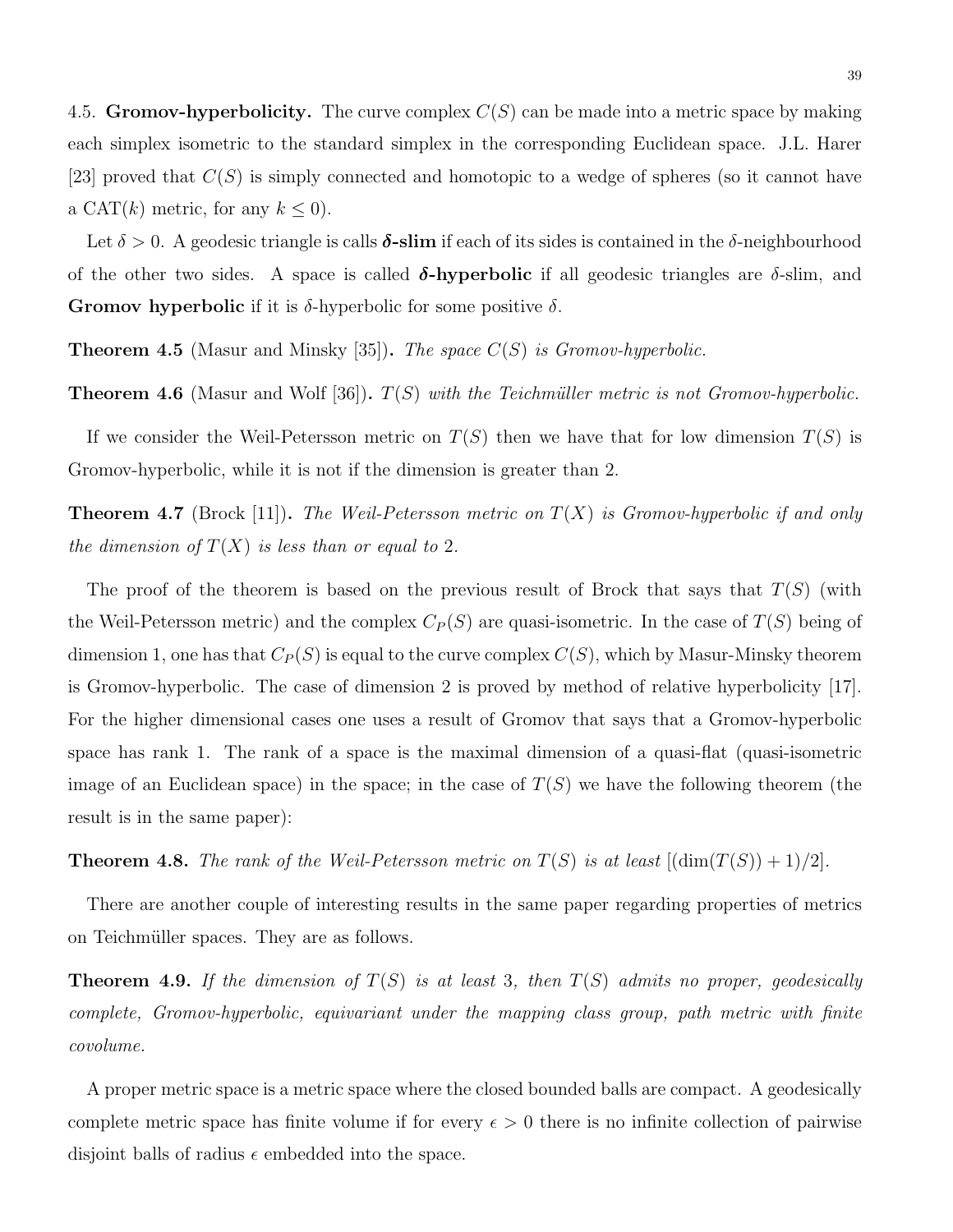4.5. **Gromov-hyperbolicity.** The curve complex $C(S)$ can be made into a metric space by making each simplex isometric to the standard simplex in the corresponding Euclidean space. J.L. Harer [23] proved that $C(S)$ is simply connected and homotopic to a wedge of spheres (so it cannot have a CAT($k$) metric, for any $k \leq 0$).

Let $\delta > 0$. A geodesic triangle is calls ***δ*-slim** if each of its sides is contained in the $\delta$-neighbourhood of the other two sides. A space is called ***δ*-hyperbolic** if all geodesic triangles are $\delta$-slim, and **Gromov hyperbolic** if it is $\delta$-hyperbolic for some positive $\delta$.

**Theorem 4.5** (Masur and Minsky [35])**.** *The space $C(S)$ is Gromov-hyperbolic.*

**Theorem 4.6** (Masur and Wolf [36])**.** *$T(S)$ with the Teichmüller metric is not Gromov-hyperbolic.*

If we consider the Weil-Petersson metric on $T(S)$ then we have that for low dimension $T(S)$ is Gromov-hyperbolic, while it is not if the dimension is greater than 2.

**Theorem 4.7** (Brock [11])**.** *The Weil-Petersson metric on $T(X)$ is Gromov-hyperbolic if and only the dimension of $T(X)$ is less than or equal to 2.*

The proof of the theorem is based on the previous result of Brock that says that $T(S)$ (with the Weil-Petersson metric) and the complex $C_P(S)$ are quasi-isometric. In the case of $T(S)$ being of dimension 1, one has that $C_P(S)$ is equal to the curve complex $C(S)$, which by Masur-Minsky theorem is Gromov-hyperbolic. The case of dimension 2 is proved by method of relative hyperbolicity [17]. For the higher dimensional cases one uses a result of Gromov that says that a Gromov-hyperbolic space has rank 1. The rank of a space is the maximal dimension of a quasi-flat (quasi-isometric image of an Euclidean space) in the space; in the case of $T(S)$ we have the following theorem (the result is in the same paper):

**Theorem 4.8.** *The rank of the Weil-Petersson metric on $T(S)$ is at least $[(\dim(T(S)) + 1)/2]$.*

There are another couple of interesting results in the same paper regarding properties of metrics on Teichmüller spaces. They are as follows.

**Theorem 4.9.** *If the dimension of $T(S)$ is at least 3, then $T(S)$ admits no proper, geodesically complete, Gromov-hyperbolic, equivariant under the mapping class group, path metric with finite covolume.*

A proper metric space is a metric space where the closed bounded balls are compact. A geodesically complete metric space has finite volume if for every $\epsilon > 0$ there is no infinite collection of pairwise disjoint balls of radius $\epsilon$ embedded into the space.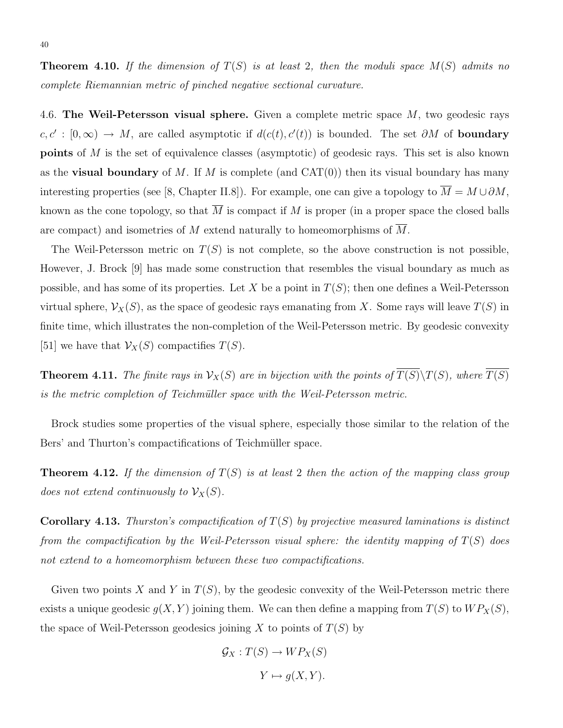**Theorem 4.10.** *If the dimension of $T(S)$ is at least 2, then the moduli space $M(S)$ admits no complete Riemannian metric of pinched negative sectional curvature.*

4.6. **The Weil-Petersson visual sphere.** Given a complete metric space $M$, two geodesic rays $c, c' : [0, \infty) \to M$, are called asymptotic if $d(c(t), c'(t))$ is bounded. The set $\partial M$ of **boundary points** of $M$ is the set of equivalence classes (asymptotic) of geodesic rays. This set is also known as the **visual boundary** of $M$. If $M$ is complete (and CAT(0)) then its visual boundary has many interesting properties (see [8, Chapter II.8]). For example, one can give a topology to $\overline{M} = M \cup \partial M$, known as the cone topology, so that $\overline{M}$ is compact if $M$ is proper (in a proper space the closed balls are compact) and isometries of $M$ extend naturally to homeomorphisms of $\overline{M}$.

The Weil-Petersson metric on $T(S)$ is not complete, so the above construction is not possible, However, J. Brock [9] has made some construction that resembles the visual boundary as much as possible, and has some of its properties. Let $X$ be a point in $T(S)$; then one defines a Weil-Petersson virtual sphere, $\mathcal{V}_X(S)$, as the space of geodesic rays emanating from $X$. Some rays will leave $T(S)$ in finite time, which illustrates the non-completion of the Weil-Petersson metric. By geodesic convexity [51] we have that $\mathcal{V}_X(S)$ compactifies $T(S)$.

**Theorem 4.11.** *The finite rays in $\mathcal{V}_X(S)$ are in bijection with the points of $\overline{T(S)} \backslash T(S)$, where $\overline{T(S)}$ is the metric completion of Teichmüller space with the Weil-Petersson metric.*

Brock studies some properties of the visual sphere, especially those similar to the relation of the Bers' and Thurton's compactifications of Teichmüller space.

**Theorem 4.12.** *If the dimension of $T(S)$ is at least 2 then the action of the mapping class group does not extend continuously to $\mathcal{V}_X(S)$.*

**Corollary 4.13.** *Thurston's compactification of $T(S)$ by projective measured laminations is distinct from the compactification by the Weil-Petersson visual sphere: the identity mapping of $T(S)$ does not extend to a homeomorphism between these two compactifications.*

Given two points $X$ and $Y$ in $T(S)$, by the geodesic convexity of the Weil-Petersson metric there exists a unique geodesic $g(X, Y)$ joining them. We can then define a mapping from $T(S)$ to $WP_X(S)$, the space of Weil-Petersson geodesics joining $X$ to points of $T(S)$ by

$$\mathcal{G}_X : T(S) \to WP_X(S)$$
$$Y \mapsto g(X, Y).$$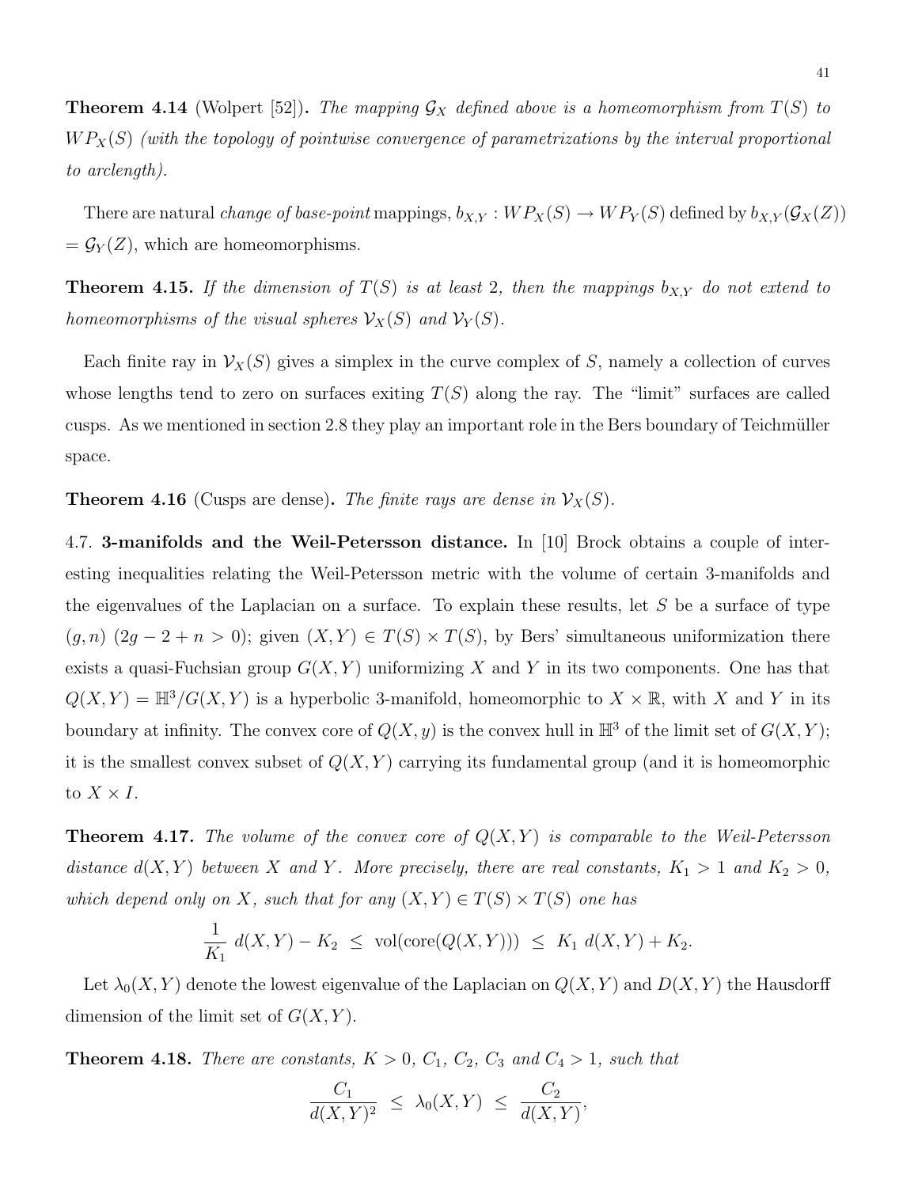**Theorem 4.14** (Wolpert [52])**.** *The mapping $\mathcal{G}_X$ defined above is a homeomorphism from $T(S)$ to $WP_X(S)$ (with the topology of pointwise convergence of parametrizations by the interval proportional to arclength).*

There are natural *change of base-point* mappings, $b_{X,Y} : WP_X(S) \to WP_Y(S)$ defined by $b_{X,Y}(\mathcal{G}_X(Z)) = \mathcal{G}_Y(Z)$, which are homeomorphisms.

**Theorem 4.15.** *If the dimension of $T(S)$ is at least 2, then the mappings $b_{X,Y}$ do not extend to homeomorphisms of the visual spheres $\mathcal{V}_X(S)$ and $\mathcal{V}_Y(S)$.*

Each finite ray in $\mathcal{V}_X(S)$ gives a simplex in the curve complex of $S$, namely a collection of curves whose lengths tend to zero on surfaces exiting $T(S)$ along the ray. The "limit" surfaces are called cusps. As we mentioned in section 2.8 they play an important role in the Bers boundary of Teichmüller space.

**Theorem 4.16** (Cusps are dense)**.** *The finite rays are dense in $\mathcal{V}_X(S)$.*

4.7. **3-manifolds and the Weil-Petersson distance.** In [10] Brock obtains a couple of interesting inequalities relating the Weil-Petersson metric with the volume of certain 3-manifolds and the eigenvalues of the Laplacian on a surface. To explain these results, let $S$ be a surface of type $(g, n)$ $(2g - 2 + n > 0)$; given $(X, Y) \in T(S) \times T(S)$, by Bers' simultaneous uniformization there exists a quasi-Fuchsian group $G(X, Y)$ uniformizing $X$ and $Y$ in its two components. One has that $Q(X, Y) = \mathbb{H}^3/G(X, Y)$ is a hyperbolic 3-manifold, homeomorphic to $X \times \mathbb{R}$, with $X$ and $Y$ in its boundary at infinity. The convex core of $Q(X, y)$ is the convex hull in $\mathbb{H}^3$ of the limit set of $G(X, Y)$; it is the smallest convex subset of $Q(X, Y)$ carrying its fundamental group (and it is homeomorphic to $X \times I$.

**Theorem 4.17.** *The volume of the convex core of $Q(X, Y)$ is comparable to the Weil-Petersson distance $d(X, Y)$ between $X$ and $Y$. More precisely, there are real constants, $K_1 > 1$ and $K_2 > 0$, which depend only on $X$, such that for any $(X, Y) \in T(S) \times T(S)$ one has*

$$\frac{1}{K_1}\; d(X, Y) - K_2 \;\leq\; \mathrm{vol}(\mathrm{core}(Q(X, Y))) \;\leq\; K_1\; d(X, Y) + K_2.$$

Let $\lambda_0(X, Y)$ denote the lowest eigenvalue of the Laplacian on $Q(X, Y)$ and $D(X, Y)$ the Hausdorff dimension of the limit set of $G(X, Y)$.

**Theorem 4.18.** *There are constants, $K > 0$, $C_1$, $C_2$, $C_3$ and $C_4 > 1$, such that*

$$\frac{C_1}{d(X, Y)^2} \;\leq\; \lambda_0(X, Y) \;\leq\; \frac{C_2}{d(X, Y)},$$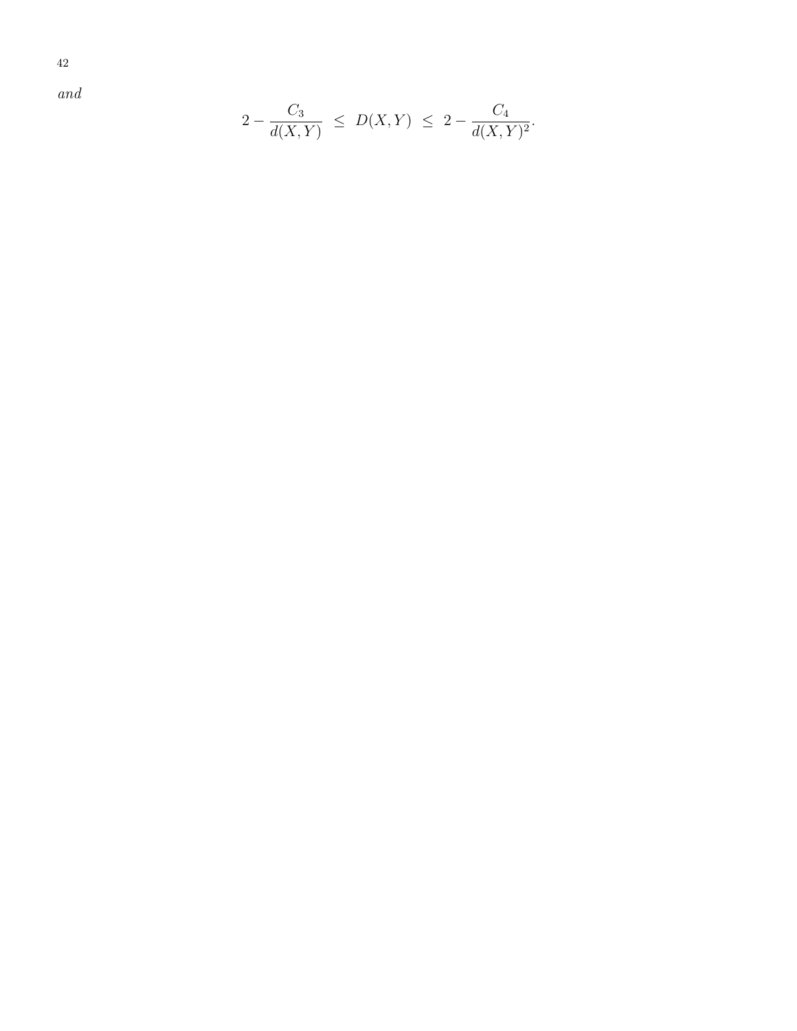*and*

$$2 - \frac{C_3}{d(X,Y)} \;\leq\; D(X,Y) \;\leq\; 2 - \frac{C_4}{d(X,Y)^2}.$$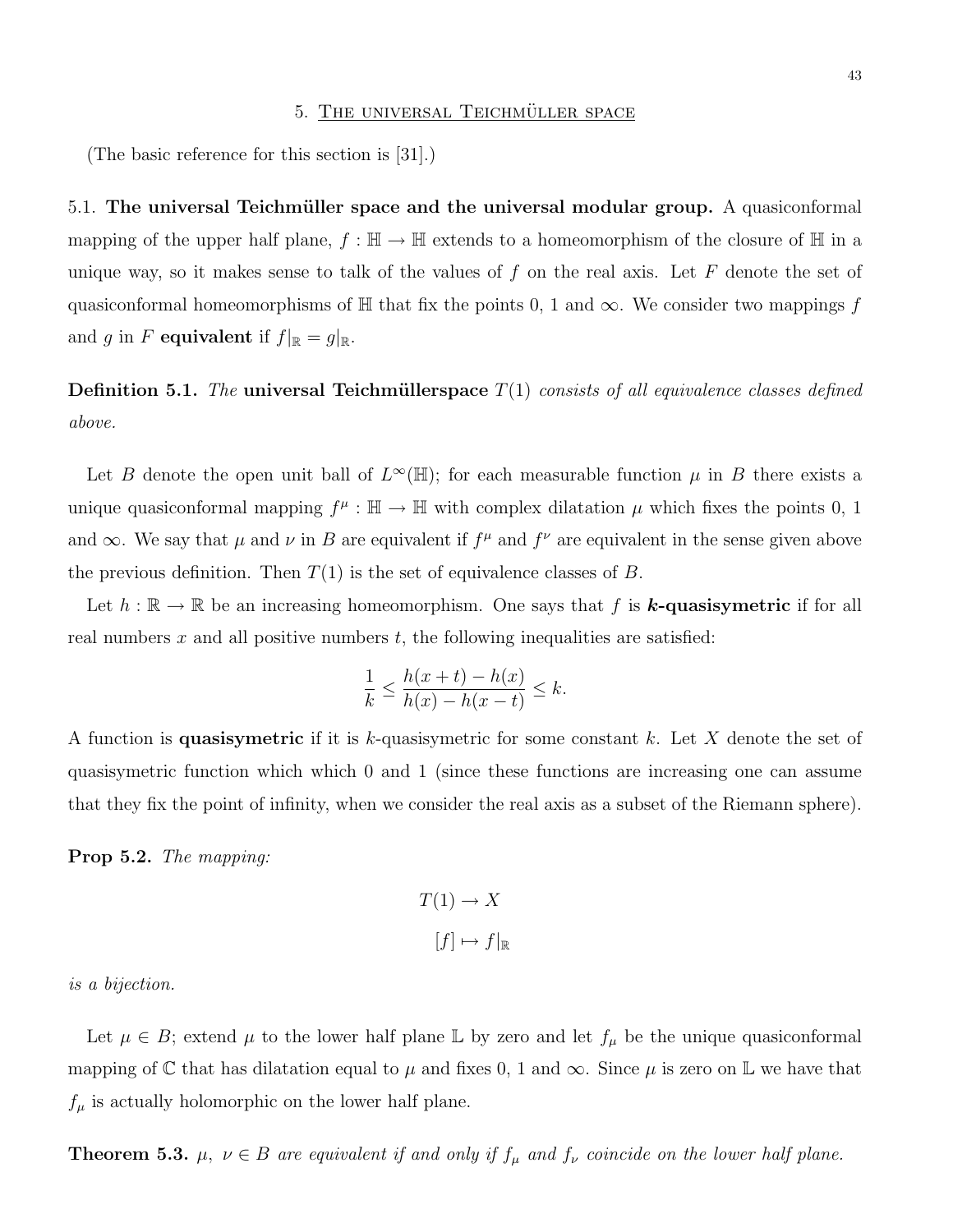## 5. The universal Teichmüller space

(The basic reference for this section is [31].)

### 5.1. **The universal Teichmüller space and the universal modular group.**

A quasiconformal mapping of the upper half plane, $f : \mathbb{H} \to \mathbb{H}$ extends to a homeomorphism of the closure of $\mathbb{H}$ in a unique way, so it makes sense to talk of the values of $f$ on the real axis. Let $F$ denote the set of quasiconformal homeomorphisms of $\mathbb{H}$ that fix the points 0, 1 and $\infty$. We consider two mappings $f$ and $g$ in $F$ **equivalent** if $f|_{\mathbb{R}} = g|_{\mathbb{R}}$.

**Definition 5.1.** *The* **universal Teichmüllerspace** $T(1)$ *consists of all equivalence classes defined above.*

Let $B$ denote the open unit ball of $L^\infty(\mathbb{H})$; for each measurable function $\mu$ in $B$ there exists a unique quasiconformal mapping $f^\mu : \mathbb{H} \to \mathbb{H}$ with complex dilatation $\mu$ which fixes the points 0, 1 and $\infty$. We say that $\mu$ and $\nu$ in $B$ are equivalent if $f^\mu$ and $f^\nu$ are equivalent in the sense given above the previous definition. Then $T(1)$ is the set of equivalence classes of $B$.

Let $h : \mathbb{R} \to \mathbb{R}$ be an increasing homeomorphism. One says that $f$ is ***k*-quasisymetric** if for all real numbers $x$ and all positive numbers $t$, the following inequalities are satisfied:

$$\frac{1}{k} \leq \frac{h(x+t) - h(x)}{h(x) - h(x-t)} \leq k.$$

A function is **quasisymetric** if it is $k$-quasisymetric for some constant $k$. Let $X$ denote the set of quasisymetric function which which 0 and 1 (since these functions are increasing one can assume that they fix the point of infinity, when we consider the real axis as a subset of the Riemann sphere).

**Prop 5.2.** *The mapping:*

$$T(1) \to X$$

$$[f] \mapsto f|_{\mathbb{R}}$$

*is a bijection.*

Let $\mu \in B$; extend $\mu$ to the lower half plane $\mathbb{L}$ by zero and let $f_\mu$ be the unique quasiconformal mapping of $\mathbb{C}$ that has dilatation equal to $\mu$ and fixes 0, 1 and $\infty$. Since $\mu$ is zero on $\mathbb{L}$ we have that $f_\mu$ is actually holomorphic on the lower half plane.

**Theorem 5.3.** $\mu$, $\nu \in B$ *are equivalent if and only if* $f_\mu$ *and* $f_\nu$ *coincide on the lower half plane.*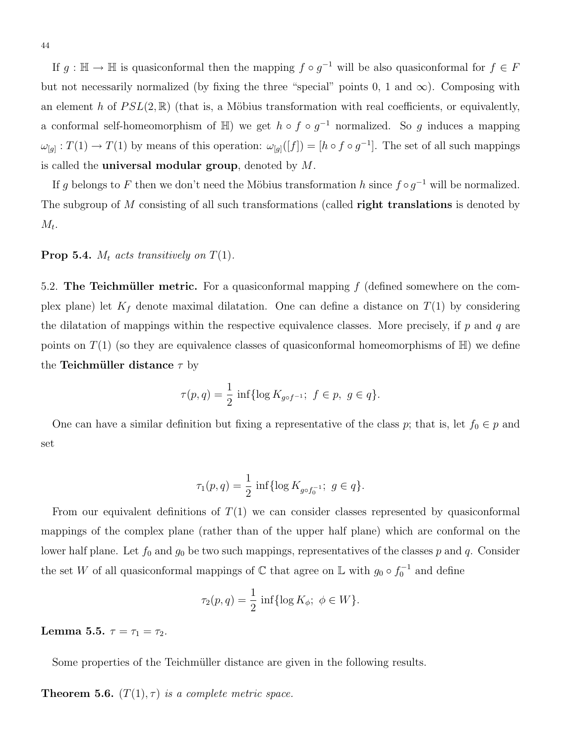If $g : \mathbb{H} \to \mathbb{H}$ is quasiconformal then the mapping $f \circ g^{-1}$ will be also quasiconformal for $f \in F$ but not necessarily normalized (by fixing the three "special" points 0, 1 and $\infty$). Composing with an element $h$ of $PSL(2, \mathbb{R})$ (that is, a Möbius transformation with real coefficients, or equivalently, a conformal self-homeomorphism of $\mathbb{H}$) we get $h \circ f \circ g^{-1}$ normalized. So $g$ induces a mapping $\omega_{[g]} : T(1) \to T(1)$ by means of this operation: $\omega_{[g]}([f]) = [h \circ f \circ g^{-1}]$. The set of all such mappings is called the **universal modular group**, denoted by $M$.

If $g$ belongs to $F$ then we don't need the Möbius transformation $h$ since $f \circ g^{-1}$ will be normalized. The subgroup of $M$ consisting of all such transformations (called **right translations** is denoted by $M_t$.

**Prop 5.4.** *$M_t$ acts transitively on $T(1)$.*

5.2. **The Teichmüller metric.** For a quasiconformal mapping $f$ (defined somewhere on the complex plane) let $K_f$ denote maximal dilatation. One can define a distance on $T(1)$ by considering the dilatation of mappings within the respective equivalence classes. More precisely, if $p$ and $q$ are points on $T(1)$ (so they are equivalence classes of quasiconformal homeomorphisms of $\mathbb{H}$) we define the **Teichmüller distance** $\tau$ by

$$\tau(p, q) = \frac{1}{2} \inf\{\log K_{g \circ f^{-1}};\ f \in p,\ g \in q\}.$$

One can have a similar definition but fixing a representative of the class $p$; that is, let $f_0 \in p$ and set

$$\tau_1(p, q) = \frac{1}{2} \inf\{\log K_{g \circ f_0^{-1}};\ g \in q\}.$$

From our equivalent definitions of $T(1)$ we can consider classes represented by quasiconformal mappings of the complex plane (rather than of the upper half plane) which are conformal on the lower half plane. Let $f_0$ and $g_0$ be two such mappings, representatives of the classes $p$ and $q$. Consider the set $W$ of all quasiconformal mappings of $\mathbb{C}$ that agree on $\mathbb{L}$ with $g_0 \circ f_0^{-1}$ and define

$$\tau_2(p, q) = \frac{1}{2} \inf\{\log K_\phi;\ \phi \in W\}.$$

**Lemma 5.5.** *$\tau = \tau_1 = \tau_2$.*

Some properties of the Teichmüller distance are given in the following results.

**Theorem 5.6.** *$(T(1), \tau)$ is a complete metric space.*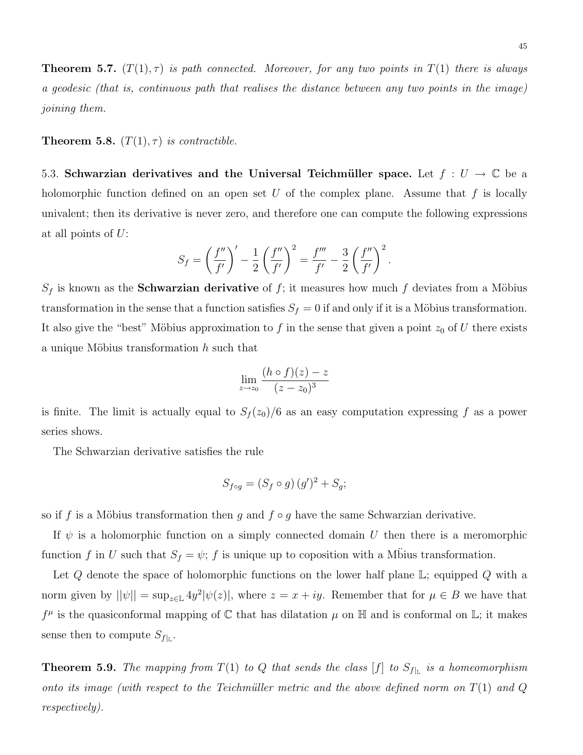**Theorem 5.7.** *$(T(1), \tau)$ is path connected. Moreover, for any two points in $T(1)$ there is always a geodesic (that is, continuous path that realises the distance between any two points in the image) joining them.*

**Theorem 5.8.** *$(T(1), \tau)$ is contractible.*

5.3. **Schwarzian derivatives and the Universal Teichmüller space.** Let $f : U \to \mathbb{C}$ be a holomorphic function defined on an open set $U$ of the complex plane. Assume that $f$ is locally univalent; then its derivative is never zero, and therefore one can compute the following expressions at all points of $U$:

$$S_f = \left(\frac{f''}{f'}\right)' - \frac{1}{2}\left(\frac{f''}{f'}\right)^2 = \frac{f'''}{f'} - \frac{3}{2}\left(\frac{f''}{f'}\right)^2.$$

$S_f$ is known as the **Schwarzian derivative** of $f$; it measures how much $f$ deviates from a Möbius transformation in the sense that a function satisfies $S_f = 0$ if and only if it is a Möbius transformation. It also give the "best" Möbius approximation to $f$ in the sense that given a point $z_0$ of $U$ there exists a unique Möbius transformation $h$ such that

$$\lim_{z \to z_0} \frac{(h \circ f)(z) - z}{(z - z_0)^3}$$

is finite. The limit is actually equal to $S_f(z_0)/6$ as an easy computation expressing $f$ as a power series shows.

The Schwarzian derivative satisfies the rule

$$S_{f \circ g} = (S_f \circ g)\,(g')^2 + S_g;$$

so if $f$ is a Möbius transformation then $g$ and $f \circ g$ have the same Schwarzian derivative.

If $\psi$ is a holomorphic function on a simply connected domain $U$ then there is a meromorphic function $f$ in $U$ such that $S_f = \psi$; $f$ is unique up to coposition with a Mẗbius transformation.

Let $Q$ denote the space of holomorphic functions on the lower half plane $\mathbb{L}$; equipped $Q$ with a norm given by $||\psi|| = \sup_{z \in \mathbb{L}} 4y^2|\psi(z)|$, where $z = x + iy$. Remember that for $\mu \in B$ we have that $f^\mu$ is the quasiconformal mapping of $\mathbb{C}$ that has dilatation $\mu$ on $\mathbb{H}$ and is conformal on $\mathbb{L}$; it makes sense then to compute $S_{f|_\mathbb{L}}$.

**Theorem 5.9.** *The mapping from $T(1)$ to $Q$ that sends the class $[f]$ to $S_{f|_\mathbb{L}}$ is a homeomorphism onto its image (with respect to the Teichmüller metric and the above defined norm on $T(1)$ and $Q$ respectively).*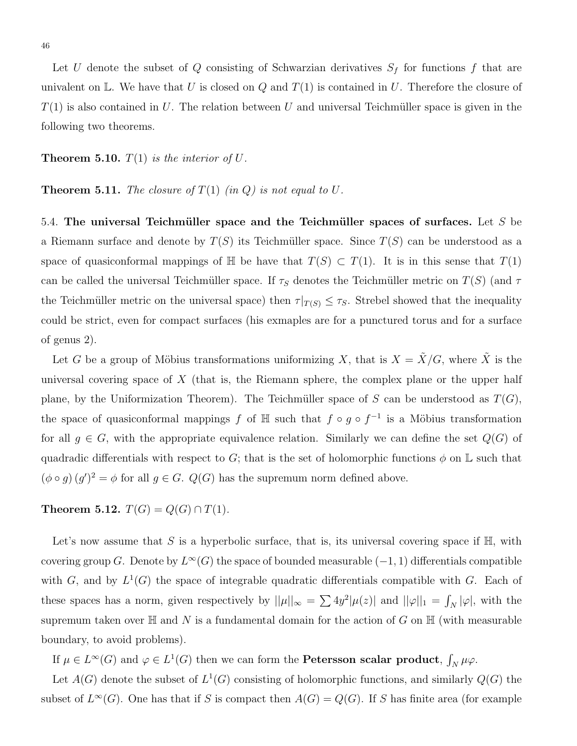Let $U$ denote the subset of $Q$ consisting of Schwarzian derivatives $S_f$ for functions $f$ that are univalent on $\mathbb{L}$. We have that $U$ is closed on $Q$ and $T(1)$ is contained in $U$. Therefore the closure of $T(1)$ is also contained in $U$. The relation between $U$ and universal Teichmüller space is given in the following two theorems.

**Theorem 5.10.** *$T(1)$ is the interior of $U$.*

**Theorem 5.11.** *The closure of $T(1)$ (in $Q$) is not equal to $U$.*

5.4. **The universal Teichmüller space and the Teichmüller spaces of surfaces.** Let $S$ be a Riemann surface and denote by $T(S)$ its Teichmüller space. Since $T(S)$ can be understood as a space of quasiconformal mappings of $\mathbb{H}$ be have that $T(S) \subset T(1)$. It is in this sense that $T(1)$ can be called the universal Teichmüller space. If $\tau_S$ denotes the Teichmüller metric on $T(S)$ (and $\tau$ the Teichmüller metric on the universal space) then $\tau|_{T(S)} \leq \tau_S$. Strebel showed that the inequality could be strict, even for compact surfaces (his exmaples are for a punctured torus and for a surface of genus 2).

Let $G$ be a group of Möbius transformations uniformizing $X$, that is $X = \tilde{X}/G$, where $\tilde{X}$ is the universal covering space of $X$ (that is, the Riemann sphere, the complex plane or the upper half plane, by the Uniformization Theorem). The Teichmüller space of $S$ can be understood as $T(G)$, the space of quasiconformal mappings $f$ of $\mathbb{H}$ such that $f \circ g \circ f^{-1}$ is a Möbius transformation for all $g \in G$, with the appropriate equivalence relation. Similarly we can define the set $Q(G)$ of quadradic differentials with respect to $G$; that is the set of holomorphic functions $\phi$ on $\mathbb{L}$ such that $(\phi \circ g)\,(g')^2 = \phi$ for all $g \in G$. $Q(G)$ has the supremum norm defined above.

**Theorem 5.12.** *$T(G) = Q(G) \cap T(1)$.*

Let's now assume that $S$ is a hyperbolic surface, that is, its universal covering space if $\mathbb{H}$, with covering group $G$. Denote by $L^\infty(G)$ the space of bounded measurable $(-1, 1)$ differentials compatible with $G$, and by $L^1(G)$ the space of integrable quadratic differentials compatible with $G$. Each of these spaces has a norm, given respectively by $||\mu||_\infty = \sum 4y^2|\mu(z)|$ and $||\varphi||_1 = \int_N |\varphi|$, with the supremum taken over $\mathbb{H}$ and $N$ is a fundamental domain for the action of $G$ on $\mathbb{H}$ (with measurable boundary, to avoid problems).

If $\mu \in L^\infty(G)$ and $\varphi \in L^1(G)$ then we can form the **Petersson scalar product**, $\int_N \mu\varphi$.

Let $A(G)$ denote the subset of $L^1(G)$ consisting of holomorphic functions, and similarly $Q(G)$ the subset of $L^\infty(G)$. One has that if $S$ is compact then $A(G) = Q(G)$. If $S$ has finite area (for example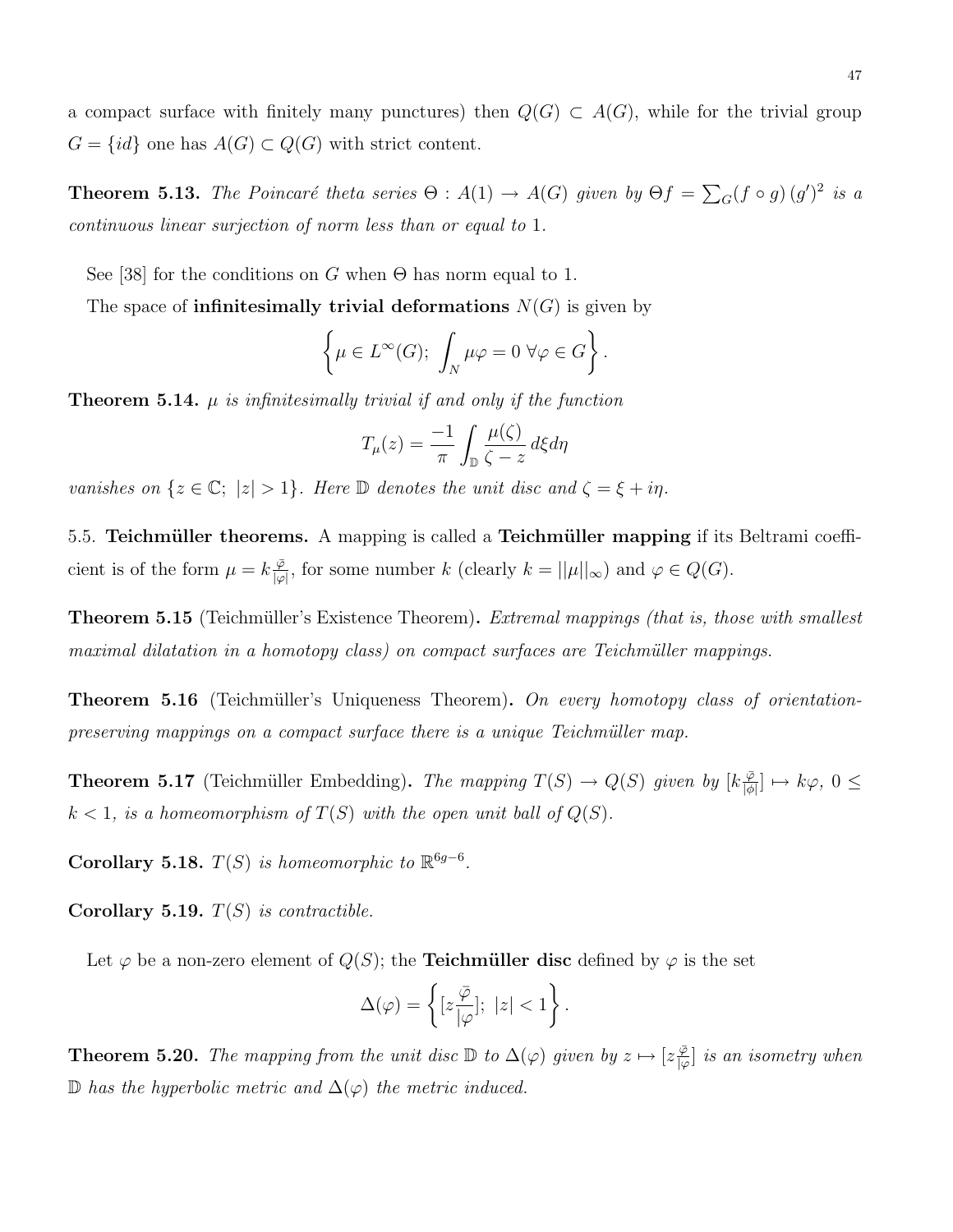a compact surface with finitely many punctures) then $Q(G) \subset A(G)$, while for the trivial group $G = \{id\}$ one has $A(G) \subset Q(G)$ with strict content.

**Theorem 5.13.** *The Poincaré theta series $\Theta : A(1) \to A(G)$ given by $\Theta f = \sum_G (f \circ g)\,(g')^2$ is a continuous linear surjection of norm less than or equal to* 1.

See [38] for the conditions on $G$ when $\Theta$ has norm equal to 1.

The space of **infinitesimally trivial deformations** $N(G)$ is given by

$$\left\{ \mu \in L^\infty(G);\ \int_N \mu\varphi = 0\ \forall \varphi \in G \right\}.$$

**Theorem 5.14.** *$\mu$ is infinitesimally trivial if and only if the function*

$$T_\mu(z) = \frac{-1}{\pi} \int_{\mathbb{D}} \frac{\mu(\zeta)}{\zeta - z}\, d\xi d\eta$$

*vanishes on $\{z \in \mathbb{C};\ |z| > 1\}$. Here $\mathbb{D}$ denotes the unit disc and $\zeta = \xi + i\eta$.*

5.5. **Teichmüller theorems.** A mapping is called a **Teichmüller mapping** if its Beltrami coefficient is of the form $\mu = k\frac{\bar{\varphi}}{|\varphi|}$, for some number $k$ (clearly $k = ||\mu||_\infty$) and $\varphi \in Q(G)$.

**Theorem 5.15** (Teichmüller's Existence Theorem)**.** *Extremal mappings (that is, those with smallest maximal dilatation in a homotopy class) on compact surfaces are Teichmüller mappings.*

**Theorem 5.16** (Teichmüller's Uniqueness Theorem)**.** *On every homotopy class of orientation-preserving mappings on a compact surface there is a unique Teichmüller map.*

**Theorem 5.17** (Teichmüller Embedding)**.** *The mapping $T(S) \to Q(S)$ given by $[k\frac{\bar{\varphi}}{|\phi|}] \mapsto k\varphi$, $0 \leq k < 1$, is a homeomorphism of $T(S)$ with the open unit ball of $Q(S)$.*

**Corollary 5.18.** *$T(S)$ is homeomorphic to $\mathbb{R}^{6g-6}$.*

**Corollary 5.19.** *$T(S)$ is contractible.*

Let $\varphi$ be a non-zero element of $Q(S)$; the **Teichmüller disc** defined by $\varphi$ is the set

$$\Delta(\varphi) = \left\{ [z\frac{\bar{\varphi}}{|\varphi|}];\ |z| < 1 \right\}.$$

**Theorem 5.20.** *The mapping from the unit disc $\mathbb{D}$ to $\Delta(\varphi)$ given by $z \mapsto [z\frac{\bar{\varphi}}{|\varphi|}]$ is an isometry when $\mathbb{D}$ has the hyperbolic metric and $\Delta(\varphi)$ the metric induced.*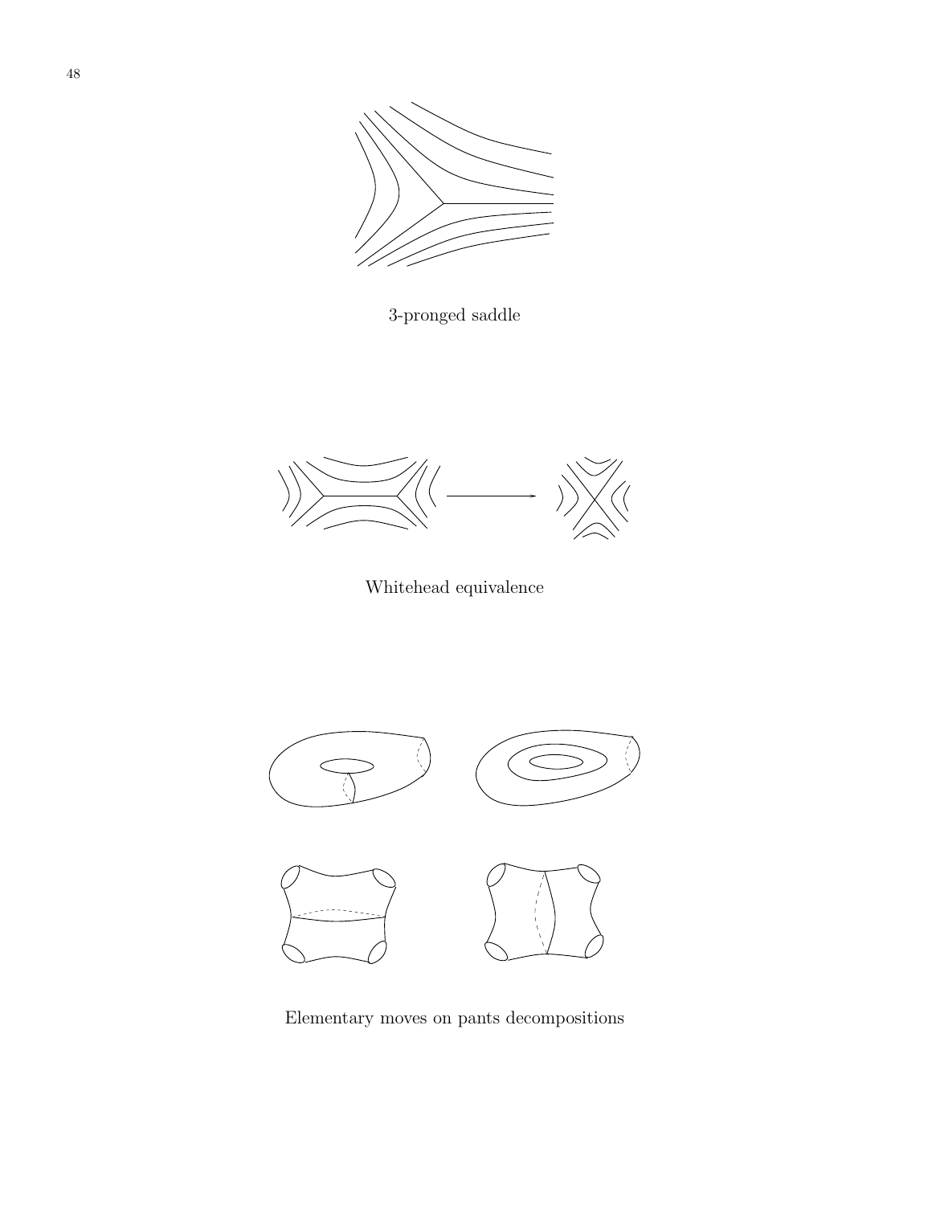3-pronged saddle

Whitehead equivalence

Elementary moves on pants decompositions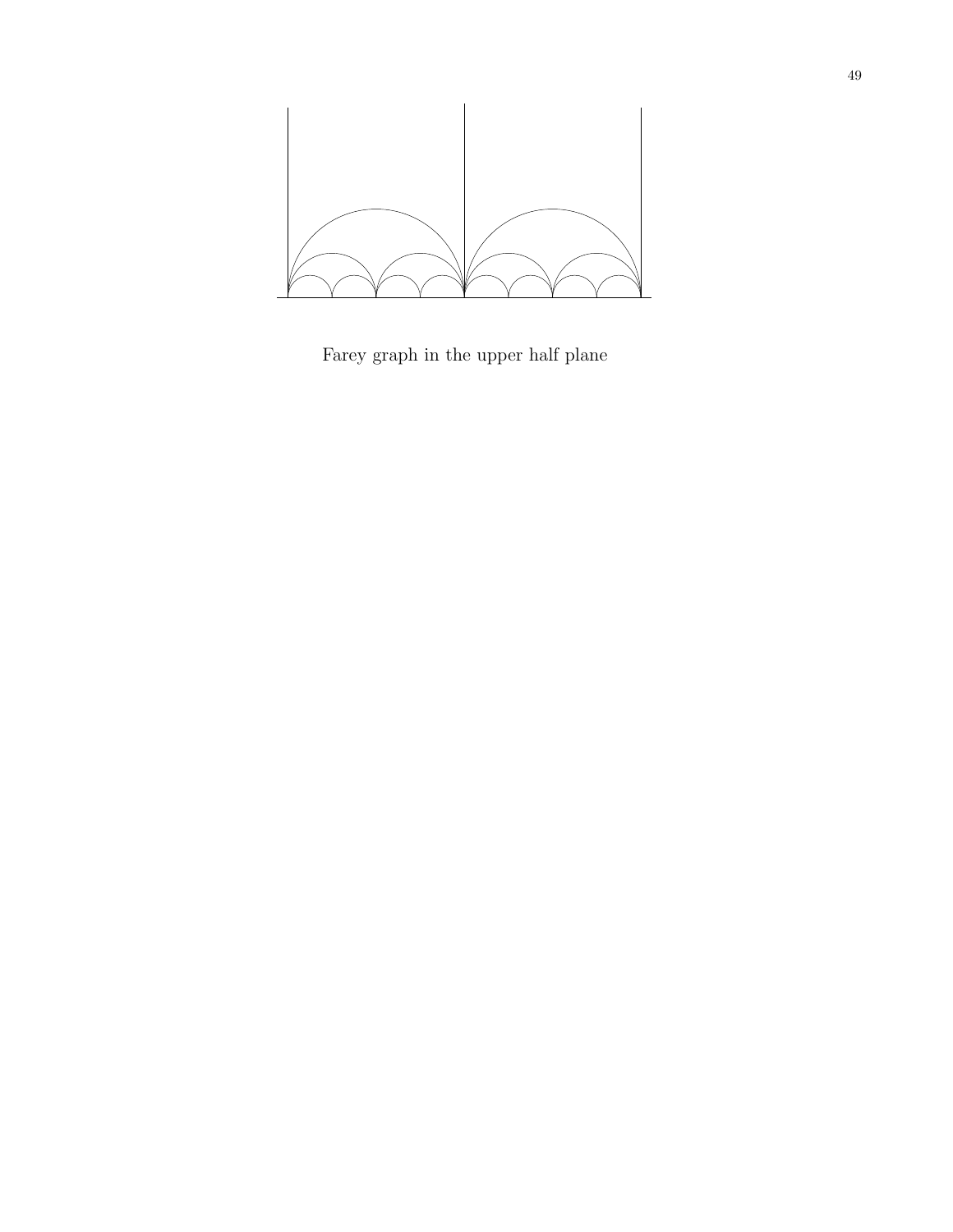Farey graph in the upper half plane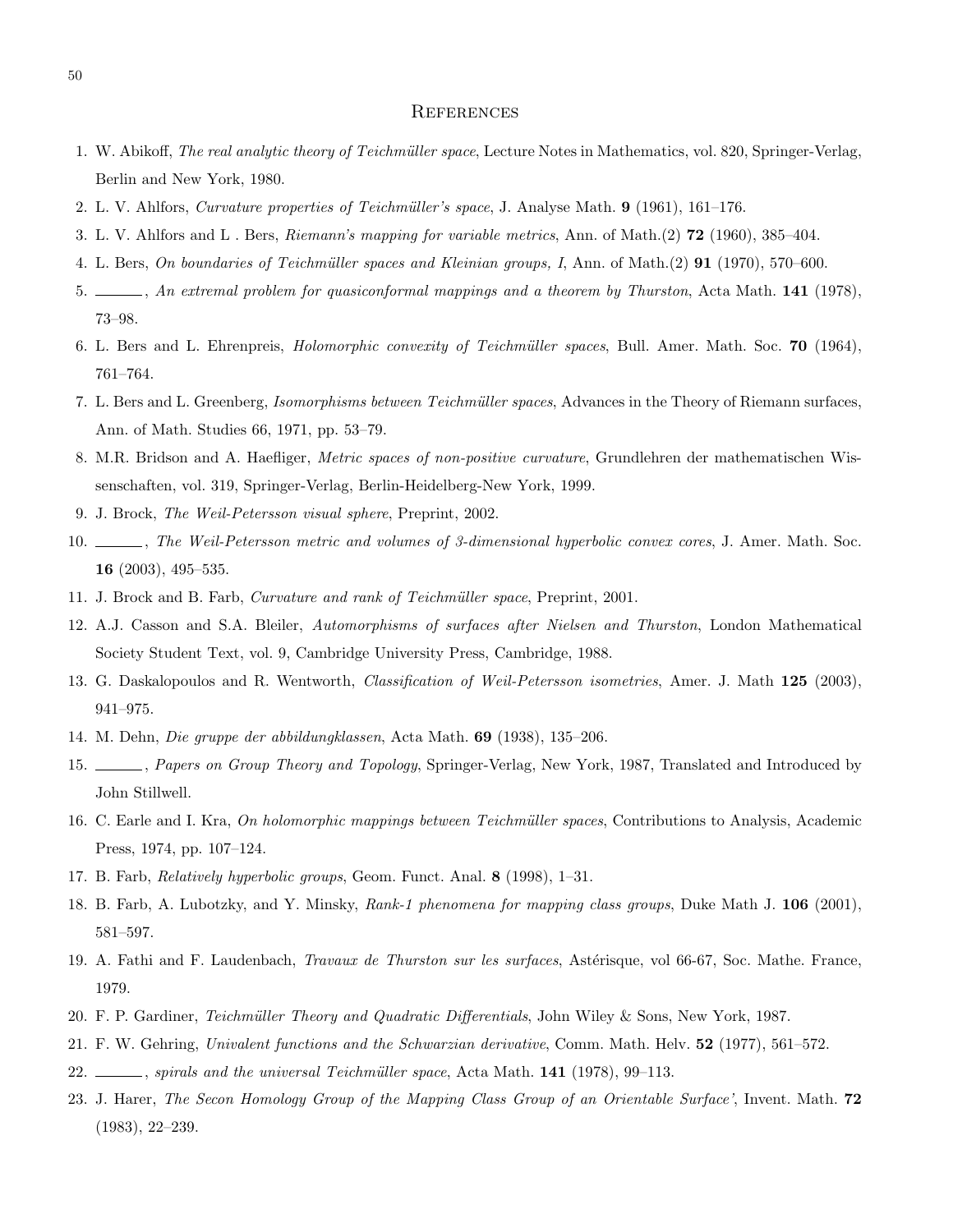# References

1. W. Abikoff, *The real analytic theory of Teichmüller space*, Lecture Notes in Mathematics, vol. 820, Springer-Verlag, Berlin and New York, 1980.
2. L. V. Ahlfors, *Curvature properties of Teichmüller's space*, J. Analyse Math. **9** (1961), 161–176.
3. L. V. Ahlfors and L . Bers, *Riemann's mapping for variable metrics*, Ann. of Math.(2) **72** (1960), 385–404.
4. L. Bers, *On boundaries of Teichmüller spaces and Kleinian groups, I*, Ann. of Math.(2) **91** (1970), 570–600.
5. ______, *An extremal problem for quasiconformal mappings and a theorem by Thurston*, Acta Math. **141** (1978), 73–98.
6. L. Bers and L. Ehrenpreis, *Holomorphic convexity of Teichmüller spaces*, Bull. Amer. Math. Soc. **70** (1964), 761–764.
7. L. Bers and L. Greenberg, *Isomorphisms between Teichmüller spaces*, Advances in the Theory of Riemann surfaces, Ann. of Math. Studies 66, 1971, pp. 53–79.
8. M.R. Bridson and A. Haefliger, *Metric spaces of non-positive curvature*, Grundlehren der mathematischen Wissenschaften, vol. 319, Springer-Verlag, Berlin-Heidelberg-New York, 1999.
9. J. Brock, *The Weil-Petersson visual sphere*, Preprint, 2002.
10. ______, *The Weil-Petersson metric and volumes of 3-dimensional hyperbolic convex cores*, J. Amer. Math. Soc. **16** (2003), 495–535.
11. J. Brock and B. Farb, *Curvature and rank of Teichmüller space*, Preprint, 2001.
12. A.J. Casson and S.A. Bleiler, *Automorphisms of surfaces after Nielsen and Thurston*, London Mathematical Society Student Text, vol. 9, Cambridge University Press, Cambridge, 1988.
13. G. Daskalopoulos and R. Wentworth, *Classification of Weil-Petersson isometries*, Amer. J. Math **125** (2003), 941–975.
14. M. Dehn, *Die gruppe der abbildungklassen*, Acta Math. **69** (1938), 135–206.
15. ______, *Papers on Group Theory and Topology*, Springer-Verlag, New York, 1987, Translated and Introduced by John Stillwell.
16. C. Earle and I. Kra, *On holomorphic mappings between Teichmüller spaces*, Contributions to Analysis, Academic Press, 1974, pp. 107–124.
17. B. Farb, *Relatively hyperbolic groups*, Geom. Funct. Anal. **8** (1998), 1–31.
18. B. Farb, A. Lubotzky, and Y. Minsky, *Rank-1 phenomena for mapping class groups*, Duke Math J. **106** (2001), 581–597.
19. A. Fathi and F. Laudenbach, *Travaux de Thurston sur les surfaces*, Astérisque, vol 66-67, Soc. Mathe. France, 1979.
20. F. P. Gardiner, *Teichmüller Theory and Quadratic Differentials*, John Wiley & Sons, New York, 1987.
21. F. W. Gehring, *Univalent functions and the Schwarzian derivative*, Comm. Math. Helv. **52** (1977), 561–572.
22. ______, *spirals and the universal Teichmüller space*, Acta Math. **141** (1978), 99–113.
23. J. Harer, *The Secon Homology Group of the Mapping Class Group of an Orientable Surface'*, Invent. Math. **72** (1983), 22–239.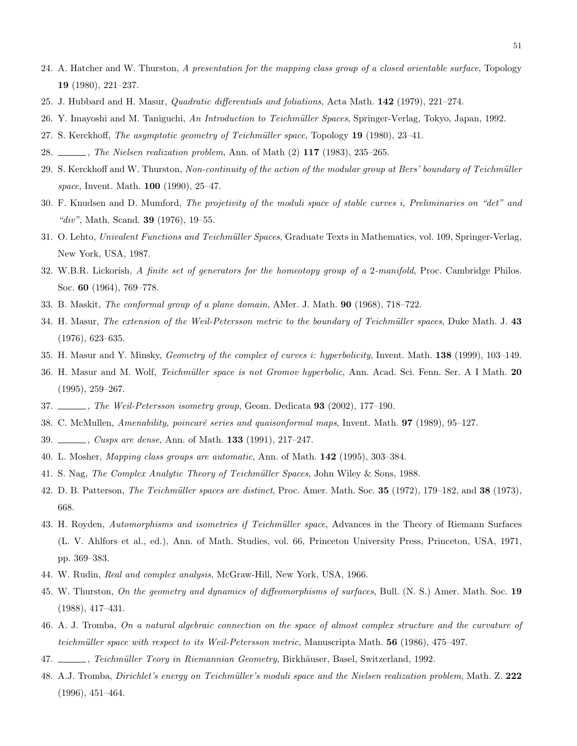24. A. Hatcher and W. Thurston, *A presentation for the mapping class group of a closed orientable surface*, Topology **19** (1980), 221–237.
25. J. Hubbard and H. Masur, *Quadratic differentials and foliations*, Acta Math. **142** (1979), 221–274.
26. Y. Imayoshi and M. Taniguchi, *An Introduction to Teichmüller Spaces*, Springer-Verlag, Tokyo, Japan, 1992.
27. S. Kerckhoff, *The asymptotic geometry of Teichmüller space*, Topology **19** (1980), 23–41.
28. ______, *The Nielsen realization problem*, Ann. of Math (2) **117** (1983), 235–265.
29. S. Kerckhoff and W. Thurston, *Non-continuity of the action of the modular group at Bers' boundary of Teichmüller space*, Invent. Math. **100** (1990), 25–47.
30. F. Knudsen and D. Mumford, *The projetivity of the moduli space of stable curves i, Preliminaries on "det" and "div"*, Math. Scand. **39** (1976), 19–55.
31. O. Lehto, *Univalent Functions and Teichmüller Spaces*, Graduate Texts in Mathematics, vol. 109, Springer-Verlag, New York, USA, 1987.
32. W.B.R. Lickorish, *A finite set of generators for the homeotopy group of a 2-manifold*, Proc. Cambridge Philos. Soc. **60** (1964), 769–778.
33. B. Maskit, *The conformal group of a plane domain*, AMer. J. Math. **90** (1968), 718–722.
34. H. Masur, *The extension of the Weil-Petersson metric to the boundary of Teichmüller spaces*, Duke Math. J. **43** (1976), 623–635.
35. H. Masur and Y. Minsky, *Geometry of the complex of curves i: hyperbolicity*, Invent. Math. **138** (1999), 103–149.
36. H. Masur and M. Wolf, *Teichmüller space is not Gromov hyperbolic*, Ann. Acad. Sci. Fenn. Ser. A I Math. **20** (1995), 259–267.
37. ______, *The Weil-Petersson isometry group*, Geom. Dedicata **93** (2002), 177–190.
38. C. McMullen, *Amenability, poincaré series and quaisonformal maps*, Invent. Math. **97** (1989), 95–127.
39. ______, *Cusps are dense*, Ann. of Math. **133** (1991), 217–247.
40. L. Mosher, *Mapping class groups are automatic*, Ann. of Math. **142** (1995), 303–384.
41. S. Nag, *The Complex Analytic Theory of Teichmüller Spaces*, John Wiley & Sons, 1988.
42. D. B. Patterson, *The Teichmüller spaces are distinct*, Proc. Amer. Math. Soc. **35** (1972), 179–182, and **38** (1973), 668.
43. H. Royden, *Automorphisms and isometries if Teichmüller space*, Advances in the Theory of Riemann Surfaces (L. V. Ahlfors et al., ed.), Ann. of Math. Studies, vol. 66, Princeton University Press, Princeton, USA, 1971, pp. 369–383.
44. W. Rudin, *Real and complex analysis*, McGraw-Hill, New York, USA, 1966.
45. W. Thurston, *On the geometry and dynamics of diffeomorphisms of surfaces*, Bull. (N. S.) Amer. Math. Soc. **19** (1988), 417–431.
46. A. J. Tromba, *On a natural algebraic connection on the space of almost complex structure and the curvature of teichmüller space with respect to its Weil-Petersson metric*, Manuscripta Math. **56** (1986), 475–497.
47. ______, *Teichmüller Teory in Riemannian Geometry*, Birkhäuser, Basel, Switzerland, 1992.
48. A.J. Tromba, *Dirichlet's energy on Teichmüller's moduli space and the Nielsen realization problem*, Math. Z. **222** (1996), 451–464.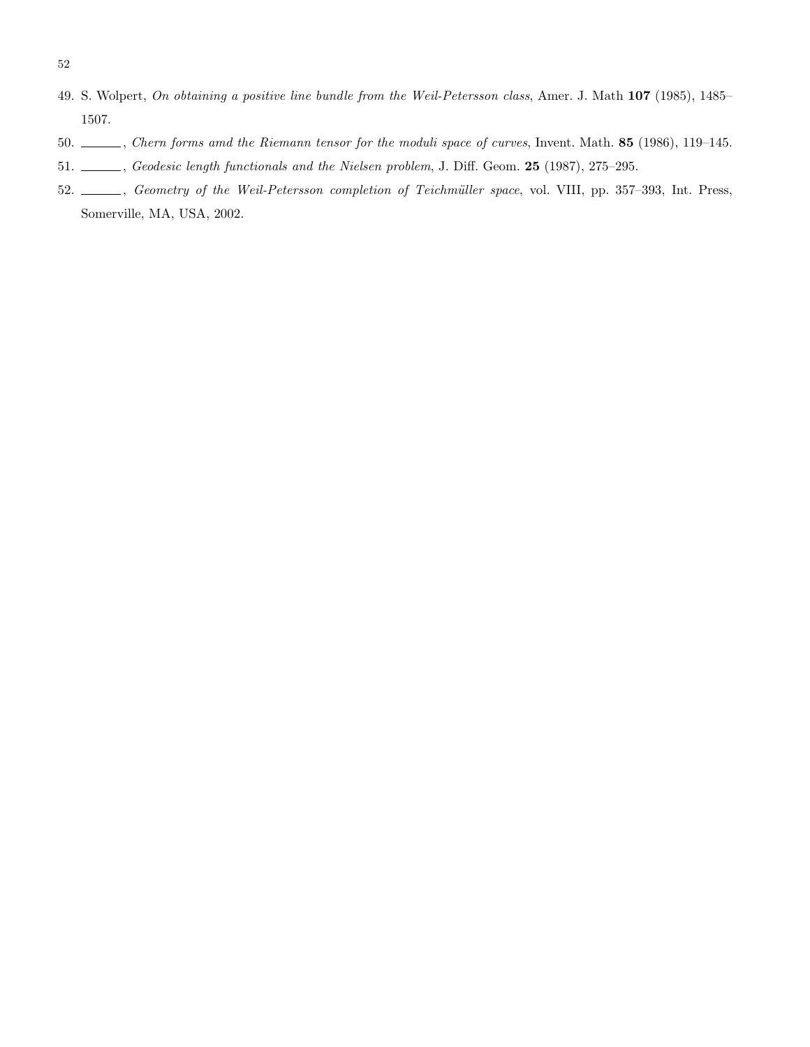49. S. Wolpert, *On obtaining a positive line bundle from the Weil-Petersson class*, Amer. J. Math **107** (1985), 1485–1507.
50. ______, *Chern forms amd the Riemann tensor for the moduli space of curves*, Invent. Math. **85** (1986), 119–145.
51. ______, *Geodesic length functionals and the Nielsen problem*, J. Diff. Geom. **25** (1987), 275–295.
52. ______, *Geometry of the Weil-Petersson completion of Teichmüller space*, vol. VIII, pp. 357–393, Int. Press, Somerville, MA, USA, 2002.